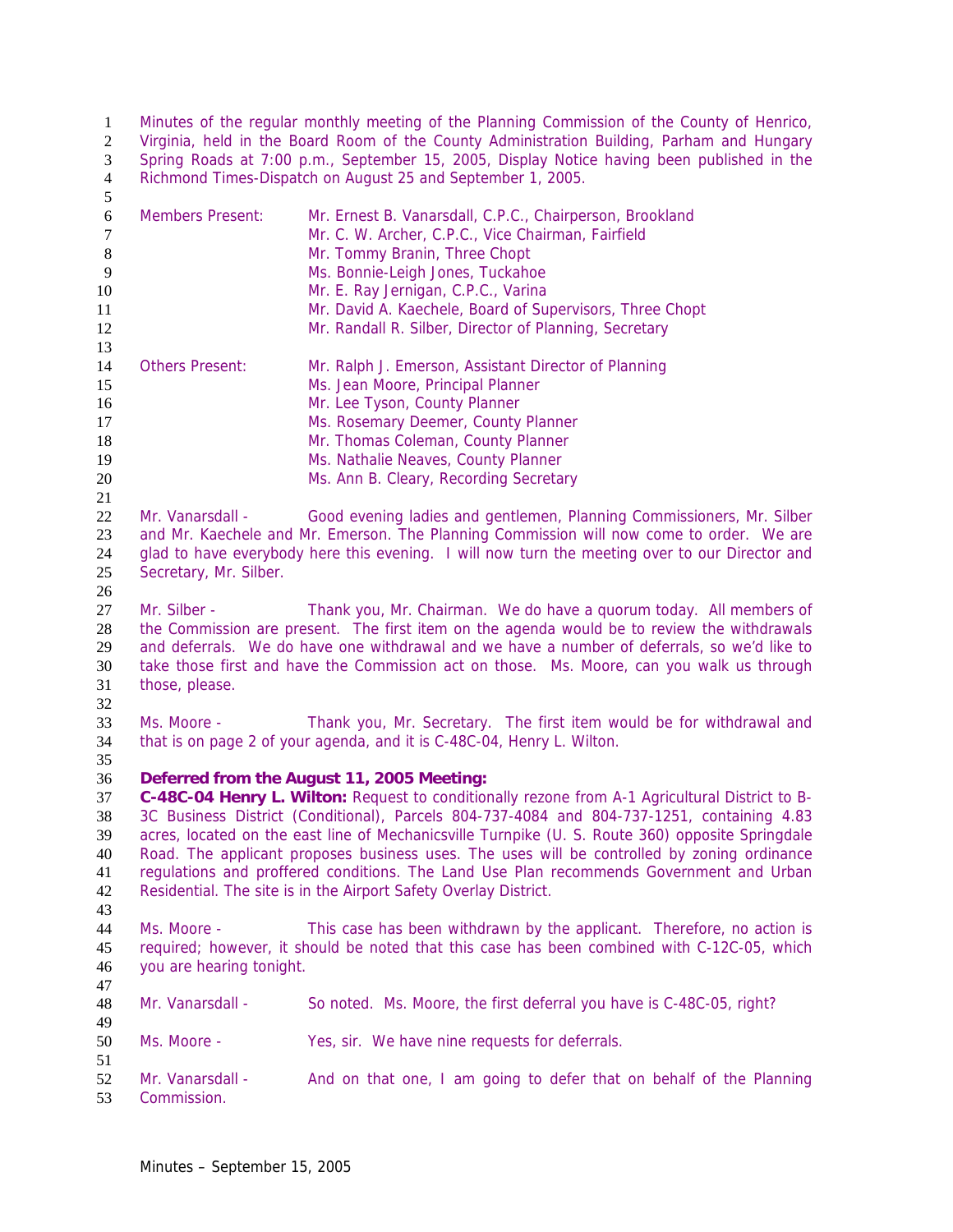Minutes of the regular monthly meeting of the Planning Commission of the County of Henrico, Virginia, held in the Board Room of the County Administration Building, Parham and Hungary Spring Roads at 7:00 p.m., September 15, 2005, Display Notice having been published in the Richmond Times-Dispatch on August 25 and September 1, 2005.

Members Present: Mr. Ernest B. Vanarsdall, C.P.C., Chairperson, Brookland
Mr. C. W. Archer, C.P.C., Vice Chairman, Fairfield
Mr. Tommy Branin, Three Chopt
Ms. Bonnie-Leigh Jones, Tuckahoe
Mr. E. Ray Jernigan, C.P.C., Varina
Mr. David A. Kaechele, Board of Supervisors, Three Chopt
Mr. Randall R. Silber, Director of Planning, Secretary

Others Present: Mr. Ralph J. Emerson, Assistant Director of Planning
Ms. Jean Moore, Principal Planner
Mr. Lee Tyson, County Planner
Ms. Rosemary Deemer, County Planner
Mr. Thomas Coleman, County Planner
Ms. Nathalie Neaves, County Planner
Ms. Ann B. Cleary, Recording Secretary

Mr. Vanarsdall - Good evening ladies and gentlemen, Planning Commissioners, Mr. Silber and Mr. Kaechele and Mr. Emerson. The Planning Commission will now come to order. We are glad to have everybody here this evening. I will now turn the meeting over to our Director and Secretary, Mr. Silber.

Mr. Silber - Thank you, Mr. Chairman. We do have a quorum today. All members of the Commission are present. The first item on the agenda would be to review the withdrawals and deferrals. We do have one withdrawal and we have a number of deferrals, so we'd like to take those first and have the Commission act on those. Ms. Moore, can you walk us through those, please.

Ms. Moore - Thank you, Mr. Secretary. The first item would be for withdrawal and that is on page 2 of your agenda, and it is C-48C-04, Henry L. Wilton.

**Deferred from the August 11, 2005 Meeting:**
**C-48C-04 Henry L. Wilton:** Request to conditionally rezone from A-1 Agricultural District to B-3C Business District (Conditional), Parcels 804-737-4084 and 804-737-1251, containing 4.83 acres, located on the east line of Mechanicsville Turnpike (U. S. Route 360) opposite Springdale Road. The applicant proposes business uses. The uses will be controlled by zoning ordinance regulations and proffered conditions. The Land Use Plan recommends Government and Urban Residential. The site is in the Airport Safety Overlay District.

Ms. Moore - This case has been withdrawn by the applicant. Therefore, no action is required; however, it should be noted that this case has been combined with C-12C-05, which you are hearing tonight.

Mr. Vanarsdall - So noted. Ms. Moore, the first deferral you have is C-48C-05, right?

Ms. Moore - Yes, sir. We have nine requests for deferrals.

Mr. Vanarsdall - And on that one, I am going to defer that on behalf of the Planning Commission.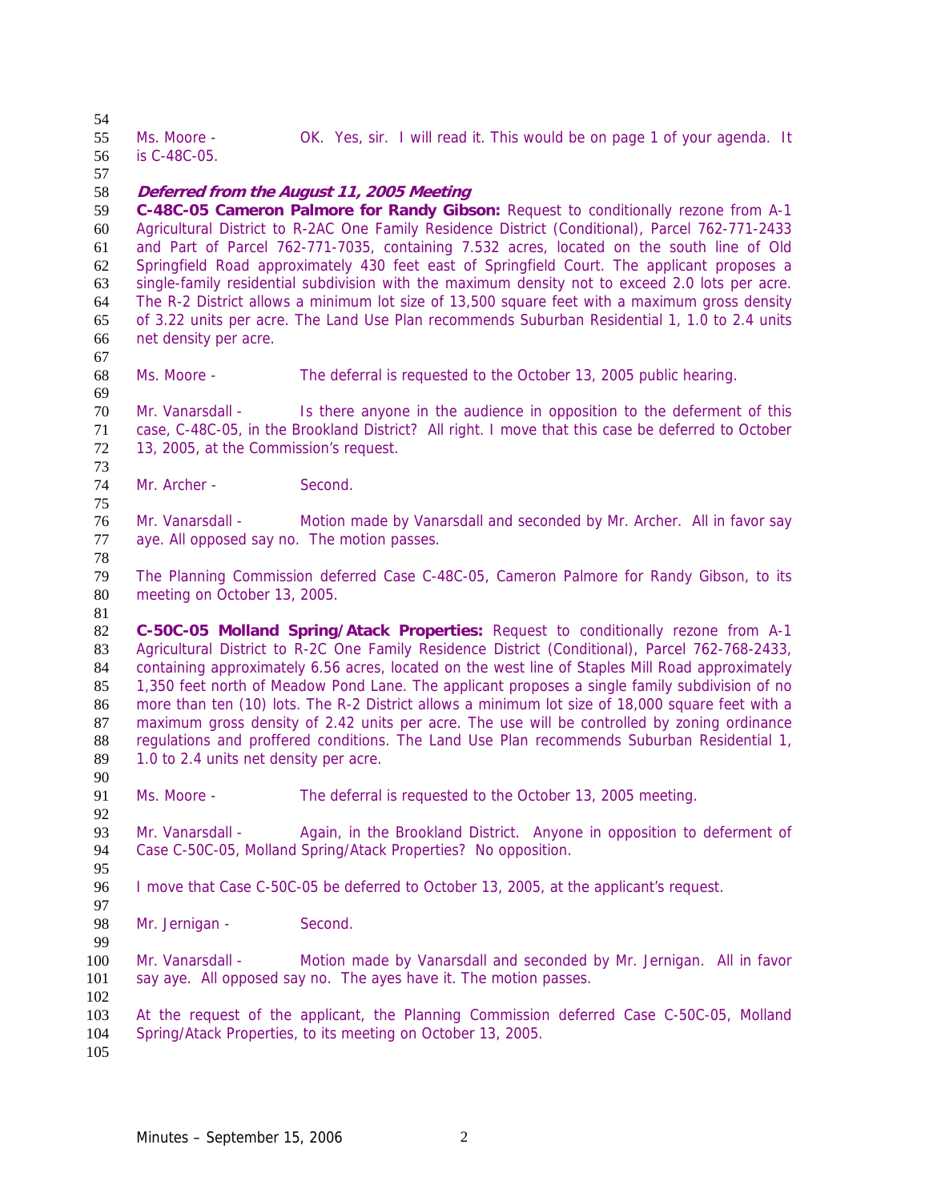Ms. Moore - OK. Yes, sir. I will read it. This would be on page 1 of your agenda. It is C-48C-05.

***Deferred from the August 11, 2005 Meeting***

**C-48C-05 Cameron Palmore for Randy Gibson:** Request to conditionally rezone from A-1 Agricultural District to R-2AC One Family Residence District (Conditional), Parcel 762-771-2433 and Part of Parcel 762-771-7035, containing 7.532 acres, located on the south line of Old Springfield Road approximately 430 feet east of Springfield Court. The applicant proposes a single-family residential subdivision with the maximum density not to exceed 2.0 lots per acre. The R-2 District allows a minimum lot size of 13,500 square feet with a maximum gross density of 3.22 units per acre. The Land Use Plan recommends Suburban Residential 1, 1.0 to 2.4 units net density per acre.

Ms. Moore - The deferral is requested to the October 13, 2005 public hearing.

Mr. Vanarsdall - Is there anyone in the audience in opposition to the deferment of this case, C-48C-05, in the Brookland District? All right. I move that this case be deferred to October 13, 2005, at the Commission's request.

Mr. Archer - Second.

Mr. Vanarsdall - Motion made by Vanarsdall and seconded by Mr. Archer. All in favor say aye. All opposed say no. The motion passes.

The Planning Commission deferred Case C-48C-05, Cameron Palmore for Randy Gibson, to its meeting on October 13, 2005.

**C-50C-05 Molland Spring/Atack Properties:** Request to conditionally rezone from A-1 Agricultural District to R-2C One Family Residence District (Conditional), Parcel 762-768-2433, containing approximately 6.56 acres, located on the west line of Staples Mill Road approximately 1,350 feet north of Meadow Pond Lane. The applicant proposes a single family subdivision of no more than ten (10) lots. The R-2 District allows a minimum lot size of 18,000 square feet with a maximum gross density of 2.42 units per acre. The use will be controlled by zoning ordinance regulations and proffered conditions. The Land Use Plan recommends Suburban Residential 1, 1.0 to 2.4 units net density per acre.

Ms. Moore - The deferral is requested to the October 13, 2005 meeting.

Mr. Vanarsdall - Again, in the Brookland District. Anyone in opposition to deferment of Case C-50C-05, Molland Spring/Atack Properties? No opposition.

I move that Case C-50C-05 be deferred to October 13, 2005, at the applicant's request.

Mr. Jernigan - Second.

Mr. Vanarsdall - Motion made by Vanarsdall and seconded by Mr. Jernigan. All in favor say aye. All opposed say no. The ayes have it. The motion passes.

At the request of the applicant, the Planning Commission deferred Case C-50C-05, Molland Spring/Atack Properties, to its meeting on October 13, 2005.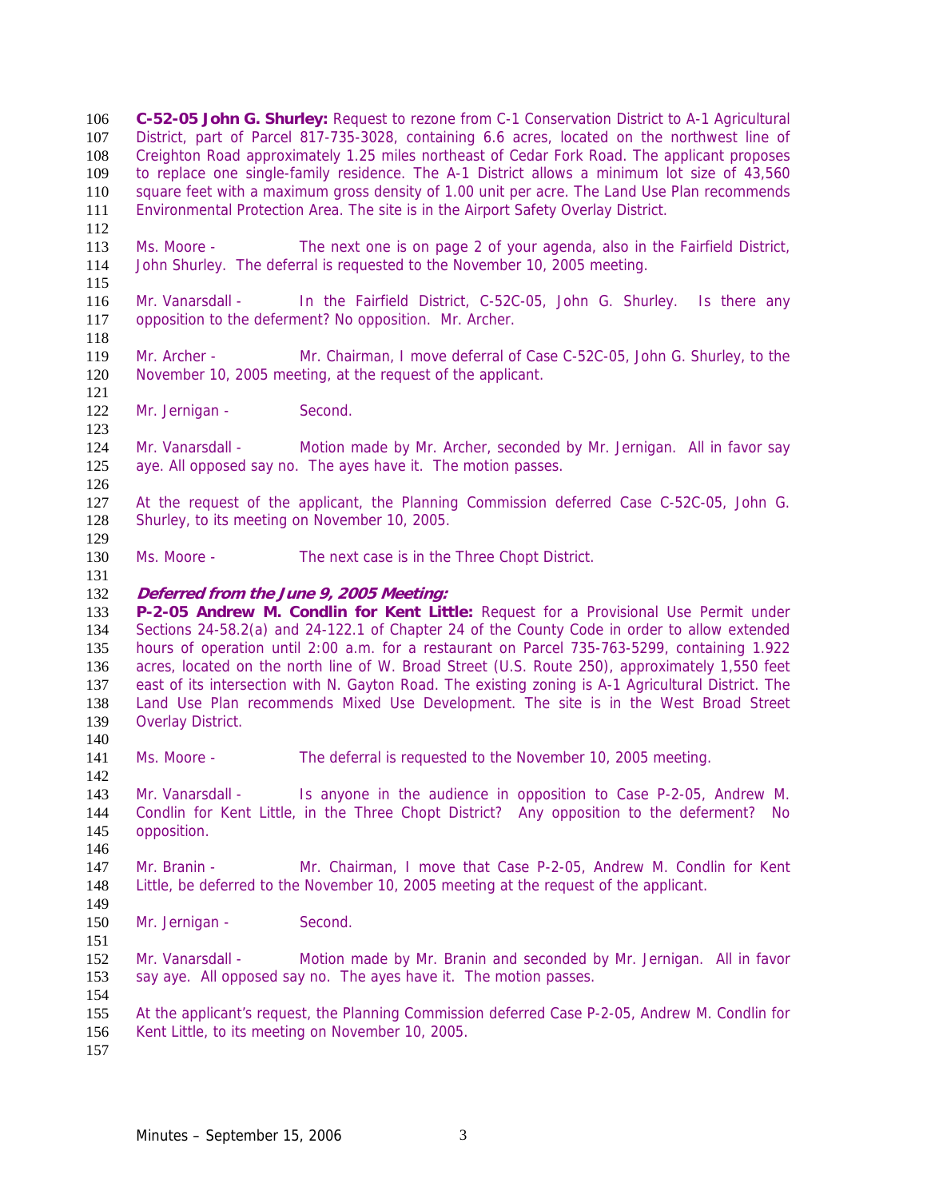**C-52-05 John G. Shurley:** Request to rezone from C-1 Conservation District to A-1 Agricultural District, part of Parcel 817-735-3028, containing 6.6 acres, located on the northwest line of Creighton Road approximately 1.25 miles northeast of Cedar Fork Road. The applicant proposes to replace one single-family residence. The A-1 District allows a minimum lot size of 43,560 square feet with a maximum gross density of 1.00 unit per acre. The Land Use Plan recommends Environmental Protection Area. The site is in the Airport Safety Overlay District.

Ms. Moore - The next one is on page 2 of your agenda, also in the Fairfield District, John Shurley. The deferral is requested to the November 10, 2005 meeting.

Mr. Vanarsdall - In the Fairfield District, C-52C-05, John G. Shurley. Is there any opposition to the deferment? No opposition. Mr. Archer.

Mr. Archer - Mr. Chairman, I move deferral of Case C-52C-05, John G. Shurley, to the November 10, 2005 meeting, at the request of the applicant.

Mr. Jernigan - Second.

Mr. Vanarsdall - Motion made by Mr. Archer, seconded by Mr. Jernigan. All in favor say aye. All opposed say no. The ayes have it. The motion passes.

At the request of the applicant, the Planning Commission deferred Case C-52C-05, John G. Shurley, to its meeting on November 10, 2005.

Ms. Moore - The next case is in the Three Chopt District.

***Deferred from the June 9, 2005 Meeting:***
**P-2-05 Andrew M. Condlin for Kent Little:** Request for a Provisional Use Permit under Sections 24-58.2(a) and 24-122.1 of Chapter 24 of the County Code in order to allow extended hours of operation until 2:00 a.m. for a restaurant on Parcel 735-763-5299, containing 1.922 acres, located on the north line of W. Broad Street (U.S. Route 250), approximately 1,550 feet east of its intersection with N. Gayton Road. The existing zoning is A-1 Agricultural District. The Land Use Plan recommends Mixed Use Development. The site is in the West Broad Street Overlay District.

Ms. Moore - The deferral is requested to the November 10, 2005 meeting.

Mr. Vanarsdall - Is anyone in the audience in opposition to Case P-2-05, Andrew M. Condlin for Kent Little, in the Three Chopt District? Any opposition to the deferment? No opposition.

Mr. Branin - Mr. Chairman, I move that Case P-2-05, Andrew M. Condlin for Kent Little, be deferred to the November 10, 2005 meeting at the request of the applicant.

Mr. Jernigan - Second.

Mr. Vanarsdall - Motion made by Mr. Branin and seconded by Mr. Jernigan. All in favor say aye. All opposed say no. The ayes have it. The motion passes.

At the applicant's request, the Planning Commission deferred Case P-2-05, Andrew M. Condlin for Kent Little, to its meeting on November 10, 2005.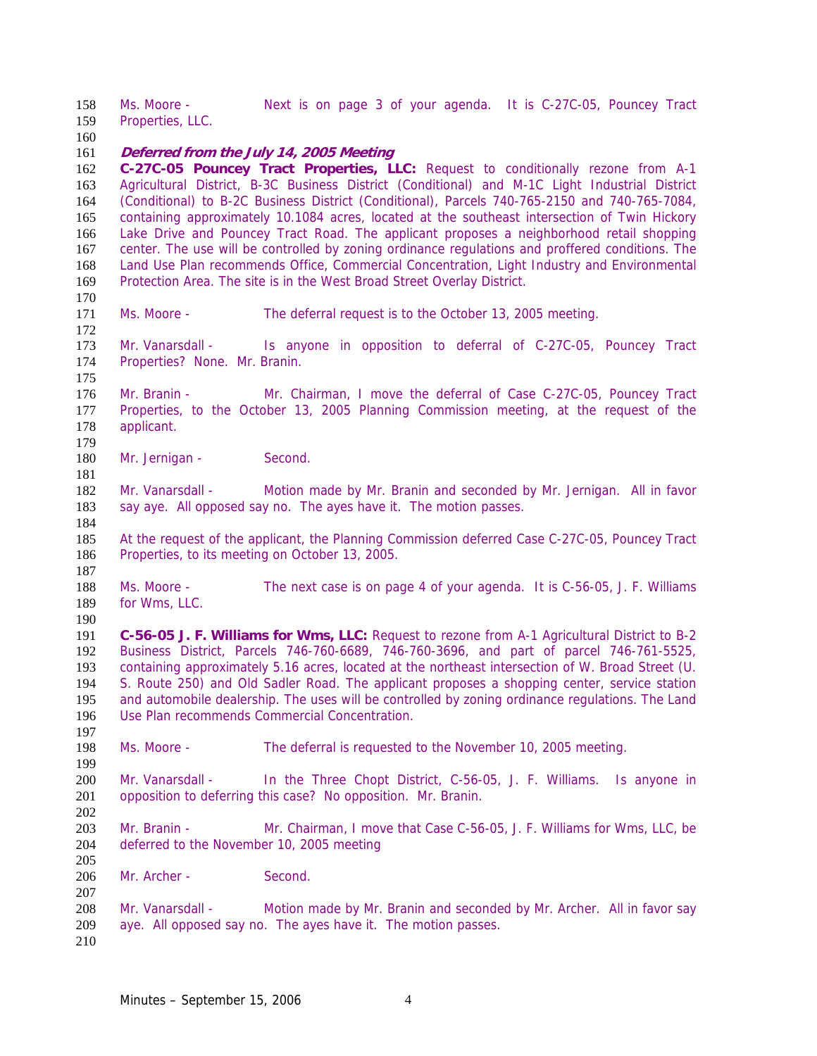Ms. Moore - Next is on page 3 of your agenda. It is C-27C-05, Pouncey Tract Properties, LLC.

***Deferred from the July 14, 2005 Meeting***

**C-27C-05 Pouncey Tract Properties, LLC:** Request to conditionally rezone from A-1 Agricultural District, B-3C Business District (Conditional) and M-1C Light Industrial District (Conditional) to B-2C Business District (Conditional), Parcels 740-765-2150 and 740-765-7084, containing approximately 10.1084 acres, located at the southeast intersection of Twin Hickory Lake Drive and Pouncey Tract Road. The applicant proposes a neighborhood retail shopping center. The use will be controlled by zoning ordinance regulations and proffered conditions. The Land Use Plan recommends Office, Commercial Concentration, Light Industry and Environmental Protection Area. The site is in the West Broad Street Overlay District.

Ms. Moore - The deferral request is to the October 13, 2005 meeting.

Mr. Vanarsdall - Is anyone in opposition to deferral of C-27C-05, Pouncey Tract Properties? None. Mr. Branin.

Mr. Branin - Mr. Chairman, I move the deferral of Case C-27C-05, Pouncey Tract Properties, to the October 13, 2005 Planning Commission meeting, at the request of the applicant.

Mr. Jernigan - Second.

Mr. Vanarsdall - Motion made by Mr. Branin and seconded by Mr. Jernigan. All in favor say aye. All opposed say no. The ayes have it. The motion passes.

At the request of the applicant, the Planning Commission deferred Case C-27C-05, Pouncey Tract Properties, to its meeting on October 13, 2005.

Ms. Moore - The next case is on page 4 of your agenda. It is C-56-05, J. F. Williams for Wms, LLC.

**C-56-05 J. F. Williams for Wms, LLC:** Request to rezone from A-1 Agricultural District to B-2 Business District, Parcels 746-760-6689, 746-760-3696, and part of parcel 746-761-5525, containing approximately 5.16 acres, located at the northeast intersection of W. Broad Street (U. S. Route 250) and Old Sadler Road. The applicant proposes a shopping center, service station and automobile dealership. The uses will be controlled by zoning ordinance regulations. The Land Use Plan recommends Commercial Concentration.

Ms. Moore - The deferral is requested to the November 10, 2005 meeting.

Mr. Vanarsdall - In the Three Chopt District, C-56-05, J. F. Williams. Is anyone in opposition to deferring this case? No opposition. Mr. Branin.

Mr. Branin - Mr. Chairman, I move that Case C-56-05, J. F. Williams for Wms, LLC, be deferred to the November 10, 2005 meeting

Mr. Archer - Second.

Mr. Vanarsdall - Motion made by Mr. Branin and seconded by Mr. Archer. All in favor say aye. All opposed say no. The ayes have it. The motion passes.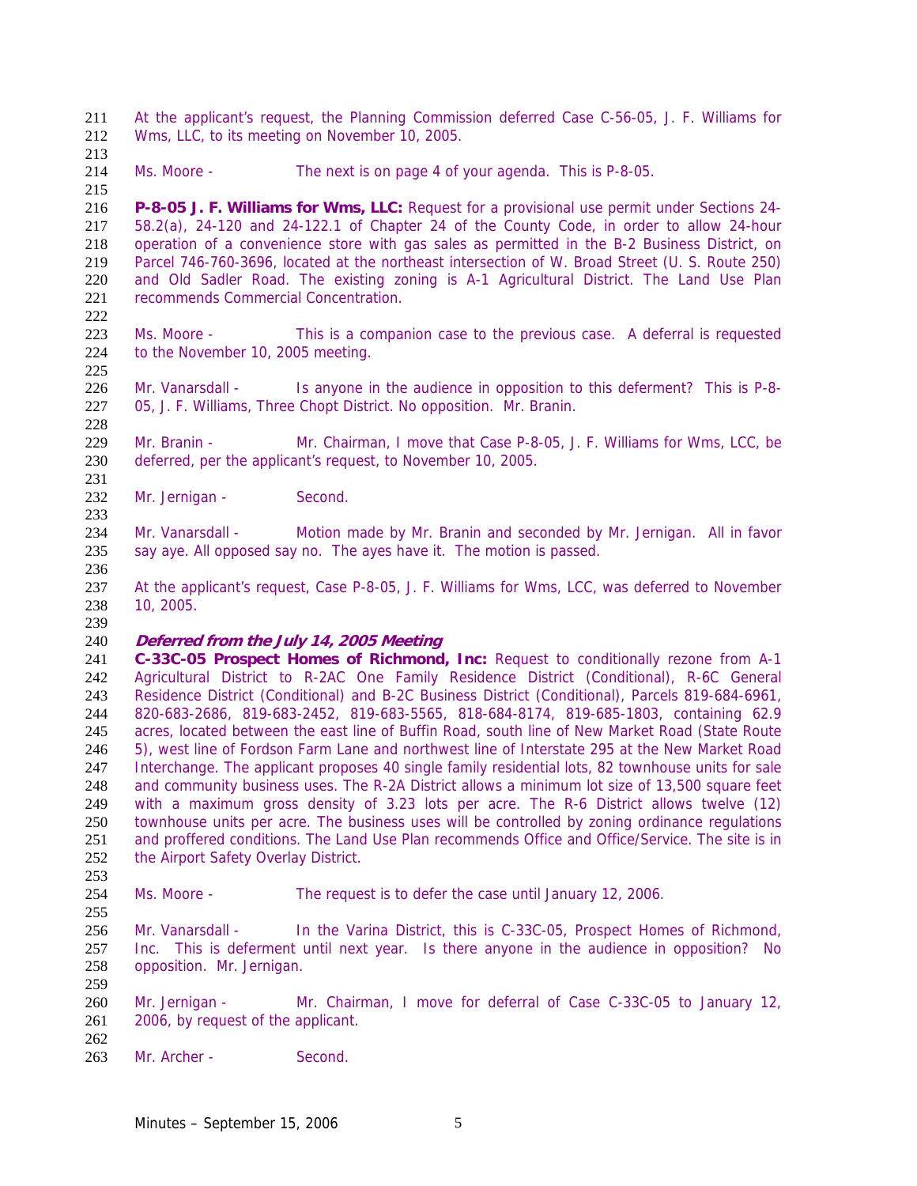At the applicant's request, the Planning Commission deferred Case C-56-05, J. F. Williams for Wms, LLC, to its meeting on November 10, 2005.

Ms. Moore - The next is on page 4 of your agenda. This is P-8-05.

**P-8-05 J. F. Williams for Wms, LLC:** Request for a provisional use permit under Sections 24-58.2(a), 24-120 and 24-122.1 of Chapter 24 of the County Code, in order to allow 24-hour operation of a convenience store with gas sales as permitted in the B-2 Business District, on Parcel 746-760-3696, located at the northeast intersection of W. Broad Street (U. S. Route 250) and Old Sadler Road. The existing zoning is A-1 Agricultural District. The Land Use Plan recommends Commercial Concentration.

Ms. Moore - This is a companion case to the previous case. A deferral is requested to the November 10, 2005 meeting.

Mr. Vanarsdall - Is anyone in the audience in opposition to this deferment? This is P-8-05, J. F. Williams, Three Chopt District. No opposition. Mr. Branin.

Mr. Branin - Mr. Chairman, I move that Case P-8-05, J. F. Williams for Wms, LCC, be deferred, per the applicant's request, to November 10, 2005.

Mr. Jernigan - Second.

Mr. Vanarsdall - Motion made by Mr. Branin and seconded by Mr. Jernigan. All in favor say aye. All opposed say no. The ayes have it. The motion is passed.

At the applicant's request, Case P-8-05, J. F. Williams for Wms, LCC, was deferred to November 10, 2005.

***Deferred from the July 14, 2005 Meeting***
**C-33C-05 Prospect Homes of Richmond, Inc:** Request to conditionally rezone from A-1 Agricultural District to R-2AC One Family Residence District (Conditional), R-6C General Residence District (Conditional) and B-2C Business District (Conditional), Parcels 819-684-6961, 820-683-2686, 819-683-2452, 819-683-5565, 818-684-8174, 819-685-1803, containing 62.9 acres, located between the east line of Buffin Road, south line of New Market Road (State Route 5), west line of Fordson Farm Lane and northwest line of Interstate 295 at the New Market Road Interchange. The applicant proposes 40 single family residential lots, 82 townhouse units for sale and community business uses. The R-2A District allows a minimum lot size of 13,500 square feet with a maximum gross density of 3.23 lots per acre. The R-6 District allows twelve (12) townhouse units per acre. The business uses will be controlled by zoning ordinance regulations and proffered conditions. The Land Use Plan recommends Office and Office/Service. The site is in the Airport Safety Overlay District.

Ms. Moore - The request is to defer the case until January 12, 2006.

Mr. Vanarsdall - In the Varina District, this is C-33C-05, Prospect Homes of Richmond, Inc. This is deferment until next year. Is there anyone in the audience in opposition? No opposition. Mr. Jernigan.

Mr. Jernigan - Mr. Chairman, I move for deferral of Case C-33C-05 to January 12, 2006, by request of the applicant.

Mr. Archer - Second.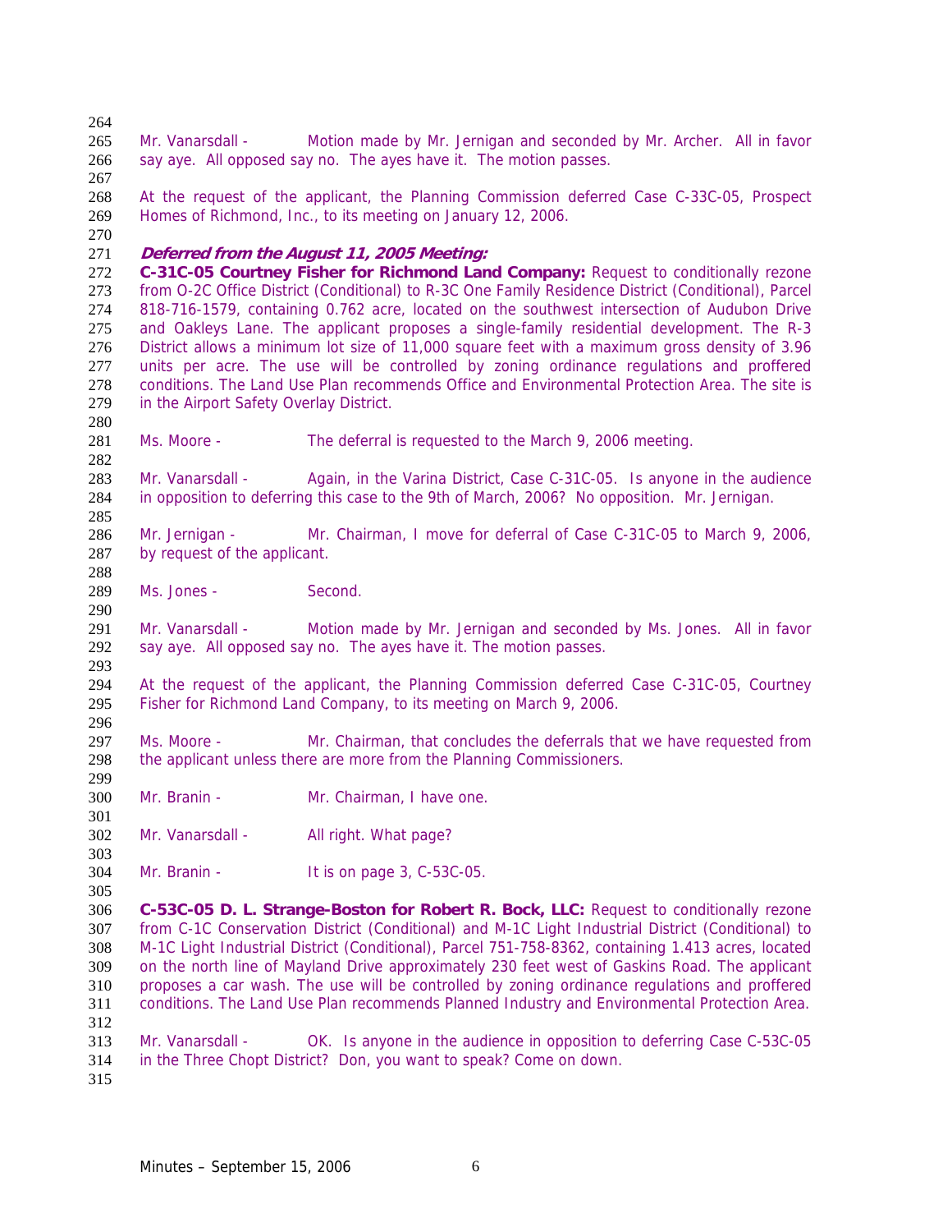Mr. Vanarsdall - Motion made by Mr. Jernigan and seconded by Mr. Archer. All in favor say aye. All opposed say no. The ayes have it. The motion passes.

At the request of the applicant, the Planning Commission deferred Case C-33C-05, Prospect Homes of Richmond, Inc., to its meeting on January 12, 2006.

***Deferred from the August 11, 2005 Meeting:***

**C-31C-05 Courtney Fisher for Richmond Land Company:** Request to conditionally rezone from O-2C Office District (Conditional) to R-3C One Family Residence District (Conditional), Parcel 818-716-1579, containing 0.762 acre, located on the southwest intersection of Audubon Drive and Oakleys Lane. The applicant proposes a single-family residential development. The R-3 District allows a minimum lot size of 11,000 square feet with a maximum gross density of 3.96 units per acre. The use will be controlled by zoning ordinance regulations and proffered conditions. The Land Use Plan recommends Office and Environmental Protection Area. The site is in the Airport Safety Overlay District.

Ms. Moore - The deferral is requested to the March 9, 2006 meeting.

Mr. Vanarsdall - Again, in the Varina District, Case C-31C-05. Is anyone in the audience in opposition to deferring this case to the 9th of March, 2006? No opposition. Mr. Jernigan.

Mr. Jernigan - Mr. Chairman, I move for deferral of Case C-31C-05 to March 9, 2006, by request of the applicant.

Ms. Jones - Second.

Mr. Vanarsdall - Motion made by Mr. Jernigan and seconded by Ms. Jones. All in favor say aye. All opposed say no. The ayes have it. The motion passes.

At the request of the applicant, the Planning Commission deferred Case C-31C-05, Courtney Fisher for Richmond Land Company, to its meeting on March 9, 2006.

Ms. Moore - Mr. Chairman, that concludes the deferrals that we have requested from the applicant unless there are more from the Planning Commissioners.

Mr. Branin - Mr. Chairman, I have one.

Mr. Vanarsdall - All right. What page?

Mr. Branin - It is on page 3, C-53C-05.

**C-53C-05 D. L. Strange-Boston for Robert R. Bock, LLC:** Request to conditionally rezone from C-1C Conservation District (Conditional) and M-1C Light Industrial District (Conditional) to M-1C Light Industrial District (Conditional), Parcel 751-758-8362, containing 1.413 acres, located on the north line of Mayland Drive approximately 230 feet west of Gaskins Road. The applicant proposes a car wash. The use will be controlled by zoning ordinance regulations and proffered conditions. The Land Use Plan recommends Planned Industry and Environmental Protection Area.

Mr. Vanarsdall - OK. Is anyone in the audience in opposition to deferring Case C-53C-05 in the Three Chopt District? Don, you want to speak? Come on down.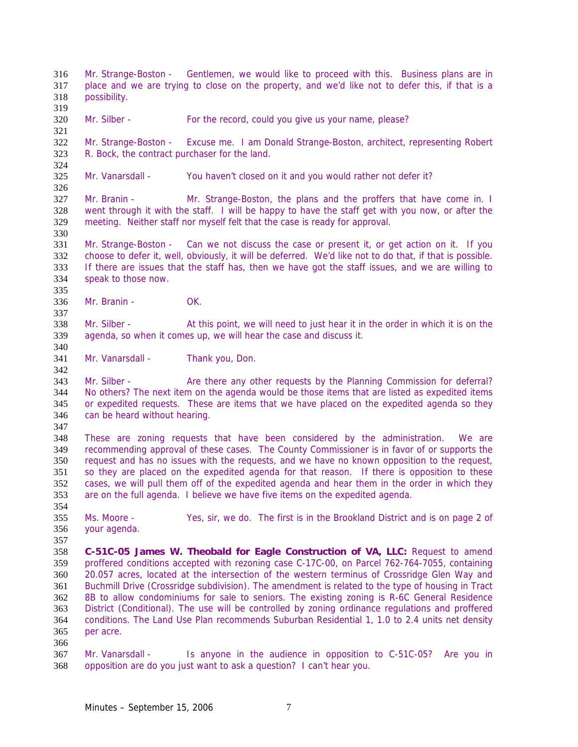Mr. Strange-Boston - Gentlemen, we would like to proceed with this. Business plans are in place and we are trying to close on the property, and we'd like not to defer this, if that is a possibility.

Mr. Silber - For the record, could you give us your name, please?

Mr. Strange-Boston - Excuse me. I am Donald Strange-Boston, architect, representing Robert R. Bock, the contract purchaser for the land.

Mr. Vanarsdall - You haven't closed on it and you would rather not defer it?

Mr. Branin - Mr. Strange-Boston, the plans and the proffers that have come in. I went through it with the staff. I will be happy to have the staff get with you now, or after the meeting. Neither staff nor myself felt that the case is ready for approval.

Mr. Strange-Boston - Can we not discuss the case or present it, or get action on it. If you choose to defer it, well, obviously, it will be deferred. We'd like not to do that, if that is possible. If there are issues that the staff has, then we have got the staff issues, and we are willing to speak to those now.

Mr. Branin - OK.

Mr. Silber - At this point, we will need to just hear it in the order in which it is on the agenda, so when it comes up, we will hear the case and discuss it.

Mr. Vanarsdall - Thank you, Don.

Mr. Silber - Are there any other requests by the Planning Commission for deferral? No others? The next item on the agenda would be those items that are listed as expedited items or expedited requests. These are items that we have placed on the expedited agenda so they can be heard without hearing.

These are zoning requests that have been considered by the administration. We are recommending approval of these cases. The County Commissioner is in favor of or supports the request and has no issues with the requests, and we have no known opposition to the request, so they are placed on the expedited agenda for that reason. If there is opposition to these cases, we will pull them off of the expedited agenda and hear them in the order in which they are on the full agenda. I believe we have five items on the expedited agenda.

Ms. Moore - Yes, sir, we do. The first is in the Brookland District and is on page 2 of your agenda.

**C-51C-05 James W. Theobald for Eagle Construction of VA, LLC:** Request to amend proffered conditions accepted with rezoning case C-17C-00, on Parcel 762-764-7055, containing 20.057 acres, located at the intersection of the western terminus of Crossridge Glen Way and Buchmill Drive (Crossridge subdivision). The amendment is related to the type of housing in Tract 8B to allow condominiums for sale to seniors. The existing zoning is R-6C General Residence District (Conditional). The use will be controlled by zoning ordinance regulations and proffered conditions. The Land Use Plan recommends Suburban Residential 1, 1.0 to 2.4 units net density per acre.

Mr. Vanarsdall - Is anyone in the audience in opposition to C-51C-05? Are you in opposition are do you just want to ask a question? I can't hear you.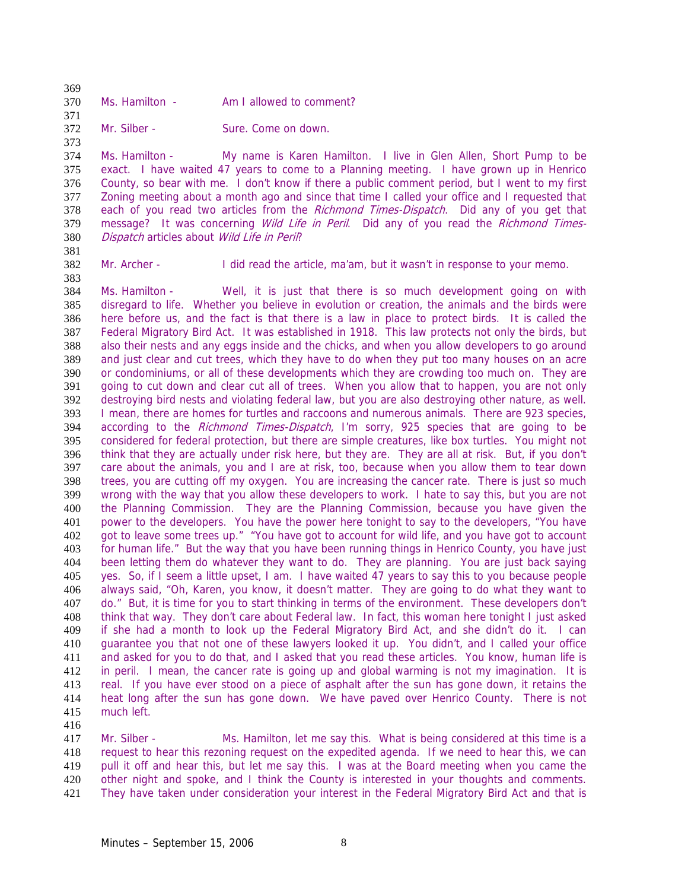Ms. Hamilton - Am I allowed to comment?

Mr. Silber - Sure. Come on down.

Ms. Hamilton - My name is Karen Hamilton. I live in Glen Allen, Short Pump to be exact. I have waited 47 years to come to a Planning meeting. I have grown up in Henrico County, so bear with me. I don't know if there a public comment period, but I went to my first Zoning meeting about a month ago and since that time I called your office and I requested that each of you read two articles from the *Richmond Times-Dispatch*. Did any of you get that message? It was concerning *Wild Life in Peril*. Did any of you read the *Richmond Times-Dispatch* articles about *Wild Life in Peril*?

Mr. Archer - I did read the article, ma'am, but it wasn't in response to your memo.

Ms. Hamilton - Well, it is just that there is so much development going on with disregard to life. Whether you believe in evolution or creation, the animals and the birds were here before us, and the fact is that there is a law in place to protect birds. It is called the Federal Migratory Bird Act. It was established in 1918. This law protects not only the birds, but also their nests and any eggs inside and the chicks, and when you allow developers to go around and just clear and cut trees, which they have to do when they put too many houses on an acre or condominiums, or all of these developments which they are crowding too much on. They are going to cut down and clear cut all of trees. When you allow that to happen, you are not only destroying bird nests and violating federal law, but you are also destroying other nature, as well. I mean, there are homes for turtles and raccoons and numerous animals. There are 923 species, according to the *Richmond Times-Dispatch*, I'm sorry, 925 species that are going to be considered for federal protection, but there are simple creatures, like box turtles. You might not think that they are actually under risk here, but they are. They are all at risk. But, if you don't care about the animals, you and I are at risk, too, because when you allow them to tear down trees, you are cutting off my oxygen. You are increasing the cancer rate. There is just so much wrong with the way that you allow these developers to work. I hate to say this, but you are not the Planning Commission. They are the Planning Commission, because you have given the power to the developers. You have the power here tonight to say to the developers, "You have got to leave some trees up." "You have got to account for wild life, and you have got to account for human life." But the way that you have been running things in Henrico County, you have just been letting them do whatever they want to do. They are planning. You are just back saying yes. So, if I seem a little upset, I am. I have waited 47 years to say this to you because people always said, "Oh, Karen, you know, it doesn't matter. They are going to do what they want to do." But, it is time for you to start thinking in terms of the environment. These developers don't think that way. They don't care about Federal law. In fact, this woman here tonight I just asked if she had a month to look up the Federal Migratory Bird Act, and she didn't do it. I can guarantee you that not one of these lawyers looked it up. You didn't, and I called your office and asked for you to do that, and I asked that you read these articles. You know, human life is in peril. I mean, the cancer rate is going up and global warming is not my imagination. It is real. If you have ever stood on a piece of asphalt after the sun has gone down, it retains the heat long after the sun has gone down. We have paved over Henrico County. There is not much left.

Mr. Silber - Ms. Hamilton, let me say this. What is being considered at this time is a request to hear this rezoning request on the expedited agenda. If we need to hear this, we can pull it off and hear this, but let me say this. I was at the Board meeting when you came the other night and spoke, and I think the County is interested in your thoughts and comments. They have taken under consideration your interest in the Federal Migratory Bird Act and that is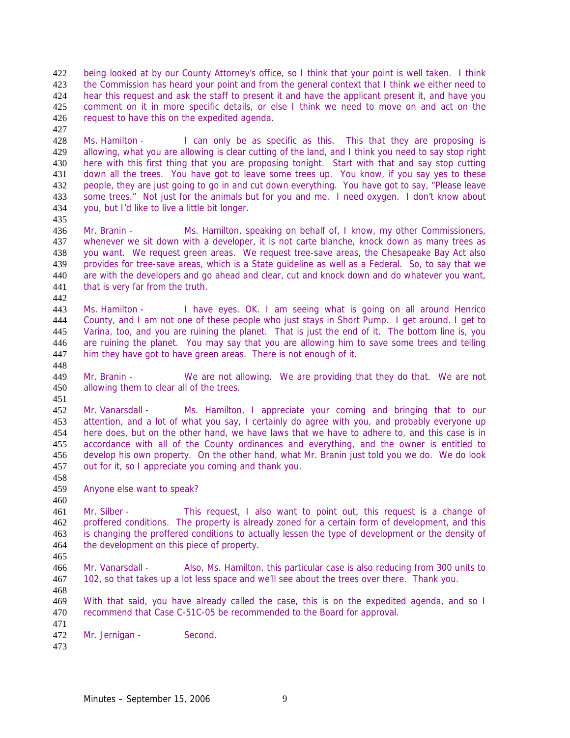being looked at by our County Attorney's office, so I think that your point is well taken. I think the Commission has heard your point and from the general context that I think we either need to hear this request and ask the staff to present it and have the applicant present it, and have you comment on it in more specific details, or else I think we need to move on and act on the request to have this on the expedited agenda.

Ms. Hamilton - I can only be as specific as this. This that they are proposing is allowing, what you are allowing is clear cutting of the land, and I think you need to say stop right here with this first thing that you are proposing tonight. Start with that and say stop cutting down all the trees. You have got to leave some trees up. You know, if you say yes to these people, they are just going to go in and cut down everything. You have got to say, "Please leave some trees." Not just for the animals but for you and me. I need oxygen. I don't know about you, but I'd like to live a little bit longer.

Mr. Branin - Ms. Hamilton, speaking on behalf of, I know, my other Commissioners, whenever we sit down with a developer, it is not carte blanche, knock down as many trees as you want. We request green areas. We request tree-save areas, the Chesapeake Bay Act also provides for tree-save areas, which is a State guideline as well as a Federal. So, to say that we are with the developers and go ahead and clear, cut and knock down and do whatever you want, that is very far from the truth.

Ms. Hamilton - I have eyes. OK. I am seeing what is going on all around Henrico County, and I am not one of these people who just stays in Short Pump. I get around. I get to Varina, too, and you are ruining the planet. That is just the end of it. The bottom line is, you are ruining the planet. You may say that you are allowing him to save some trees and telling him they have got to have green areas. There is not enough of it.

Mr. Branin - We are not allowing. We are providing that they do that. We are not allowing them to clear all of the trees.

Mr. Vanarsdall - Ms. Hamilton, I appreciate your coming and bringing that to our attention, and a lot of what you say, I certainly do agree with you, and probably everyone up here does, but on the other hand, we have laws that we have to adhere to, and this case is in accordance with all of the County ordinances and everything, and the owner is entitled to develop his own property. On the other hand, what Mr. Branin just told you we do. We do look out for it, so I appreciate you coming and thank you.

Anyone else want to speak?

Mr. Silber - This request, I also want to point out, this request is a change of proffered conditions. The property is already zoned for a certain form of development, and this is changing the proffered conditions to actually lessen the type of development or the density of the development on this piece of property.

Mr. Vanarsdall - Also, Ms. Hamilton, this particular case is also reducing from 300 units to 102, so that takes up a lot less space and we'll see about the trees over there. Thank you.

With that said, you have already called the case, this is on the expedited agenda, and so I recommend that Case C-51C-05 be recommended to the Board for approval.

Mr. Jernigan - Second.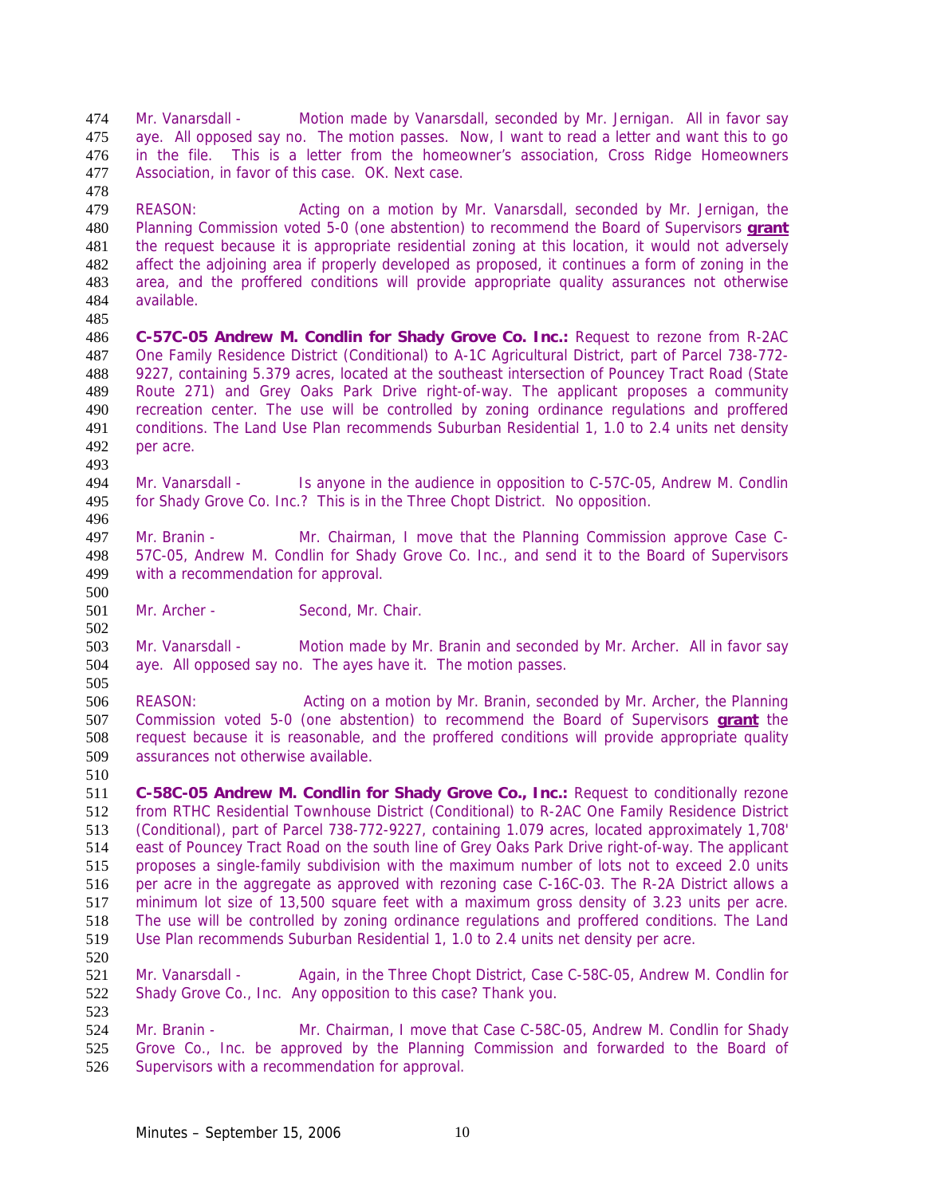Mr. Vanarsdall - Motion made by Vanarsdall, seconded by Mr. Jernigan. All in favor say aye. All opposed say no. The motion passes. Now, I want to read a letter and want this to go in the file. This is a letter from the homeowner's association, Cross Ridge Homeowners Association, in favor of this case. OK. Next case.

REASON: Acting on a motion by Mr. Vanarsdall, seconded by Mr. Jernigan, the Planning Commission voted 5-0 (one abstention) to recommend the Board of Supervisors **grant** the request because it is appropriate residential zoning at this location, it would not adversely affect the adjoining area if properly developed as proposed, it continues a form of zoning in the area, and the proffered conditions will provide appropriate quality assurances not otherwise available.

**C-57C-05 Andrew M. Condlin for Shady Grove Co. Inc.:** Request to rezone from R-2AC One Family Residence District (Conditional) to A-1C Agricultural District, part of Parcel 738-772-9227, containing 5.379 acres, located at the southeast intersection of Pouncey Tract Road (State Route 271) and Grey Oaks Park Drive right-of-way. The applicant proposes a community recreation center. The use will be controlled by zoning ordinance regulations and proffered conditions. The Land Use Plan recommends Suburban Residential 1, 1.0 to 2.4 units net density per acre.

Mr. Vanarsdall - Is anyone in the audience in opposition to C-57C-05, Andrew M. Condlin for Shady Grove Co. Inc.? This is in the Three Chopt District. No opposition.

Mr. Branin - Mr. Chairman, I move that the Planning Commission approve Case C-57C-05, Andrew M. Condlin for Shady Grove Co. Inc., and send it to the Board of Supervisors with a recommendation for approval.

Mr. Archer - Second, Mr. Chair.

Mr. Vanarsdall - Motion made by Mr. Branin and seconded by Mr. Archer. All in favor say aye. All opposed say no. The ayes have it. The motion passes.

REASON: Acting on a motion by Mr. Branin, seconded by Mr. Archer, the Planning Commission voted 5-0 (one abstention) to recommend the Board of Supervisors **grant** the request because it is reasonable, and the proffered conditions will provide appropriate quality assurances not otherwise available.

**C-58C-05 Andrew M. Condlin for Shady Grove Co., Inc.:** Request to conditionally rezone from RTHC Residential Townhouse District (Conditional) to R-2AC One Family Residence District (Conditional), part of Parcel 738-772-9227, containing 1.079 acres, located approximately 1,708' east of Pouncey Tract Road on the south line of Grey Oaks Park Drive right-of-way. The applicant proposes a single-family subdivision with the maximum number of lots not to exceed 2.0 units per acre in the aggregate as approved with rezoning case C-16C-03. The R-2A District allows a minimum lot size of 13,500 square feet with a maximum gross density of 3.23 units per acre. The use will be controlled by zoning ordinance regulations and proffered conditions. The Land Use Plan recommends Suburban Residential 1, 1.0 to 2.4 units net density per acre.

Mr. Vanarsdall - Again, in the Three Chopt District, Case C-58C-05, Andrew M. Condlin for Shady Grove Co., Inc. Any opposition to this case? Thank you.

Mr. Branin - Mr. Chairman, I move that Case C-58C-05, Andrew M. Condlin for Shady Grove Co., Inc. be approved by the Planning Commission and forwarded to the Board of Supervisors with a recommendation for approval.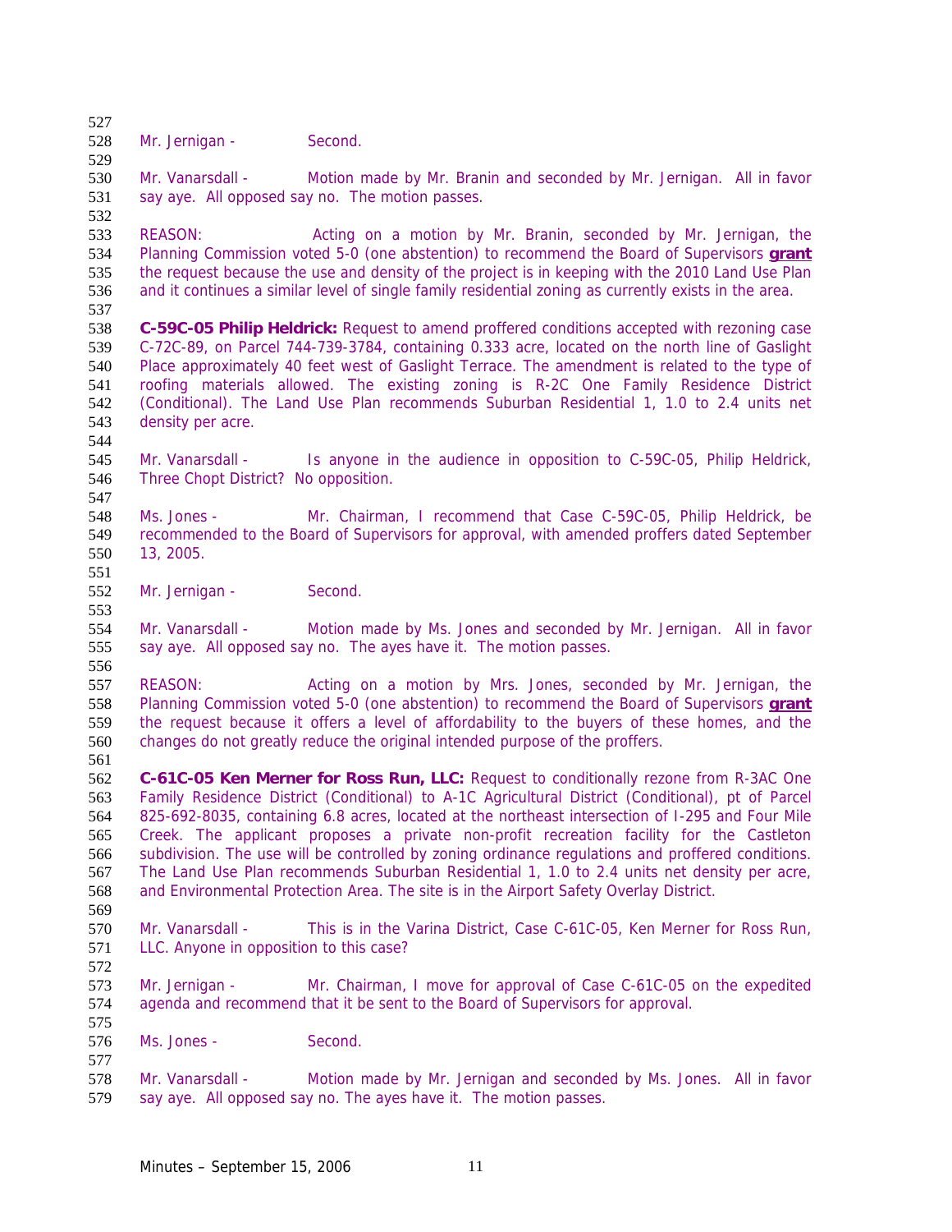Mr. Jernigan - Second.

Mr. Vanarsdall - Motion made by Mr. Branin and seconded by Mr. Jernigan. All in favor say aye. All opposed say no. The motion passes.

REASON: Acting on a motion by Mr. Branin, seconded by Mr. Jernigan, the Planning Commission voted 5-0 (one abstention) to recommend the Board of Supervisors **grant** the request because the use and density of the project is in keeping with the 2010 Land Use Plan and it continues a similar level of single family residential zoning as currently exists in the area.

**C-59C-05 Philip Heldrick:** Request to amend proffered conditions accepted with rezoning case C-72C-89, on Parcel 744-739-3784, containing 0.333 acre, located on the north line of Gaslight Place approximately 40 feet west of Gaslight Terrace. The amendment is related to the type of roofing materials allowed. The existing zoning is R-2C One Family Residence District (Conditional). The Land Use Plan recommends Suburban Residential 1, 1.0 to 2.4 units net density per acre.

Mr. Vanarsdall - Is anyone in the audience in opposition to C-59C-05, Philip Heldrick, Three Chopt District? No opposition.

Ms. Jones - Mr. Chairman, I recommend that Case C-59C-05, Philip Heldrick, be recommended to the Board of Supervisors for approval, with amended proffers dated September 13, 2005.

Mr. Jernigan - Second.

Mr. Vanarsdall - Motion made by Ms. Jones and seconded by Mr. Jernigan. All in favor say aye. All opposed say no. The ayes have it. The motion passes.

REASON: Acting on a motion by Mrs. Jones, seconded by Mr. Jernigan, the Planning Commission voted 5-0 (one abstention) to recommend the Board of Supervisors **grant** the request because it offers a level of affordability to the buyers of these homes, and the changes do not greatly reduce the original intended purpose of the proffers.

**C-61C-05 Ken Merner for Ross Run, LLC:** Request to conditionally rezone from R-3AC One Family Residence District (Conditional) to A-1C Agricultural District (Conditional), pt of Parcel 825-692-8035, containing 6.8 acres, located at the northeast intersection of I-295 and Four Mile Creek. The applicant proposes a private non-profit recreation facility for the Castleton subdivision. The use will be controlled by zoning ordinance regulations and proffered conditions. The Land Use Plan recommends Suburban Residential 1, 1.0 to 2.4 units net density per acre, and Environmental Protection Area. The site is in the Airport Safety Overlay District.

Mr. Vanarsdall - This is in the Varina District, Case C-61C-05, Ken Merner for Ross Run, LLC. Anyone in opposition to this case?

Mr. Jernigan - Mr. Chairman, I move for approval of Case C-61C-05 on the expedited agenda and recommend that it be sent to the Board of Supervisors for approval.

Ms. Jones - Second.

Mr. Vanarsdall - Motion made by Mr. Jernigan and seconded by Ms. Jones. All in favor say aye. All opposed say no. The ayes have it. The motion passes.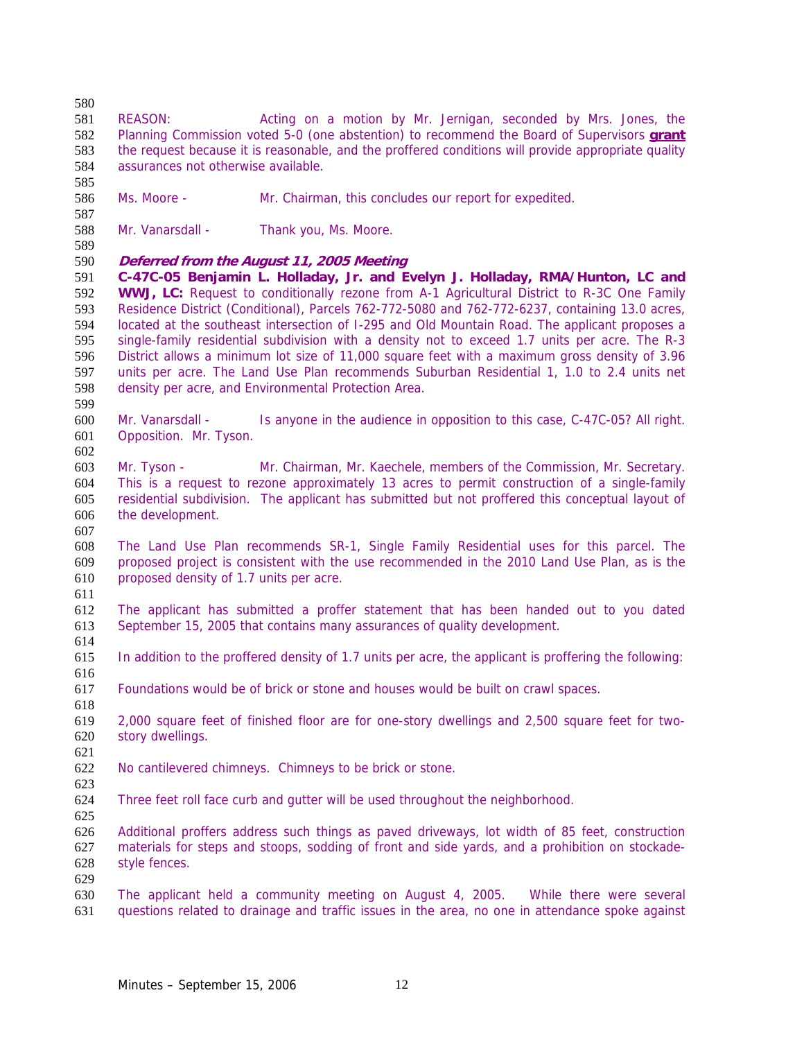REASON: Acting on a motion by Mr. Jernigan, seconded by Mrs. Jones, the Planning Commission voted 5-0 (one abstention) to recommend the Board of Supervisors **grant** the request because it is reasonable, and the proffered conditions will provide appropriate quality assurances not otherwise available.

Ms. Moore - Mr. Chairman, this concludes our report for expedited.

Mr. Vanarsdall - Thank you, Ms. Moore.

***Deferred from the August 11, 2005 Meeting***

**C-47C-05 Benjamin L. Holladay, Jr. and Evelyn J. Holladay, RMA/Hunton, LC and WWJ, LC:** Request to conditionally rezone from A-1 Agricultural District to R-3C One Family Residence District (Conditional), Parcels 762-772-5080 and 762-772-6237, containing 13.0 acres, located at the southeast intersection of I-295 and Old Mountain Road. The applicant proposes a single-family residential subdivision with a density not to exceed 1.7 units per acre. The R-3 District allows a minimum lot size of 11,000 square feet with a maximum gross density of 3.96 units per acre. The Land Use Plan recommends Suburban Residential 1, 1.0 to 2.4 units net density per acre, and Environmental Protection Area.

Mr. Vanarsdall - Is anyone in the audience in opposition to this case, C-47C-05? All right. Opposition. Mr. Tyson.

Mr. Tyson - Mr. Chairman, Mr. Kaechele, members of the Commission, Mr. Secretary. This is a request to rezone approximately 13 acres to permit construction of a single-family residential subdivision. The applicant has submitted but not proffered this conceptual layout of the development.

The Land Use Plan recommends SR-1, Single Family Residential uses for this parcel. The proposed project is consistent with the use recommended in the 2010 Land Use Plan, as is the proposed density of 1.7 units per acre.

The applicant has submitted a proffer statement that has been handed out to you dated September 15, 2005 that contains many assurances of quality development.

In addition to the proffered density of 1.7 units per acre, the applicant is proffering the following:

Foundations would be of brick or stone and houses would be built on crawl spaces.

2,000 square feet of finished floor are for one-story dwellings and 2,500 square feet for two-story dwellings.

No cantilevered chimneys. Chimneys to be brick or stone.

Three feet roll face curb and gutter will be used throughout the neighborhood.

Additional proffers address such things as paved driveways, lot width of 85 feet, construction materials for steps and stoops, sodding of front and side yards, and a prohibition on stockade-style fences.

The applicant held a community meeting on August 4, 2005. While there were several questions related to drainage and traffic issues in the area, no one in attendance spoke against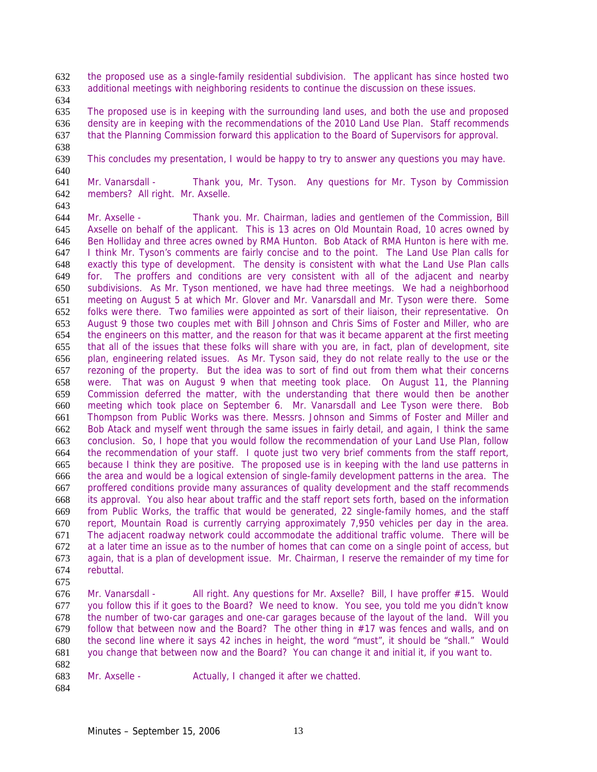the proposed use as a single-family residential subdivision. The applicant has since hosted two additional meetings with neighboring residents to continue the discussion on these issues.

The proposed use is in keeping with the surrounding land uses, and both the use and proposed density are in keeping with the recommendations of the 2010 Land Use Plan. Staff recommends that the Planning Commission forward this application to the Board of Supervisors for approval.

This concludes my presentation, I would be happy to try to answer any questions you may have.

Mr. Vanarsdall - Thank you, Mr. Tyson. Any questions for Mr. Tyson by Commission members? All right. Mr. Axselle.

Mr. Axselle - Thank you. Mr. Chairman, ladies and gentlemen of the Commission, Bill Axselle on behalf of the applicant. This is 13 acres on Old Mountain Road, 10 acres owned by Ben Holliday and three acres owned by RMA Hunton. Bob Atack of RMA Hunton is here with me. I think Mr. Tyson's comments are fairly concise and to the point. The Land Use Plan calls for exactly this type of development. The density is consistent with what the Land Use Plan calls for. The proffers and conditions are very consistent with all of the adjacent and nearby subdivisions. As Mr. Tyson mentioned, we have had three meetings. We had a neighborhood meeting on August 5 at which Mr. Glover and Mr. Vanarsdall and Mr. Tyson were there. Some folks were there. Two families were appointed as sort of their liaison, their representative. On August 9 those two couples met with Bill Johnson and Chris Sims of Foster and Miller, who are the engineers on this matter, and the reason for that was it became apparent at the first meeting that all of the issues that these folks will share with you are, in fact, plan of development, site plan, engineering related issues. As Mr. Tyson said, they do not relate really to the use or the rezoning of the property. But the idea was to sort of find out from them what their concerns were. That was on August 9 when that meeting took place. On August 11, the Planning Commission deferred the matter, with the understanding that there would then be another meeting which took place on September 6. Mr. Vanarsdall and Lee Tyson were there. Bob Thompson from Public Works was there. Messrs. Johnson and Simms of Foster and Miller and Bob Atack and myself went through the same issues in fairly detail, and again, I think the same conclusion. So, I hope that you would follow the recommendation of your Land Use Plan, follow the recommendation of your staff. I quote just two very brief comments from the staff report, because I think they are positive. The proposed use is in keeping with the land use patterns in the area and would be a logical extension of single-family development patterns in the area. The proffered conditions provide many assurances of quality development and the staff recommends its approval. You also hear about traffic and the staff report sets forth, based on the information from Public Works, the traffic that would be generated, 22 single-family homes, and the staff report, Mountain Road is currently carrying approximately 7,950 vehicles per day in the area. The adjacent roadway network could accommodate the additional traffic volume. There will be at a later time an issue as to the number of homes that can come on a single point of access, but again, that is a plan of development issue. Mr. Chairman, I reserve the remainder of my time for rebuttal.

Mr. Vanarsdall - All right. Any questions for Mr. Axselle? Bill, I have proffer #15. Would you follow this if it goes to the Board? We need to know. You see, you told me you didn't know the number of two-car garages and one-car garages because of the layout of the land. Will you follow that between now and the Board? The other thing in #17 was fences and walls, and on the second line where it says 42 inches in height, the word "must", it should be "shall." Would you change that between now and the Board? You can change it and initial it, if you want to.

Mr. Axselle - Actually, I changed it after we chatted.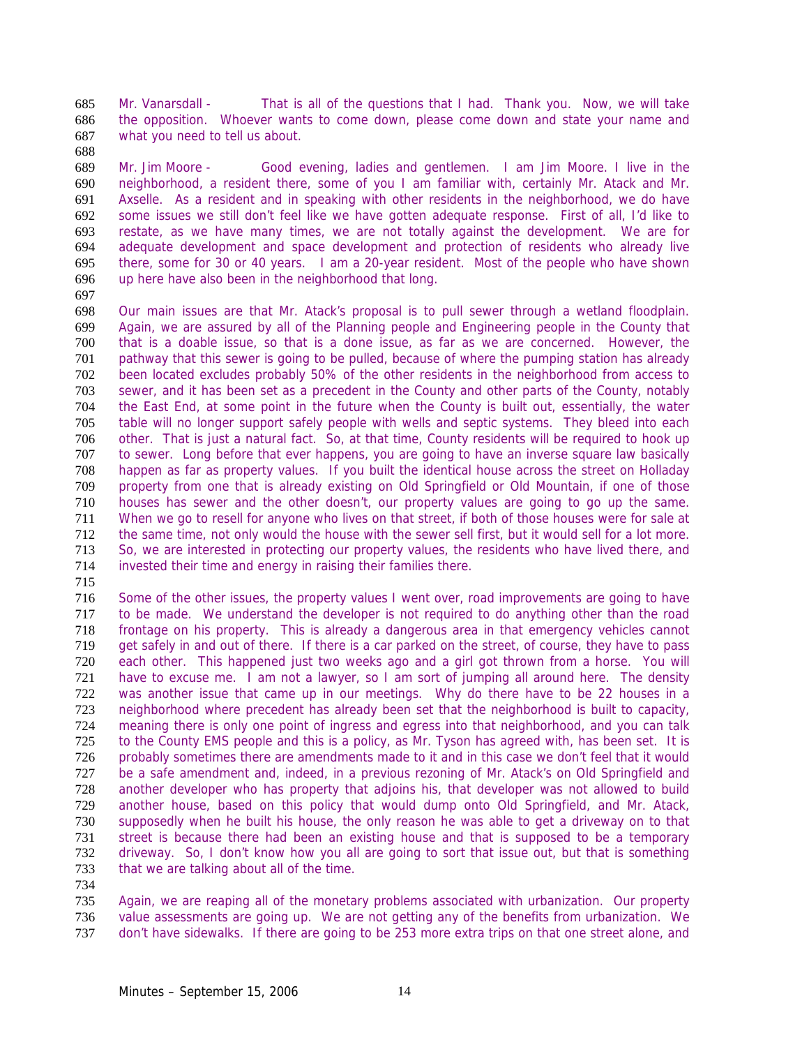Mr. Vanarsdall - That is all of the questions that I had. Thank you. Now, we will take the opposition. Whoever wants to come down, please come down and state your name and what you need to tell us about.

Mr. Jim Moore - Good evening, ladies and gentlemen. I am Jim Moore. I live in the neighborhood, a resident there, some of you I am familiar with, certainly Mr. Atack and Mr. Axselle. As a resident and in speaking with other residents in the neighborhood, we do have some issues we still don't feel like we have gotten adequate response. First of all, I'd like to restate, as we have many times, we are not totally against the development. We are for adequate development and space development and protection of residents who already live there, some for 30 or 40 years. I am a 20-year resident. Most of the people who have shown up here have also been in the neighborhood that long.

Our main issues are that Mr. Atack's proposal is to pull sewer through a wetland floodplain. Again, we are assured by all of the Planning people and Engineering people in the County that that is a doable issue, so that is a done issue, as far as we are concerned. However, the pathway that this sewer is going to be pulled, because of where the pumping station has already been located excludes probably 50% of the other residents in the neighborhood from access to sewer, and it has been set as a precedent in the County and other parts of the County, notably the East End, at some point in the future when the County is built out, essentially, the water table will no longer support safely people with wells and septic systems. They bleed into each other. That is just a natural fact. So, at that time, County residents will be required to hook up to sewer. Long before that ever happens, you are going to have an inverse square law basically happen as far as property values. If you built the identical house across the street on Holladay property from one that is already existing on Old Springfield or Old Mountain, if one of those houses has sewer and the other doesn't, our property values are going to go up the same. When we go to resell for anyone who lives on that street, if both of those houses were for sale at the same time, not only would the house with the sewer sell first, but it would sell for a lot more. So, we are interested in protecting our property values, the residents who have lived there, and invested their time and energy in raising their families there.

Some of the other issues, the property values I went over, road improvements are going to have to be made. We understand the developer is not required to do anything other than the road frontage on his property. This is already a dangerous area in that emergency vehicles cannot get safely in and out of there. If there is a car parked on the street, of course, they have to pass each other. This happened just two weeks ago and a girl got thrown from a horse. You will have to excuse me. I am not a lawyer, so I am sort of jumping all around here. The density was another issue that came up in our meetings. Why do there have to be 22 houses in a neighborhood where precedent has already been set that the neighborhood is built to capacity, meaning there is only one point of ingress and egress into that neighborhood, and you can talk to the County EMS people and this is a policy, as Mr. Tyson has agreed with, has been set. It is probably sometimes there are amendments made to it and in this case we don't feel that it would be a safe amendment and, indeed, in a previous rezoning of Mr. Atack's on Old Springfield and another developer who has property that adjoins his, that developer was not allowed to build another house, based on this policy that would dump onto Old Springfield, and Mr. Atack, supposedly when he built his house, the only reason he was able to get a driveway on to that street is because there had been an existing house and that is supposed to be a temporary driveway. So, I don't know how you all are going to sort that issue out, but that is something that we are talking about all of the time.

Again, we are reaping all of the monetary problems associated with urbanization. Our property value assessments are going up. We are not getting any of the benefits from urbanization. We don't have sidewalks. If there are going to be 253 more extra trips on that one street alone, and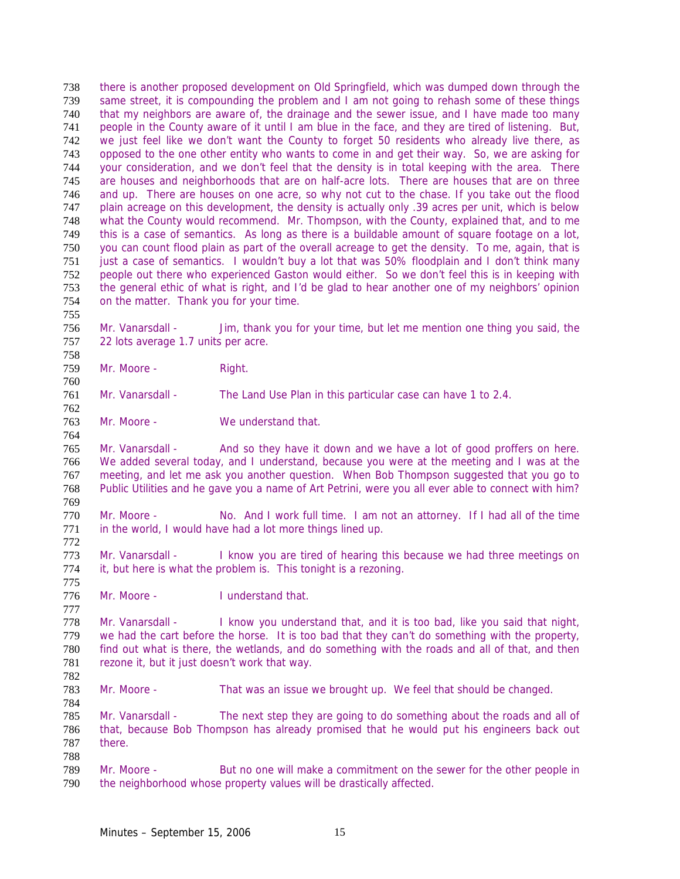there is another proposed development on Old Springfield, which was dumped down through the same street, it is compounding the problem and I am not going to rehash some of these things that my neighbors are aware of, the drainage and the sewer issue, and I have made too many people in the County aware of it until I am blue in the face, and they are tired of listening. But, we just feel like we don't want the County to forget 50 residents who already live there, as opposed to the one other entity who wants to come in and get their way. So, we are asking for your consideration, and we don't feel that the density is in total keeping with the area. There are houses and neighborhoods that are on half-acre lots. There are houses that are on three and up. There are houses on one acre, so why not cut to the chase. If you take out the flood plain acreage on this development, the density is actually only .39 acres per unit, which is below what the County would recommend. Mr. Thompson, with the County, explained that, and to me this is a case of semantics. As long as there is a buildable amount of square footage on a lot, you can count flood plain as part of the overall acreage to get the density. To me, again, that is just a case of semantics. I wouldn't buy a lot that was 50% floodplain and I don't think many people out there who experienced Gaston would either. So we don't feel this is in keeping with the general ethic of what is right, and I'd be glad to hear another one of my neighbors' opinion on the matter. Thank you for your time.

Mr. Vanarsdall - Jim, thank you for your time, but let me mention one thing you said, the 22 lots average 1.7 units per acre.

Mr. Moore - Right.

Mr. Vanarsdall - The Land Use Plan in this particular case can have 1 to 2.4.

Mr. Moore - We understand that.

Mr. Vanarsdall - And so they have it down and we have a lot of good proffers on here. We added several today, and I understand, because you were at the meeting and I was at the meeting, and let me ask you another question. When Bob Thompson suggested that you go to Public Utilities and he gave you a name of Art Petrini, were you all ever able to connect with him?

Mr. Moore - No. And I work full time. I am not an attorney. If I had all of the time in the world, I would have had a lot more things lined up.

Mr. Vanarsdall - I know you are tired of hearing this because we had three meetings on it, but here is what the problem is. This tonight is a rezoning.

Mr. Moore - I understand that.

Mr. Vanarsdall - I know you understand that, and it is too bad, like you said that night, we had the cart before the horse. It is too bad that they can't do something with the property, find out what is there, the wetlands, and do something with the roads and all of that, and then rezone it, but it just doesn't work that way.

Mr. Moore - That was an issue we brought up. We feel that should be changed.

Mr. Vanarsdall - The next step they are going to do something about the roads and all of that, because Bob Thompson has already promised that he would put his engineers back out there.

Mr. Moore - But no one will make a commitment on the sewer for the other people in the neighborhood whose property values will be drastically affected.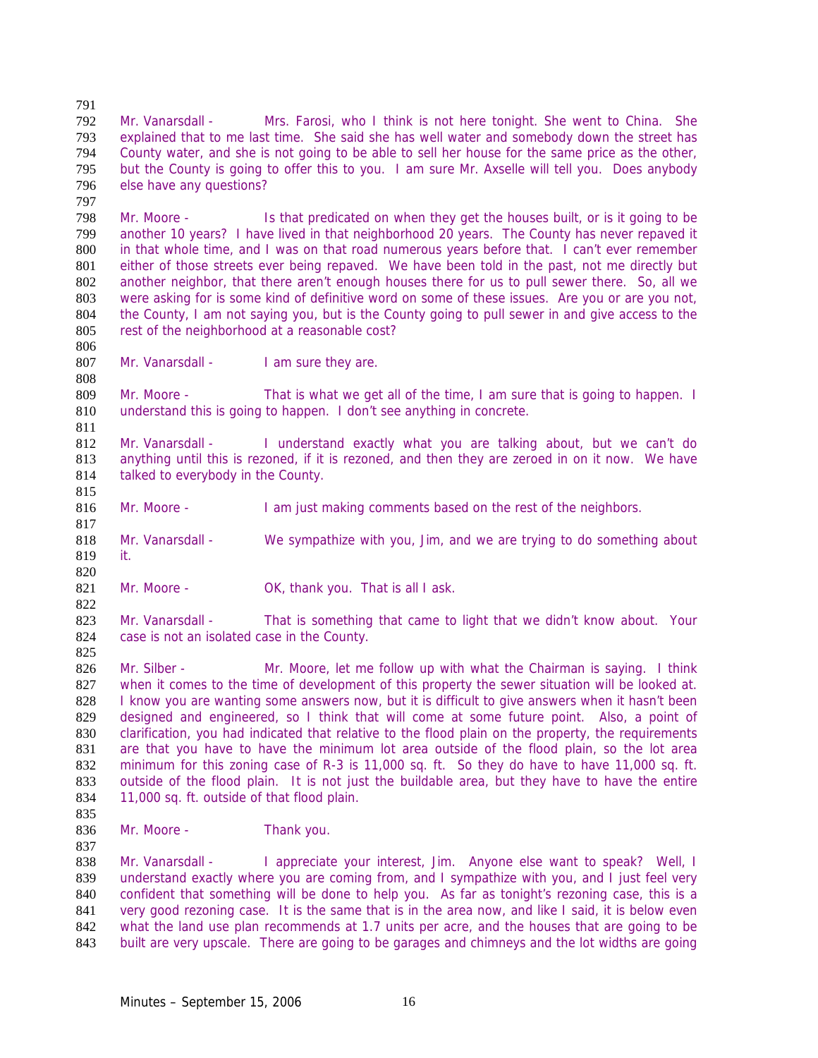Mr. Vanarsdall - Mrs. Farosi, who I think is not here tonight. She went to China. She explained that to me last time. She said she has well water and somebody down the street has County water, and she is not going to be able to sell her house for the same price as the other, but the County is going to offer this to you. I am sure Mr. Axselle will tell you. Does anybody else have any questions?

Mr. Moore - Is that predicated on when they get the houses built, or is it going to be another 10 years? I have lived in that neighborhood 20 years. The County has never repaved it in that whole time, and I was on that road numerous years before that. I can't ever remember either of those streets ever being repaved. We have been told in the past, not me directly but another neighbor, that there aren't enough houses there for us to pull sewer there. So, all we were asking for is some kind of definitive word on some of these issues. Are you or are you not, the County, I am not saying you, but is the County going to pull sewer in and give access to the rest of the neighborhood at a reasonable cost?

Mr. Vanarsdall - I am sure they are.

Mr. Moore - That is what we get all of the time, I am sure that is going to happen. I understand this is going to happen. I don't see anything in concrete.

Mr. Vanarsdall - I understand exactly what you are talking about, but we can't do anything until this is rezoned, if it is rezoned, and then they are zeroed in on it now. We have talked to everybody in the County.

Mr. Moore - I am just making comments based on the rest of the neighbors.

Mr. Vanarsdall - We sympathize with you, Jim, and we are trying to do something about it.

Mr. Moore - OK, thank you. That is all I ask.

Mr. Vanarsdall - That is something that came to light that we didn't know about. Your case is not an isolated case in the County.

Mr. Silber - Mr. Moore, let me follow up with what the Chairman is saying. I think when it comes to the time of development of this property the sewer situation will be looked at. I know you are wanting some answers now, but it is difficult to give answers when it hasn't been designed and engineered, so I think that will come at some future point. Also, a point of clarification, you had indicated that relative to the flood plain on the property, the requirements are that you have to have the minimum lot area outside of the flood plain, so the lot area minimum for this zoning case of R-3 is 11,000 sq. ft. So they do have to have 11,000 sq. ft. outside of the flood plain. It is not just the buildable area, but they have to have the entire 11,000 sq. ft. outside of that flood plain.

Mr. Moore - Thank you.

Mr. Vanarsdall - I appreciate your interest, Jim. Anyone else want to speak? Well, I understand exactly where you are coming from, and I sympathize with you, and I just feel very confident that something will be done to help you. As far as tonight's rezoning case, this is a very good rezoning case. It is the same that is in the area now, and like I said, it is below even what the land use plan recommends at 1.7 units per acre, and the houses that are going to be built are very upscale. There are going to be garages and chimneys and the lot widths are going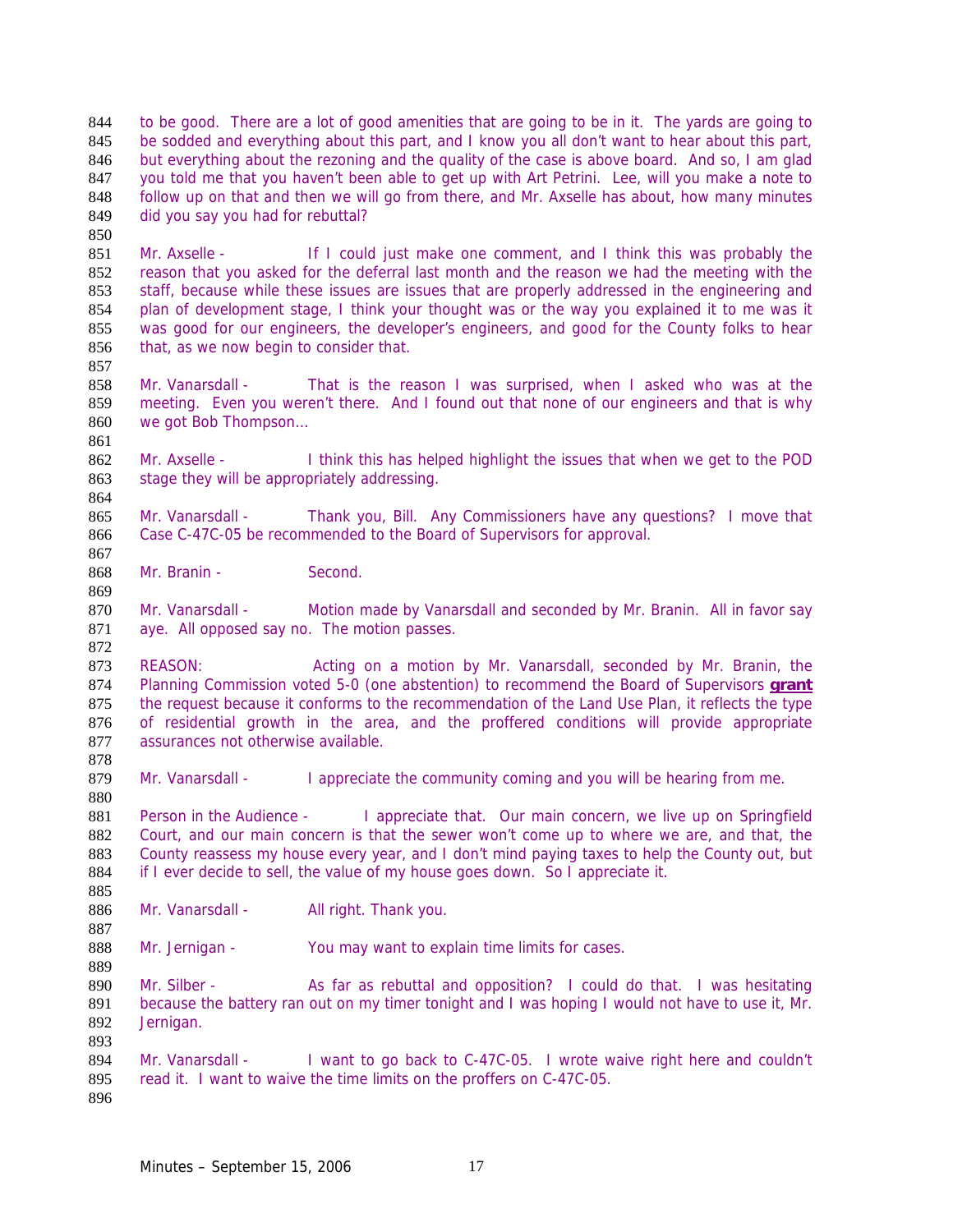to be good. There are a lot of good amenities that are going to be in it. The yards are going to be sodded and everything about this part, and I know you all don't want to hear about this part, but everything about the rezoning and the quality of the case is above board. And so, I am glad you told me that you haven't been able to get up with Art Petrini. Lee, will you make a note to follow up on that and then we will go from there, and Mr. Axselle has about, how many minutes did you say you had for rebuttal?

Mr. Axselle - If I could just make one comment, and I think this was probably the reason that you asked for the deferral last month and the reason we had the meeting with the staff, because while these issues are issues that are properly addressed in the engineering and plan of development stage, I think your thought was or the way you explained it to me was it was good for our engineers, the developer's engineers, and good for the County folks to hear that, as we now begin to consider that.

Mr. Vanarsdall - That is the reason I was surprised, when I asked who was at the meeting. Even you weren't there. And I found out that none of our engineers and that is why we got Bob Thompson…

Mr. Axselle - I think this has helped highlight the issues that when we get to the POD stage they will be appropriately addressing.

Mr. Vanarsdall - Thank you, Bill. Any Commissioners have any questions? I move that Case C-47C-05 be recommended to the Board of Supervisors for approval.

Mr. Branin - Second.

Mr. Vanarsdall - Motion made by Vanarsdall and seconded by Mr. Branin. All in favor say aye. All opposed say no. The motion passes.

REASON: Acting on a motion by Mr. Vanarsdall, seconded by Mr. Branin, the Planning Commission voted 5-0 (one abstention) to recommend the Board of Supervisors **grant** the request because it conforms to the recommendation of the Land Use Plan, it reflects the type of residential growth in the area, and the proffered conditions will provide appropriate assurances not otherwise available.

Mr. Vanarsdall - I appreciate the community coming and you will be hearing from me.

Person in the Audience - I appreciate that. Our main concern, we live up on Springfield Court, and our main concern is that the sewer won't come up to where we are, and that, the County reassess my house every year, and I don't mind paying taxes to help the County out, but if I ever decide to sell, the value of my house goes down. So I appreciate it.

Mr. Vanarsdall - All right. Thank you.

Mr. Jernigan - You may want to explain time limits for cases.

Mr. Silber - As far as rebuttal and opposition? I could do that. I was hesitating because the battery ran out on my timer tonight and I was hoping I would not have to use it, Mr. Jernigan.

Mr. Vanarsdall - I want to go back to C-47C-05. I wrote waive right here and couldn't read it. I want to waive the time limits on the proffers on C-47C-05.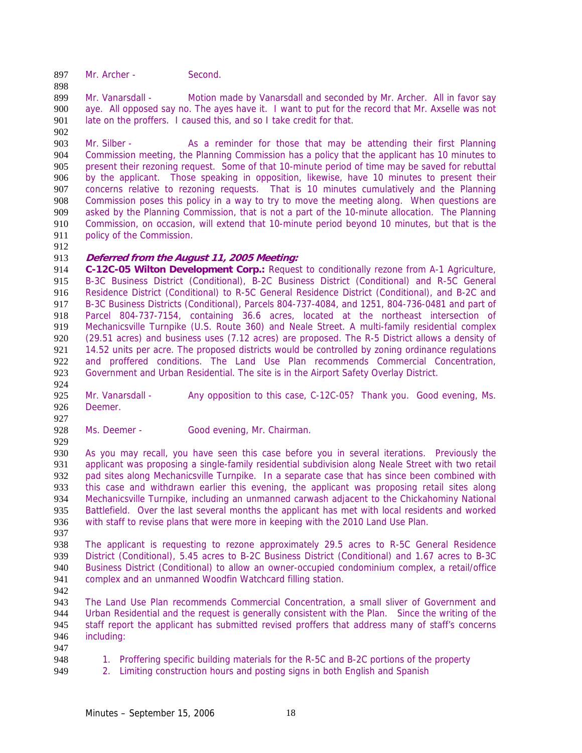Mr. Archer - Second.

Mr. Vanarsdall - Motion made by Vanarsdall and seconded by Mr. Archer. All in favor say aye. All opposed say no. The ayes have it. I want to put for the record that Mr. Axselle was not late on the proffers. I caused this, and so I take credit for that.

Mr. Silber - As a reminder for those that may be attending their first Planning Commission meeting, the Planning Commission has a policy that the applicant has 10 minutes to present their rezoning request. Some of that 10-minute period of time may be saved for rebuttal by the applicant. Those speaking in opposition, likewise, have 10 minutes to present their concerns relative to rezoning requests. That is 10 minutes cumulatively and the Planning Commission poses this policy in a way to try to move the meeting along. When questions are asked by the Planning Commission, that is not a part of the 10-minute allocation. The Planning Commission, on occasion, will extend that 10-minute period beyond 10 minutes, but that is the policy of the Commission.

***Deferred from the August 11, 2005 Meeting:***

**C-12C-05 Wilton Development Corp.:** Request to conditionally rezone from A-1 Agriculture, B-3C Business District (Conditional), B-2C Business District (Conditional) and R-5C General Residence District (Conditional) to R-5C General Residence District (Conditional), and B-2C and B-3C Business Districts (Conditional), Parcels 804-737-4084, and 1251, 804-736-0481 and part of Parcel 804-737-7154, containing 36.6 acres, located at the northeast intersection of Mechanicsville Turnpike (U.S. Route 360) and Neale Street. A multi-family residential complex (29.51 acres) and business uses (7.12 acres) are proposed. The R-5 District allows a density of 14.52 units per acre. The proposed districts would be controlled by zoning ordinance regulations and proffered conditions. The Land Use Plan recommends Commercial Concentration, Government and Urban Residential. The site is in the Airport Safety Overlay District.

Mr. Vanarsdall - Any opposition to this case, C-12C-05? Thank you. Good evening, Ms. Deemer.

Ms. Deemer - Good evening, Mr. Chairman.

As you may recall, you have seen this case before you in several iterations. Previously the applicant was proposing a single-family residential subdivision along Neale Street with two retail pad sites along Mechanicsville Turnpike. In a separate case that has since been combined with this case and withdrawn earlier this evening, the applicant was proposing retail sites along Mechanicsville Turnpike, including an unmanned carwash adjacent to the Chickahominy National Battlefield. Over the last several months the applicant has met with local residents and worked with staff to revise plans that were more in keeping with the 2010 Land Use Plan.

The applicant is requesting to rezone approximately 29.5 acres to R-5C General Residence District (Conditional), 5.45 acres to B-2C Business District (Conditional) and 1.67 acres to B-3C Business District (Conditional) to allow an owner-occupied condominium complex, a retail/office complex and an unmanned Woodfin Watchcard filling station.

The Land Use Plan recommends Commercial Concentration, a small sliver of Government and Urban Residential and the request is generally consistent with the Plan. Since the writing of the staff report the applicant has submitted revised proffers that address many of staff's concerns including:

1. Proffering specific building materials for the R-5C and B-2C portions of the property
2. Limiting construction hours and posting signs in both English and Spanish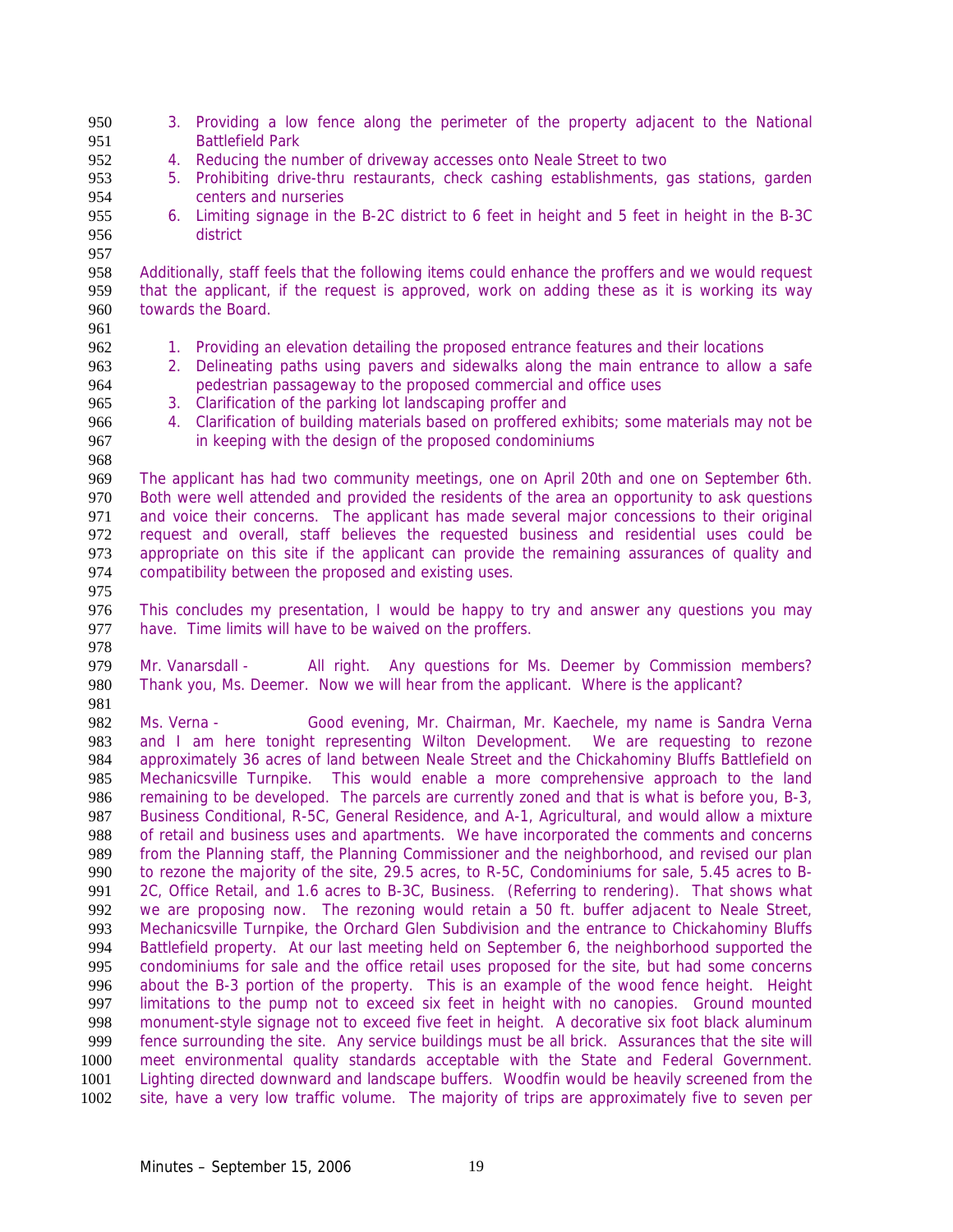3. Providing a low fence along the perimeter of the property adjacent to the National Battlefield Park
4. Reducing the number of driveway accesses onto Neale Street to two
5. Prohibiting drive-thru restaurants, check cashing establishments, gas stations, garden centers and nurseries
6. Limiting signage in the B-2C district to 6 feet in height and 5 feet in height in the B-3C district

Additionally, staff feels that the following items could enhance the proffers and we would request that the applicant, if the request is approved, work on adding these as it is working its way towards the Board.

1. Providing an elevation detailing the proposed entrance features and their locations
2. Delineating paths using pavers and sidewalks along the main entrance to allow a safe pedestrian passageway to the proposed commercial and office uses
3. Clarification of the parking lot landscaping proffer and
4. Clarification of building materials based on proffered exhibits; some materials may not be in keeping with the design of the proposed condominiums

The applicant has had two community meetings, one on April 20th and one on September 6th. Both were well attended and provided the residents of the area an opportunity to ask questions and voice their concerns. The applicant has made several major concessions to their original request and overall, staff believes the requested business and residential uses could be appropriate on this site if the applicant can provide the remaining assurances of quality and compatibility between the proposed and existing uses.

This concludes my presentation, I would be happy to try and answer any questions you may have. Time limits will have to be waived on the proffers.

Mr. Vanarsdall - All right. Any questions for Ms. Deemer by Commission members? Thank you, Ms. Deemer. Now we will hear from the applicant. Where is the applicant?

Ms. Verna - Good evening, Mr. Chairman, Mr. Kaechele, my name is Sandra Verna and I am here tonight representing Wilton Development. We are requesting to rezone approximately 36 acres of land between Neale Street and the Chickahominy Bluffs Battlefield on Mechanicsville Turnpike. This would enable a more comprehensive approach to the land remaining to be developed. The parcels are currently zoned and that is what is before you, B-3, Business Conditional, R-5C, General Residence, and A-1, Agricultural, and would allow a mixture of retail and business uses and apartments. We have incorporated the comments and concerns from the Planning staff, the Planning Commissioner and the neighborhood, and revised our plan to rezone the majority of the site, 29.5 acres, to R-5C, Condominiums for sale, 5.45 acres to B-2C, Office Retail, and 1.6 acres to B-3C, Business. (Referring to rendering). That shows what we are proposing now. The rezoning would retain a 50 ft. buffer adjacent to Neale Street, Mechanicsville Turnpike, the Orchard Glen Subdivision and the entrance to Chickahominy Bluffs Battlefield property. At our last meeting held on September 6, the neighborhood supported the condominiums for sale and the office retail uses proposed for the site, but had some concerns about the B-3 portion of the property. This is an example of the wood fence height. Height limitations to the pump not to exceed six feet in height with no canopies. Ground mounted monument-style signage not to exceed five feet in height. A decorative six foot black aluminum fence surrounding the site. Any service buildings must be all brick. Assurances that the site will meet environmental quality standards acceptable with the State and Federal Government. Lighting directed downward and landscape buffers. Woodfin would be heavily screened from the site, have a very low traffic volume. The majority of trips are approximately five to seven per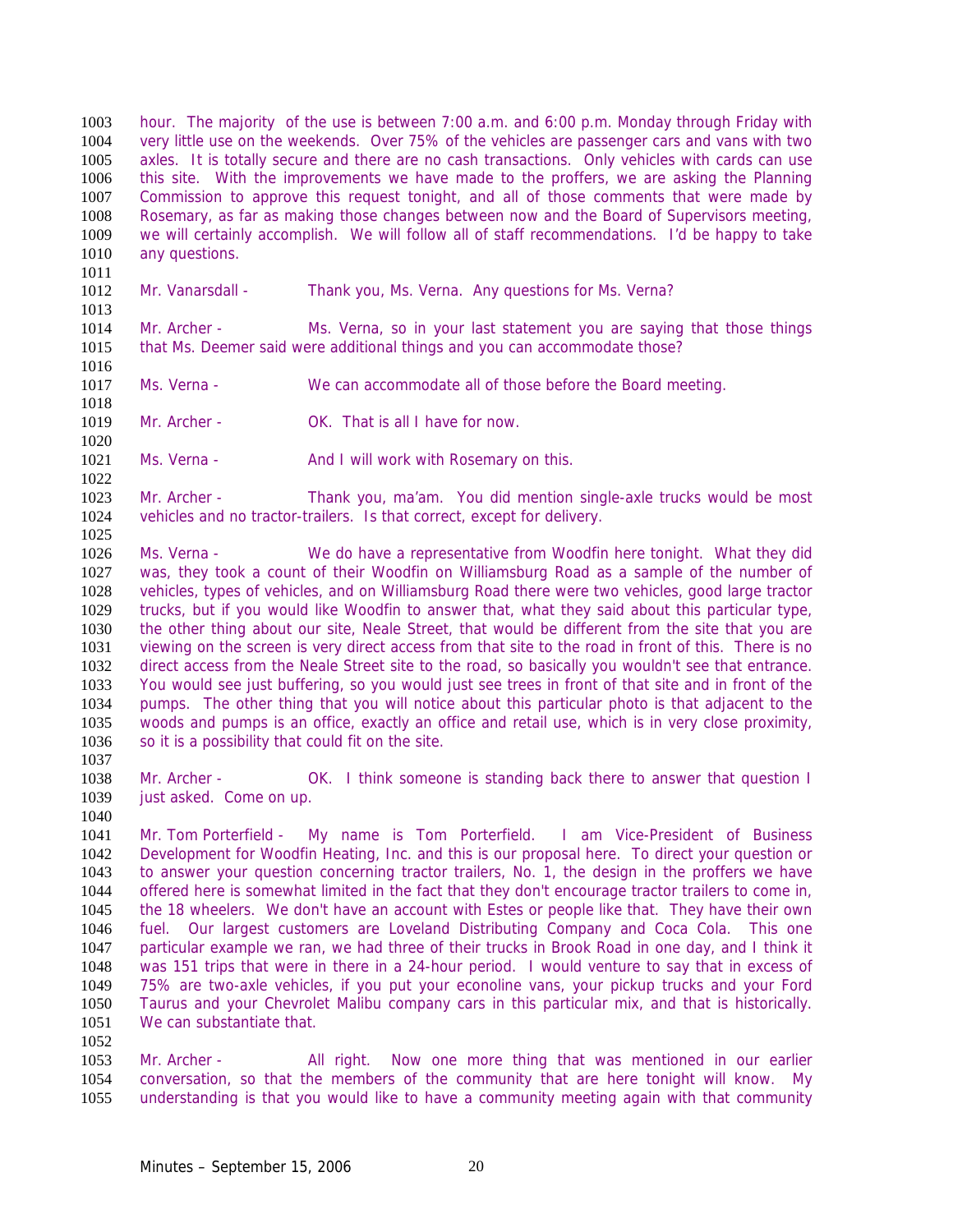hour. The majority of the use is between 7:00 a.m. and 6:00 p.m. Monday through Friday with very little use on the weekends. Over 75% of the vehicles are passenger cars and vans with two axles. It is totally secure and there are no cash transactions. Only vehicles with cards can use this site. With the improvements we have made to the proffers, we are asking the Planning Commission to approve this request tonight, and all of those comments that were made by Rosemary, as far as making those changes between now and the Board of Supervisors meeting, we will certainly accomplish. We will follow all of staff recommendations. I'd be happy to take any questions.

Mr. Vanarsdall - Thank you, Ms. Verna. Any questions for Ms. Verna?

Mr. Archer - Ms. Verna, so in your last statement you are saying that those things that Ms. Deemer said were additional things and you can accommodate those?

Ms. Verna - We can accommodate all of those before the Board meeting.

Mr. Archer - OK. That is all I have for now.

Ms. Verna - And I will work with Rosemary on this.

Mr. Archer - Thank you, ma'am. You did mention single-axle trucks would be most vehicles and no tractor-trailers. Is that correct, except for delivery.

Ms. Verna - We do have a representative from Woodfin here tonight. What they did was, they took a count of their Woodfin on Williamsburg Road as a sample of the number of vehicles, types of vehicles, and on Williamsburg Road there were two vehicles, good large tractor trucks, but if you would like Woodfin to answer that, what they said about this particular type, the other thing about our site, Neale Street, that would be different from the site that you are viewing on the screen is very direct access from that site to the road in front of this. There is no direct access from the Neale Street site to the road, so basically you wouldn't see that entrance. You would see just buffering, so you would just see trees in front of that site and in front of the pumps. The other thing that you will notice about this particular photo is that adjacent to the woods and pumps is an office, exactly an office and retail use, which is in very close proximity, so it is a possibility that could fit on the site.

Mr. Archer - OK. I think someone is standing back there to answer that question I just asked. Come on up.

Mr. Tom Porterfield - My name is Tom Porterfield. I am Vice-President of Business Development for Woodfin Heating, Inc. and this is our proposal here. To direct your question or to answer your question concerning tractor trailers, No. 1, the design in the proffers we have offered here is somewhat limited in the fact that they don't encourage tractor trailers to come in, the 18 wheelers. We don't have an account with Estes or people like that. They have their own fuel. Our largest customers are Loveland Distributing Company and Coca Cola. This one particular example we ran, we had three of their trucks in Brook Road in one day, and I think it was 151 trips that were in there in a 24-hour period. I would venture to say that in excess of 75% are two-axle vehicles, if you put your econoline vans, your pickup trucks and your Ford Taurus and your Chevrolet Malibu company cars in this particular mix, and that is historically. We can substantiate that.

Mr. Archer - All right. Now one more thing that was mentioned in our earlier conversation, so that the members of the community that are here tonight will know. My understanding is that you would like to have a community meeting again with that community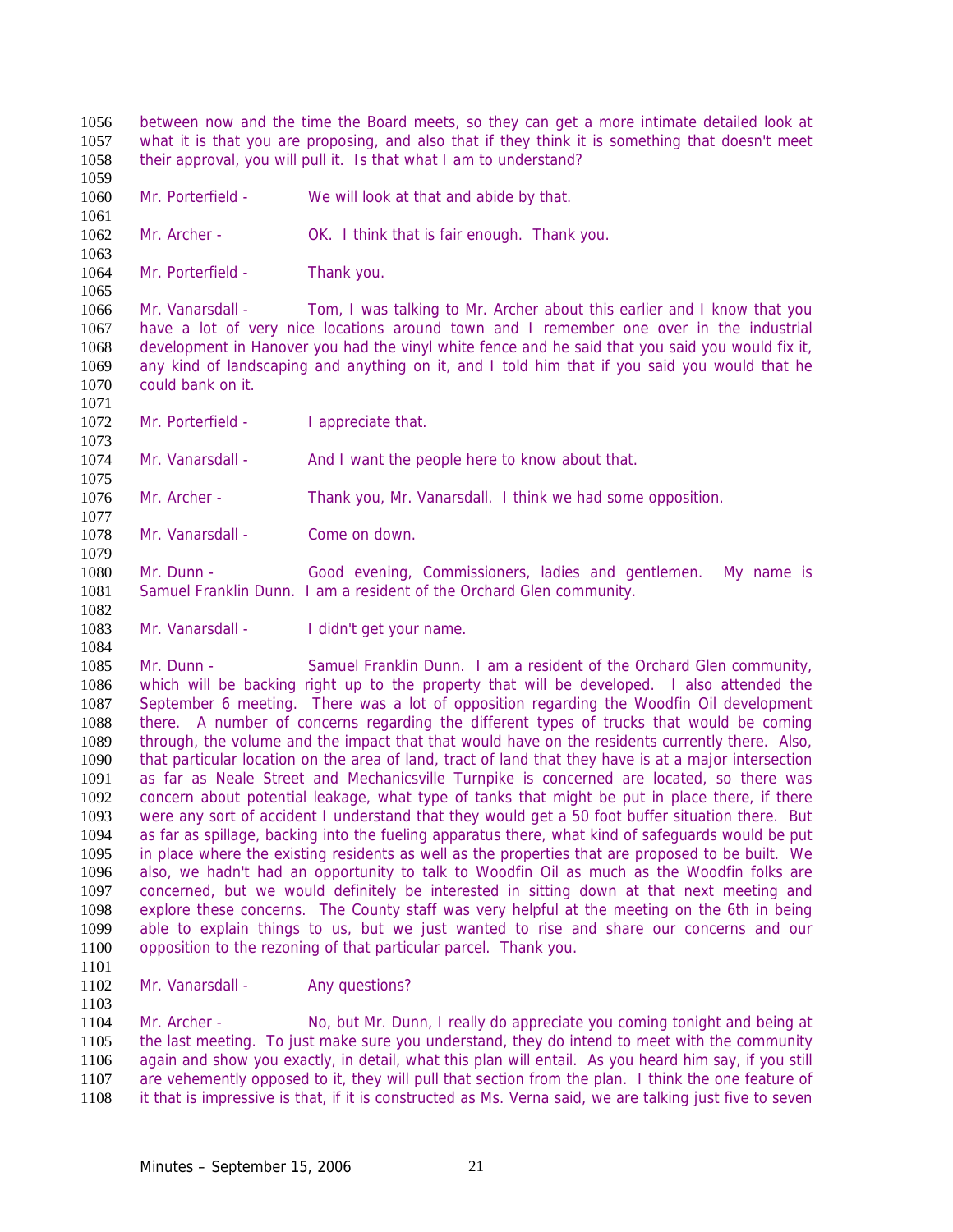between now and the time the Board meets, so they can get a more intimate detailed look at what it is that you are proposing, and also that if they think it is something that doesn't meet their approval, you will pull it. Is that what I am to understand?

Mr. Porterfield - We will look at that and abide by that.

Mr. Archer - OK. I think that is fair enough. Thank you.

Mr. Porterfield - Thank you.

Mr. Vanarsdall - Tom, I was talking to Mr. Archer about this earlier and I know that you have a lot of very nice locations around town and I remember one over in the industrial development in Hanover you had the vinyl white fence and he said that you said you would fix it, any kind of landscaping and anything on it, and I told him that if you said you would that he could bank on it.

Mr. Porterfield - I appreciate that.

Mr. Vanarsdall - And I want the people here to know about that.

Mr. Archer - Thank you, Mr. Vanarsdall. I think we had some opposition.

Mr. Vanarsdall - Come on down.

Mr. Dunn - Good evening, Commissioners, ladies and gentlemen. My name is Samuel Franklin Dunn. I am a resident of the Orchard Glen community.

Mr. Vanarsdall - I didn't get your name.

Mr. Dunn - Samuel Franklin Dunn. I am a resident of the Orchard Glen community, which will be backing right up to the property that will be developed. I also attended the September 6 meeting. There was a lot of opposition regarding the Woodfin Oil development there. A number of concerns regarding the different types of trucks that would be coming through, the volume and the impact that that would have on the residents currently there. Also, that particular location on the area of land, tract of land that they have is at a major intersection as far as Neale Street and Mechanicsville Turnpike is concerned are located, so there was concern about potential leakage, what type of tanks that might be put in place there, if there were any sort of accident I understand that they would get a 50 foot buffer situation there. But as far as spillage, backing into the fueling apparatus there, what kind of safeguards would be put in place where the existing residents as well as the properties that are proposed to be built. We also, we hadn't had an opportunity to talk to Woodfin Oil as much as the Woodfin folks are concerned, but we would definitely be interested in sitting down at that next meeting and explore these concerns. The County staff was very helpful at the meeting on the 6th in being able to explain things to us, but we just wanted to rise and share our concerns and our opposition to the rezoning of that particular parcel. Thank you.

Mr. Vanarsdall - Any questions?

Mr. Archer - No, but Mr. Dunn, I really do appreciate you coming tonight and being at the last meeting. To just make sure you understand, they do intend to meet with the community again and show you exactly, in detail, what this plan will entail. As you heard him say, if you still are vehemently opposed to it, they will pull that section from the plan. I think the one feature of it that is impressive is that, if it is constructed as Ms. Verna said, we are talking just five to seven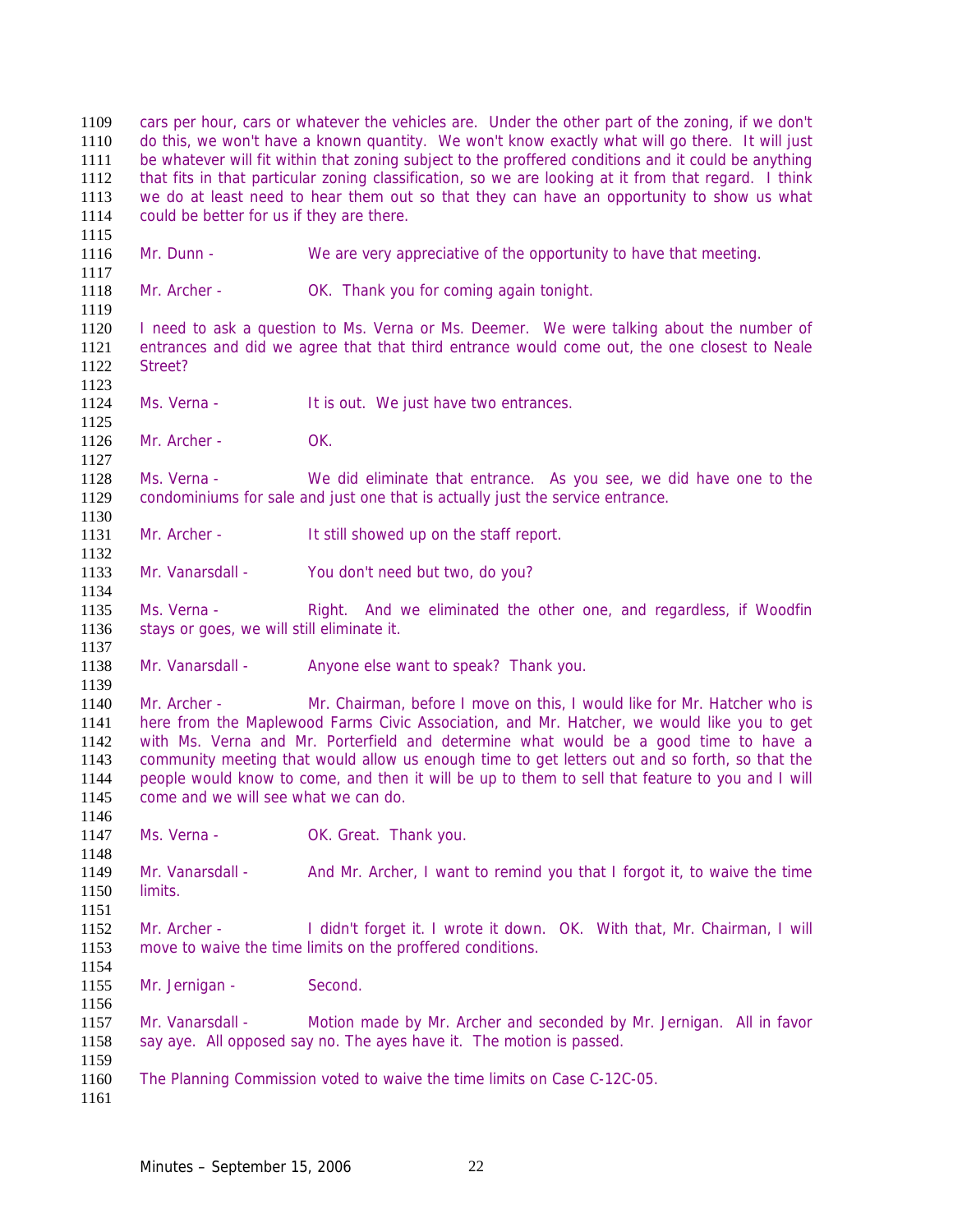cars per hour, cars or whatever the vehicles are. Under the other part of the zoning, if we don't do this, we won't have a known quantity. We won't know exactly what will go there. It will just be whatever will fit within that zoning subject to the proffered conditions and it could be anything that fits in that particular zoning classification, so we are looking at it from that regard. I think we do at least need to hear them out so that they can have an opportunity to show us what could be better for us if they are there.

Mr. Dunn - We are very appreciative of the opportunity to have that meeting.

Mr. Archer - OK. Thank you for coming again tonight.

I need to ask a question to Ms. Verna or Ms. Deemer. We were talking about the number of entrances and did we agree that that third entrance would come out, the one closest to Neale Street?

Ms. Verna - It is out. We just have two entrances.

Mr. Archer - OK.

Ms. Verna - We did eliminate that entrance. As you see, we did have one to the condominiums for sale and just one that is actually just the service entrance.

Mr. Archer - It still showed up on the staff report.

Mr. Vanarsdall - You don't need but two, do you?

Ms. Verna - Right. And we eliminated the other one, and regardless, if Woodfin stays or goes, we will still eliminate it.

Mr. Vanarsdall - Anyone else want to speak? Thank you.

Mr. Archer - Mr. Chairman, before I move on this, I would like for Mr. Hatcher who is here from the Maplewood Farms Civic Association, and Mr. Hatcher, we would like you to get with Ms. Verna and Mr. Porterfield and determine what would be a good time to have a community meeting that would allow us enough time to get letters out and so forth, so that the people would know to come, and then it will be up to them to sell that feature to you and I will come and we will see what we can do.

Ms. Verna - OK. Great. Thank you.

Mr. Vanarsdall - And Mr. Archer, I want to remind you that I forgot it, to waive the time limits.

Mr. Archer - I didn't forget it. I wrote it down. OK. With that, Mr. Chairman, I will move to waive the time limits on the proffered conditions.

Mr. Jernigan - Second.

Mr. Vanarsdall - Motion made by Mr. Archer and seconded by Mr. Jernigan. All in favor say aye. All opposed say no. The ayes have it. The motion is passed.

The Planning Commission voted to waive the time limits on Case C-12C-05.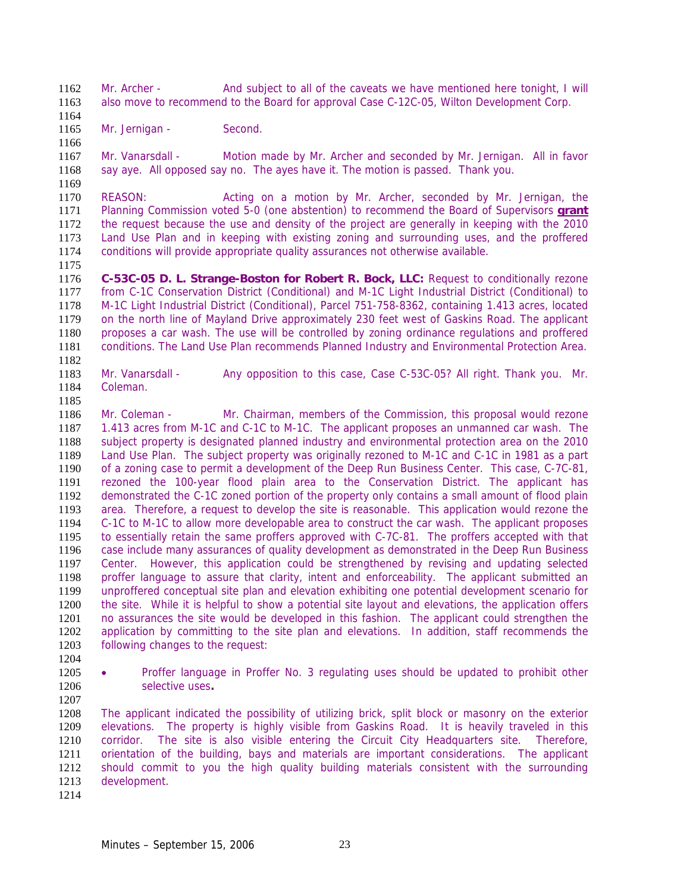Mr. Archer - And subject to all of the caveats we have mentioned here tonight, I will also move to recommend to the Board for approval Case C-12C-05, Wilton Development Corp.

Mr. Jernigan - Second.

Mr. Vanarsdall - Motion made by Mr. Archer and seconded by Mr. Jernigan. All in favor say aye. All opposed say no. The ayes have it. The motion is passed. Thank you.

REASON: Acting on a motion by Mr. Archer, seconded by Mr. Jernigan, the Planning Commission voted 5-0 (one abstention) to recommend the Board of Supervisors **grant** the request because the use and density of the project are generally in keeping with the 2010 Land Use Plan and in keeping with existing zoning and surrounding uses, and the proffered conditions will provide appropriate quality assurances not otherwise available.

**C-53C-05 D. L. Strange-Boston for Robert R. Bock, LLC:** Request to conditionally rezone from C-1C Conservation District (Conditional) and M-1C Light Industrial District (Conditional) to M-1C Light Industrial District (Conditional), Parcel 751-758-8362, containing 1.413 acres, located on the north line of Mayland Drive approximately 230 feet west of Gaskins Road. The applicant proposes a car wash. The use will be controlled by zoning ordinance regulations and proffered conditions. The Land Use Plan recommends Planned Industry and Environmental Protection Area.

Mr. Vanarsdall - Any opposition to this case, Case C-53C-05? All right. Thank you. Mr. Coleman.

Mr. Coleman - Mr. Chairman, members of the Commission, this proposal would rezone 1.413 acres from M-1C and C-1C to M-1C. The applicant proposes an unmanned car wash. The subject property is designated planned industry and environmental protection area on the 2010 Land Use Plan. The subject property was originally rezoned to M-1C and C-1C in 1981 as a part of a zoning case to permit a development of the Deep Run Business Center. This case, C-7C-81, rezoned the 100-year flood plain area to the Conservation District. The applicant has demonstrated the C-1C zoned portion of the property only contains a small amount of flood plain area. Therefore, a request to develop the site is reasonable. This application would rezone the C-1C to M-1C to allow more developable area to construct the car wash. The applicant proposes to essentially retain the same proffers approved with C-7C-81. The proffers accepted with that case include many assurances of quality development as demonstrated in the Deep Run Business Center. However, this application could be strengthened by revising and updating selected proffer language to assure that clarity, intent and enforceability. The applicant submitted an unproffered conceptual site plan and elevation exhibiting one potential development scenario for the site. While it is helpful to show a potential site layout and elevations, the application offers no assurances the site would be developed in this fashion. The applicant could strengthen the application by committing to the site plan and elevations. In addition, staff recommends the following changes to the request:

- Proffer language in Proffer No. 3 regulating uses should be updated to prohibit other selective uses**.**

The applicant indicated the possibility of utilizing brick, split block or masonry on the exterior elevations. The property is highly visible from Gaskins Road. It is heavily traveled in this corridor. The site is also visible entering the Circuit City Headquarters site. Therefore, orientation of the building, bays and materials are important considerations. The applicant should commit to you the high quality building materials consistent with the surrounding development.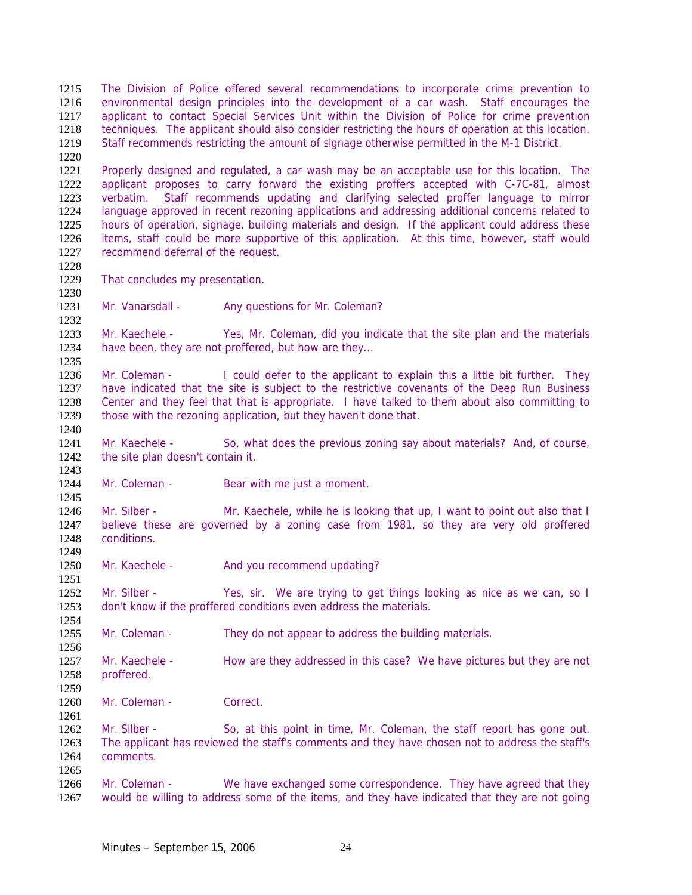The Division of Police offered several recommendations to incorporate crime prevention to environmental design principles into the development of a car wash. Staff encourages the applicant to contact Special Services Unit within the Division of Police for crime prevention techniques. The applicant should also consider restricting the hours of operation at this location. Staff recommends restricting the amount of signage otherwise permitted in the M-1 District.

Properly designed and regulated, a car wash may be an acceptable use for this location. The applicant proposes to carry forward the existing proffers accepted with C-7C-81, almost verbatim. Staff recommends updating and clarifying selected proffer language to mirror language approved in recent rezoning applications and addressing additional concerns related to hours of operation, signage, building materials and design. If the applicant could address these items, staff could be more supportive of this application. At this time, however, staff would recommend deferral of the request.

That concludes my presentation.

Mr. Vanarsdall - Any questions for Mr. Coleman?

Mr. Kaechele - Yes, Mr. Coleman, did you indicate that the site plan and the materials have been, they are not proffered, but how are they…

Mr. Coleman - I could defer to the applicant to explain this a little bit further. They have indicated that the site is subject to the restrictive covenants of the Deep Run Business Center and they feel that that is appropriate. I have talked to them about also committing to those with the rezoning application, but they haven't done that.

Mr. Kaechele - So, what does the previous zoning say about materials? And, of course, the site plan doesn't contain it.

Mr. Coleman - Bear with me just a moment.

Mr. Silber - Mr. Kaechele, while he is looking that up, I want to point out also that I believe these are governed by a zoning case from 1981, so they are very old proffered conditions.

Mr. Kaechele - And you recommend updating?

Mr. Silber - Yes, sir. We are trying to get things looking as nice as we can, so I don't know if the proffered conditions even address the materials.

Mr. Coleman - They do not appear to address the building materials.

Mr. Kaechele - How are they addressed in this case? We have pictures but they are not proffered.

Mr. Coleman - Correct.

Mr. Silber - So, at this point in time, Mr. Coleman, the staff report has gone out. The applicant has reviewed the staff's comments and they have chosen not to address the staff's comments.

Mr. Coleman - We have exchanged some correspondence. They have agreed that they would be willing to address some of the items, and they have indicated that they are not going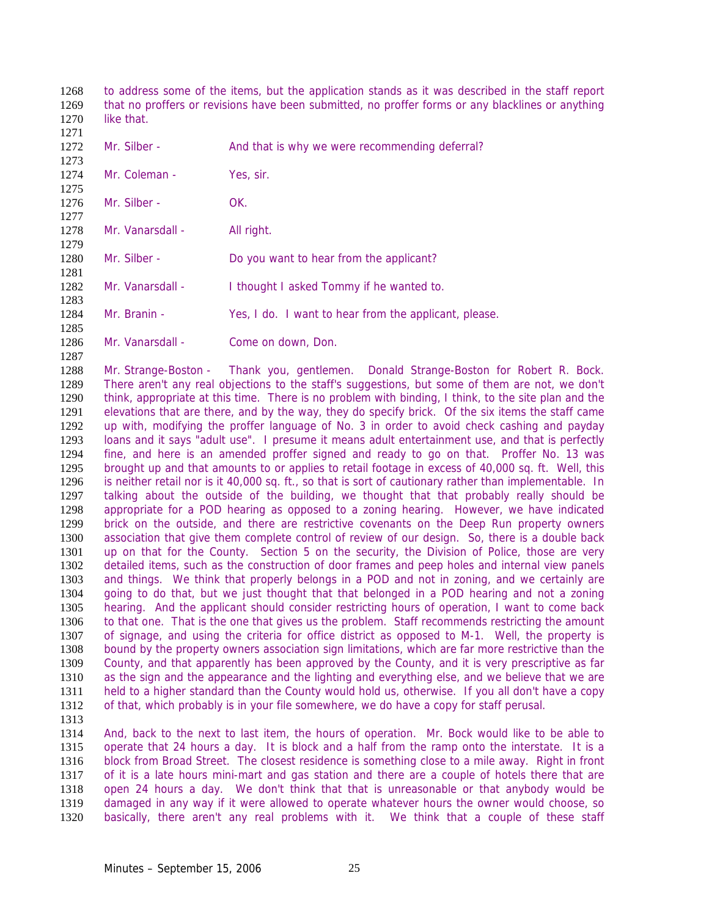to address some of the items, but the application stands as it was described in the staff report that no proffers or revisions have been submitted, no proffer forms or any blacklines or anything like that.

Mr. Silber - And that is why we were recommending deferral?

Mr. Coleman - Yes, sir.

Mr. Silber - OK.

Mr. Vanarsdall - All right.

Mr. Silber - Do you want to hear from the applicant?

Mr. Vanarsdall - I thought I asked Tommy if he wanted to.

Mr. Branin - Yes, I do. I want to hear from the applicant, please.

Mr. Vanarsdall - Come on down, Don.

Mr. Strange-Boston - Thank you, gentlemen. Donald Strange-Boston for Robert R. Bock. There aren't any real objections to the staff's suggestions, but some of them are not, we don't think, appropriate at this time. There is no problem with binding, I think, to the site plan and the elevations that are there, and by the way, they do specify brick. Of the six items the staff came up with, modifying the proffer language of No. 3 in order to avoid check cashing and payday loans and it says "adult use". I presume it means adult entertainment use, and that is perfectly fine, and here is an amended proffer signed and ready to go on that. Proffer No. 13 was brought up and that amounts to or applies to retail footage in excess of 40,000 sq. ft. Well, this is neither retail nor is it 40,000 sq. ft., so that is sort of cautionary rather than implementable. In talking about the outside of the building, we thought that that probably really should be appropriate for a POD hearing as opposed to a zoning hearing. However, we have indicated brick on the outside, and there are restrictive covenants on the Deep Run property owners association that give them complete control of review of our design. So, there is a double back up on that for the County. Section 5 on the security, the Division of Police, those are very detailed items, such as the construction of door frames and peep holes and internal view panels and things. We think that properly belongs in a POD and not in zoning, and we certainly are going to do that, but we just thought that that belonged in a POD hearing and not a zoning hearing. And the applicant should consider restricting hours of operation, I want to come back to that one. That is the one that gives us the problem. Staff recommends restricting the amount of signage, and using the criteria for office district as opposed to M-1. Well, the property is bound by the property owners association sign limitations, which are far more restrictive than the County, and that apparently has been approved by the County, and it is very prescriptive as far as the sign and the appearance and the lighting and everything else, and we believe that we are held to a higher standard than the County would hold us, otherwise. If you all don't have a copy of that, which probably is in your file somewhere, we do have a copy for staff perusal.

And, back to the next to last item, the hours of operation. Mr. Bock would like to be able to operate that 24 hours a day. It is block and a half from the ramp onto the interstate. It is a block from Broad Street. The closest residence is something close to a mile away. Right in front of it is a late hours mini-mart and gas station and there are a couple of hotels there that are open 24 hours a day. We don't think that that is unreasonable or that anybody would be damaged in any way if it were allowed to operate whatever hours the owner would choose, so basically, there aren't any real problems with it. We think that a couple of these staff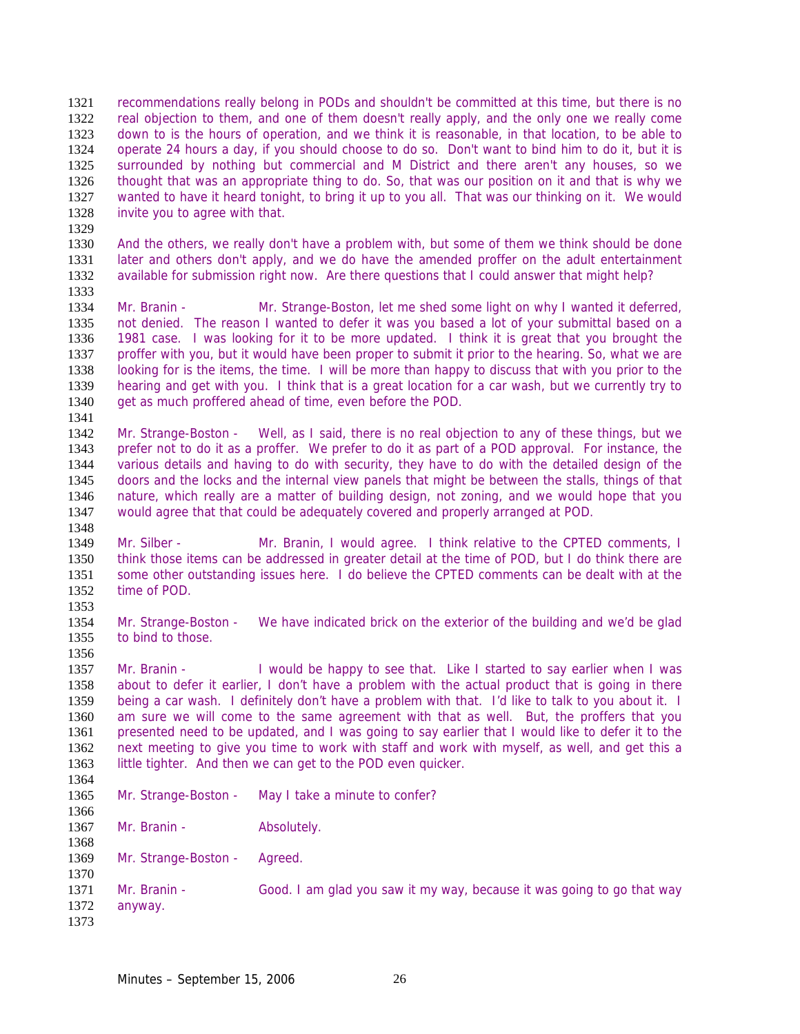recommendations really belong in PODs and shouldn't be committed at this time, but there is no real objection to them, and one of them doesn't really apply, and the only one we really come down to is the hours of operation, and we think it is reasonable, in that location, to be able to operate 24 hours a day, if you should choose to do so. Don't want to bind him to do it, but it is surrounded by nothing but commercial and M District and there aren't any houses, so we thought that was an appropriate thing to do. So, that was our position on it and that is why we wanted to have it heard tonight, to bring it up to you all. That was our thinking on it. We would invite you to agree with that.

And the others, we really don't have a problem with, but some of them we think should be done later and others don't apply, and we do have the amended proffer on the adult entertainment available for submission right now. Are there questions that I could answer that might help?

Mr. Branin - Mr. Strange-Boston, let me shed some light on why I wanted it deferred, not denied. The reason I wanted to defer it was you based a lot of your submittal based on a 1981 case. I was looking for it to be more updated. I think it is great that you brought the proffer with you, but it would have been proper to submit it prior to the hearing. So, what we are looking for is the items, the time. I will be more than happy to discuss that with you prior to the hearing and get with you. I think that is a great location for a car wash, but we currently try to get as much proffered ahead of time, even before the POD.

Mr. Strange-Boston - Well, as I said, there is no real objection to any of these things, but we prefer not to do it as a proffer. We prefer to do it as part of a POD approval. For instance, the various details and having to do with security, they have to do with the detailed design of the doors and the locks and the internal view panels that might be between the stalls, things of that nature, which really are a matter of building design, not zoning, and we would hope that you would agree that that could be adequately covered and properly arranged at POD.

Mr. Silber - Mr. Branin, I would agree. I think relative to the CPTED comments, I think those items can be addressed in greater detail at the time of POD, but I do think there are some other outstanding issues here. I do believe the CPTED comments can be dealt with at the time of POD.

Mr. Strange-Boston - We have indicated brick on the exterior of the building and we'd be glad to bind to those.

Mr. Branin - I would be happy to see that. Like I started to say earlier when I was about to defer it earlier, I don't have a problem with the actual product that is going in there being a car wash. I definitely don't have a problem with that. I'd like to talk to you about it. I am sure we will come to the same agreement with that as well. But, the proffers that you presented need to be updated, and I was going to say earlier that I would like to defer it to the next meeting to give you time to work with staff and work with myself, as well, and get this a little tighter. And then we can get to the POD even quicker.

Mr. Strange-Boston - May I take a minute to confer?

Mr. Branin - Absolutely.

Mr. Strange-Boston - Agreed.

Mr. Branin - Good. I am glad you saw it my way, because it was going to go that way anyway.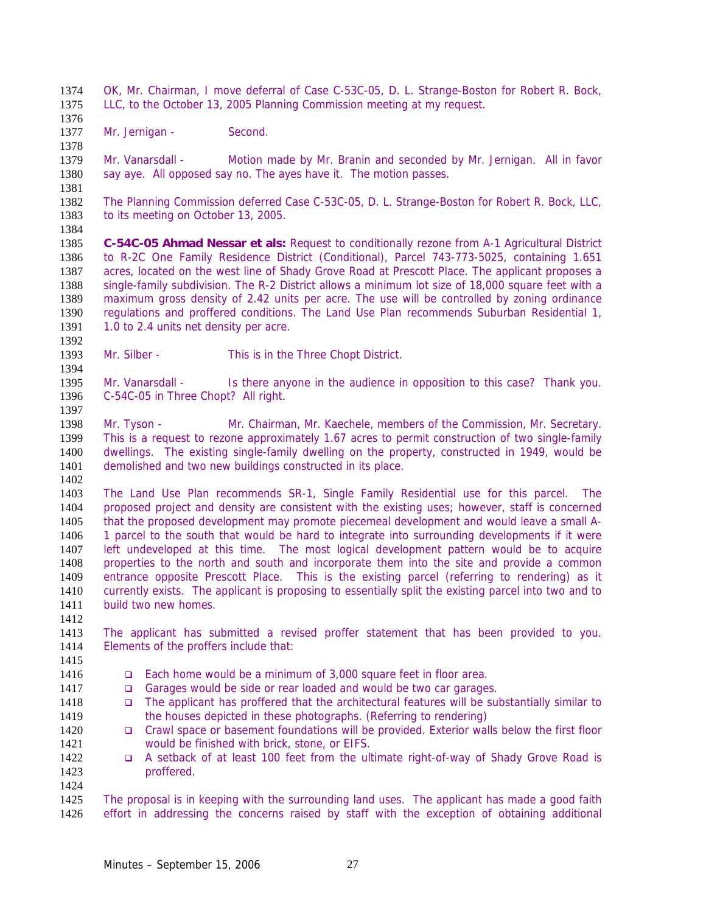OK, Mr. Chairman, I move deferral of Case C-53C-05, D. L. Strange-Boston for Robert R. Bock, LLC, to the October 13, 2005 Planning Commission meeting at my request.

Mr. Jernigan - Second.

Mr. Vanarsdall - Motion made by Mr. Branin and seconded by Mr. Jernigan. All in favor say aye. All opposed say no. The ayes have it. The motion passes.

The Planning Commission deferred Case C-53C-05, D. L. Strange-Boston for Robert R. Bock, LLC, to its meeting on October 13, 2005.

**C-54C-05 Ahmad Nessar et als:** Request to conditionally rezone from A-1 Agricultural District to R-2C One Family Residence District (Conditional), Parcel 743-773-5025, containing 1.651 acres, located on the west line of Shady Grove Road at Prescott Place. The applicant proposes a single-family subdivision. The R-2 District allows a minimum lot size of 18,000 square feet with a maximum gross density of 2.42 units per acre. The use will be controlled by zoning ordinance regulations and proffered conditions. The Land Use Plan recommends Suburban Residential 1, 1.0 to 2.4 units net density per acre.

Mr. Silber - This is in the Three Chopt District.

Mr. Vanarsdall - Is there anyone in the audience in opposition to this case? Thank you. C-54C-05 in Three Chopt? All right.

Mr. Tyson - Mr. Chairman, Mr. Kaechele, members of the Commission, Mr. Secretary. This is a request to rezone approximately 1.67 acres to permit construction of two single-family dwellings. The existing single-family dwelling on the property, constructed in 1949, would be demolished and two new buildings constructed in its place.

The Land Use Plan recommends SR-1, Single Family Residential use for this parcel. The proposed project and density are consistent with the existing uses; however, staff is concerned that the proposed development may promote piecemeal development and would leave a small A-1 parcel to the south that would be hard to integrate into surrounding developments if it were left undeveloped at this time. The most logical development pattern would be to acquire properties to the north and south and incorporate them into the site and provide a common entrance opposite Prescott Place. This is the existing parcel (referring to rendering) as it currently exists. The applicant is proposing to essentially split the existing parcel into two and to build two new homes.

The applicant has submitted a revised proffer statement that has been provided to you. Elements of the proffers include that:

- Each home would be a minimum of 3,000 square feet in floor area.
- Garages would be side or rear loaded and would be two car garages.
- The applicant has proffered that the architectural features will be substantially similar to the houses depicted in these photographs. (Referring to rendering)
- Crawl space or basement foundations will be provided. Exterior walls below the first floor would be finished with brick, stone, or EIFS.
- A setback of at least 100 feet from the ultimate right-of-way of Shady Grove Road is proffered.

The proposal is in keeping with the surrounding land uses. The applicant has made a good faith effort in addressing the concerns raised by staff with the exception of obtaining additional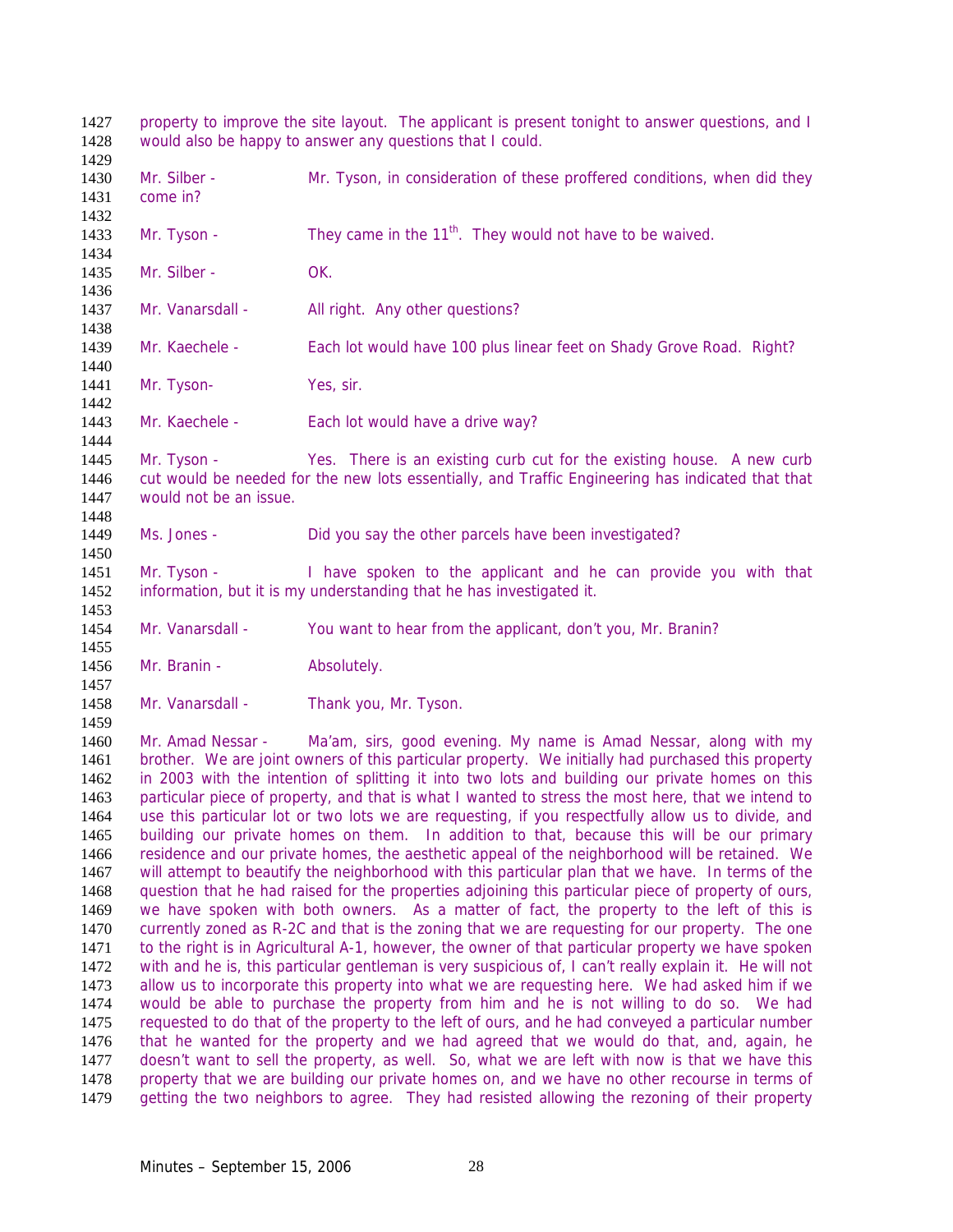property to improve the site layout. The applicant is present tonight to answer questions, and I would also be happy to answer any questions that I could.

Mr. Silber - Mr. Tyson, in consideration of these proffered conditions, when did they come in?

Mr. Tyson - They came in the 11th. They would not have to be waived.

Mr. Silber - OK.

Mr. Vanarsdall - All right. Any other questions?

Mr. Kaechele - Each lot would have 100 plus linear feet on Shady Grove Road. Right?

Mr. Tyson- Yes, sir.

Mr. Kaechele - Each lot would have a drive way?

Mr. Tyson - Yes. There is an existing curb cut for the existing house. A new curb cut would be needed for the new lots essentially, and Traffic Engineering has indicated that that would not be an issue.

Ms. Jones - Did you say the other parcels have been investigated?

Mr. Tyson - I have spoken to the applicant and he can provide you with that information, but it is my understanding that he has investigated it.

Mr. Vanarsdall - You want to hear from the applicant, don't you, Mr. Branin?

Mr. Branin - Absolutely.

Mr. Vanarsdall - Thank you, Mr. Tyson.

Mr. Amad Nessar - Ma'am, sirs, good evening. My name is Amad Nessar, along with my brother. We are joint owners of this particular property. We initially had purchased this property in 2003 with the intention of splitting it into two lots and building our private homes on this particular piece of property, and that is what I wanted to stress the most here, that we intend to use this particular lot or two lots we are requesting, if you respectfully allow us to divide, and building our private homes on them. In addition to that, because this will be our primary residence and our private homes, the aesthetic appeal of the neighborhood will be retained. We will attempt to beautify the neighborhood with this particular plan that we have. In terms of the question that he had raised for the properties adjoining this particular piece of property of ours, we have spoken with both owners. As a matter of fact, the property to the left of this is currently zoned as R-2C and that is the zoning that we are requesting for our property. The one to the right is in Agricultural A-1, however, the owner of that particular property we have spoken with and he is, this particular gentleman is very suspicious of, I can't really explain it. He will not allow us to incorporate this property into what we are requesting here. We had asked him if we would be able to purchase the property from him and he is not willing to do so. We had requested to do that of the property to the left of ours, and he had conveyed a particular number that he wanted for the property and we had agreed that we would do that, and, again, he doesn't want to sell the property, as well. So, what we are left with now is that we have this property that we are building our private homes on, and we have no other recourse in terms of getting the two neighbors to agree. They had resisted allowing the rezoning of their property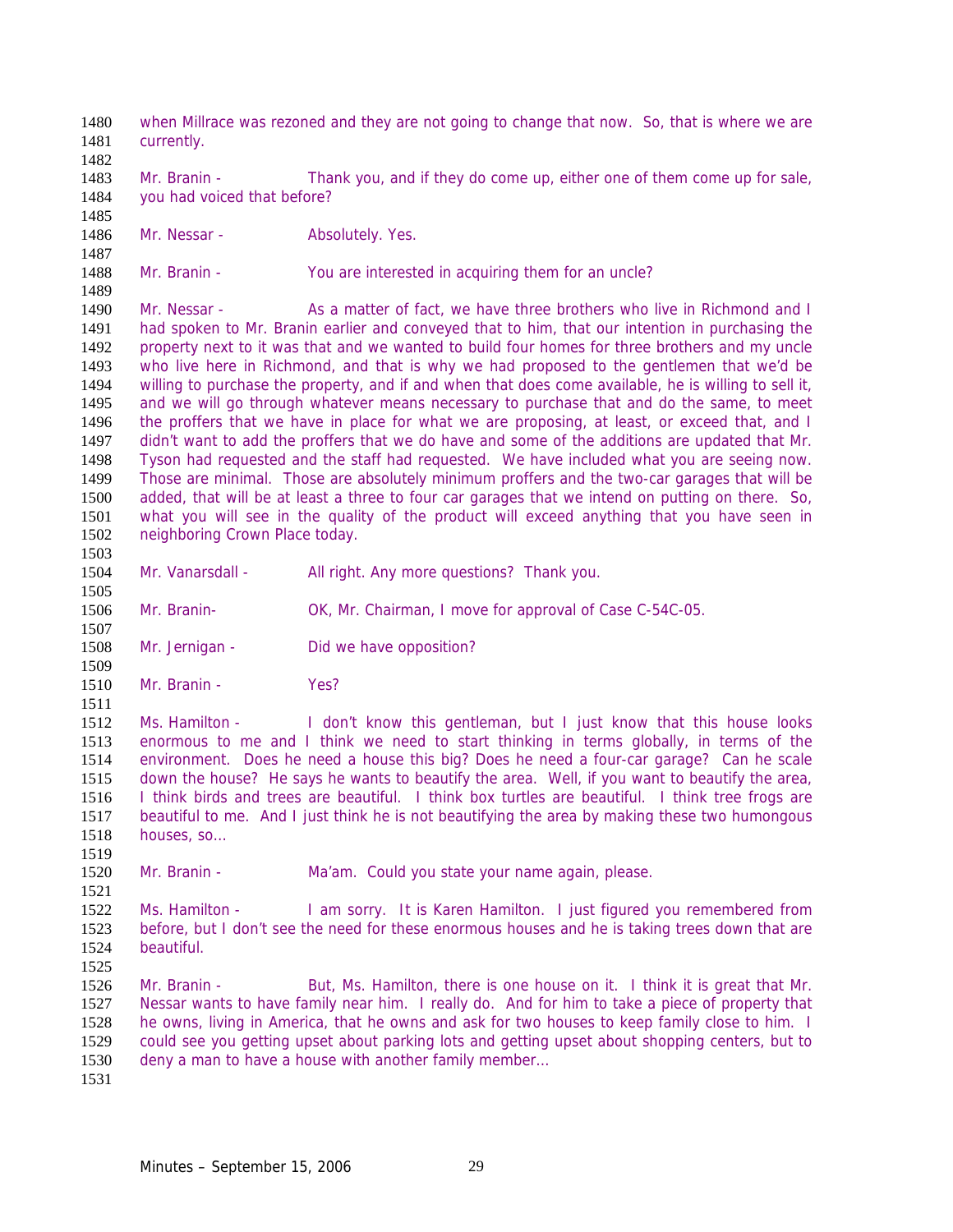when Millrace was rezoned and they are not going to change that now. So, that is where we are currently.

Mr. Branin - Thank you, and if they do come up, either one of them come up for sale, you had voiced that before?

Mr. Nessar - Absolutely. Yes.

Mr. Branin - You are interested in acquiring them for an uncle?

Mr. Nessar - As a matter of fact, we have three brothers who live in Richmond and I had spoken to Mr. Branin earlier and conveyed that to him, that our intention in purchasing the property next to it was that and we wanted to build four homes for three brothers and my uncle who live here in Richmond, and that is why we had proposed to the gentlemen that we'd be willing to purchase the property, and if and when that does come available, he is willing to sell it, and we will go through whatever means necessary to purchase that and do the same, to meet the proffers that we have in place for what we are proposing, at least, or exceed that, and I didn't want to add the proffers that we do have and some of the additions are updated that Mr. Tyson had requested and the staff had requested. We have included what you are seeing now. Those are minimal. Those are absolutely minimum proffers and the two-car garages that will be added, that will be at least a three to four car garages that we intend on putting on there. So, what you will see in the quality of the product will exceed anything that you have seen in neighboring Crown Place today.

Mr. Vanarsdall - All right. Any more questions? Thank you.

Mr. Branin- OK, Mr. Chairman, I move for approval of Case C-54C-05.

Mr. Jernigan - Did we have opposition?

Mr. Branin - Yes?

Ms. Hamilton - I don't know this gentleman, but I just know that this house looks enormous to me and I think we need to start thinking in terms globally, in terms of the environment. Does he need a house this big? Does he need a four-car garage? Can he scale down the house? He says he wants to beautify the area. Well, if you want to beautify the area, I think birds and trees are beautiful. I think box turtles are beautiful. I think tree frogs are beautiful to me. And I just think he is not beautifying the area by making these two humongous houses, so…

Mr. Branin - Ma'am. Could you state your name again, please.

Ms. Hamilton - I am sorry. It is Karen Hamilton. I just figured you remembered from before, but I don't see the need for these enormous houses and he is taking trees down that are beautiful.

Mr. Branin - But, Ms. Hamilton, there is one house on it. I think it is great that Mr. Nessar wants to have family near him. I really do. And for him to take a piece of property that he owns, living in America, that he owns and ask for two houses to keep family close to him. I could see you getting upset about parking lots and getting upset about shopping centers, but to deny a man to have a house with another family member…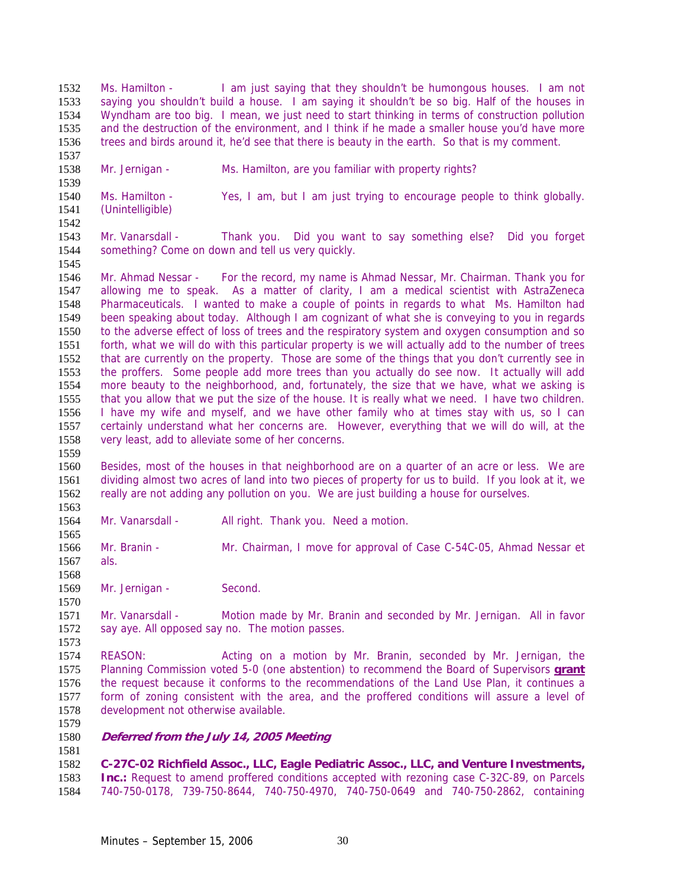Ms. Hamilton - I am just saying that they shouldn't be humongous houses. I am not saying you shouldn't build a house. I am saying it shouldn't be so big. Half of the houses in Wyndham are too big. I mean, we just need to start thinking in terms of construction pollution and the destruction of the environment, and I think if he made a smaller house you'd have more trees and birds around it, he'd see that there is beauty in the earth. So that is my comment.

Mr. Jernigan - Ms. Hamilton, are you familiar with property rights?

Ms. Hamilton - Yes, I am, but I am just trying to encourage people to think globally. (Unintelligible)

Mr. Vanarsdall - Thank you. Did you want to say something else? Did you forget something? Come on down and tell us very quickly.

Mr. Ahmad Nessar - For the record, my name is Ahmad Nessar, Mr. Chairman. Thank you for allowing me to speak. As a matter of clarity, I am a medical scientist with AstraZeneca Pharmaceuticals. I wanted to make a couple of points in regards to what Ms. Hamilton had been speaking about today. Although I am cognizant of what she is conveying to you in regards to the adverse effect of loss of trees and the respiratory system and oxygen consumption and so forth, what we will do with this particular property is we will actually add to the number of trees that are currently on the property. Those are some of the things that you don't currently see in the proffers. Some people add more trees than you actually do see now. It actually will add more beauty to the neighborhood, and, fortunately, the size that we have, what we asking is that you allow that we put the size of the house. It is really what we need. I have two children. I have my wife and myself, and we have other family who at times stay with us, so I can certainly understand what her concerns are. However, everything that we will do will, at the very least, add to alleviate some of her concerns.

Besides, most of the houses in that neighborhood are on a quarter of an acre or less. We are dividing almost two acres of land into two pieces of property for us to build. If you look at it, we really are not adding any pollution on you. We are just building a house for ourselves.

Mr. Vanarsdall - All right. Thank you. Need a motion.

Mr. Branin - Mr. Chairman, I move for approval of Case C-54C-05, Ahmad Nessar et als.

Mr. Jernigan - Second.

Mr. Vanarsdall - Motion made by Mr. Branin and seconded by Mr. Jernigan. All in favor say aye. All opposed say no. The motion passes.

REASON: Acting on a motion by Mr. Branin, seconded by Mr. Jernigan, the Planning Commission voted 5-0 (one abstention) to recommend the Board of Supervisors **grant** the request because it conforms to the recommendations of the Land Use Plan, it continues a form of zoning consistent with the area, and the proffered conditions will assure a level of development not otherwise available.

***Deferred from the July 14, 2005 Meeting***

**C-27C-02 Richfield Assoc., LLC, Eagle Pediatric Assoc., LLC, and Venture Investments, Inc.:** Request to amend proffered conditions accepted with rezoning case C-32C-89, on Parcels 740-750-0178, 739-750-8644, 740-750-4970, 740-750-0649 and 740-750-2862, containing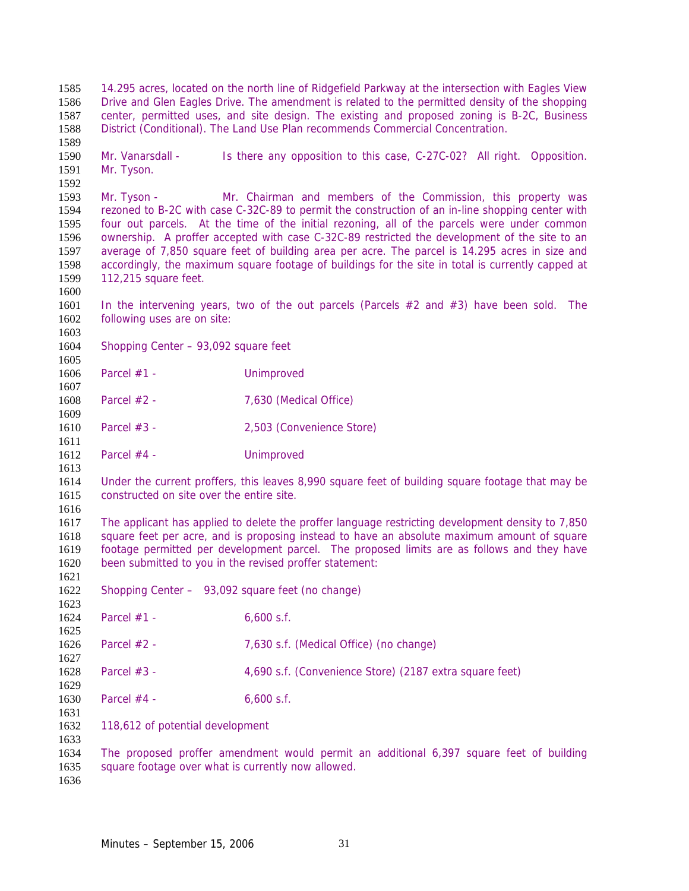14.295 acres, located on the north line of Ridgefield Parkway at the intersection with Eagles View Drive and Glen Eagles Drive. The amendment is related to the permitted density of the shopping center, permitted uses, and site design. The existing and proposed zoning is B-2C, Business District (Conditional). The Land Use Plan recommends Commercial Concentration.

Mr. Vanarsdall - Is there any opposition to this case, C-27C-02? All right. Opposition. Mr. Tyson.

Mr. Tyson - Mr. Chairman and members of the Commission, this property was rezoned to B-2C with case C-32C-89 to permit the construction of an in-line shopping center with four out parcels. At the time of the initial rezoning, all of the parcels were under common ownership. A proffer accepted with case C-32C-89 restricted the development of the site to an average of 7,850 square feet of building area per acre. The parcel is 14.295 acres in size and accordingly, the maximum square footage of buildings for the site in total is currently capped at 112,215 square feet.

In the intervening years, two of the out parcels (Parcels #2 and #3) have been sold. The following uses are on site:

Shopping Center – 93,092 square feet

Parcel #1 - Unimproved

Parcel #2 - 7,630 (Medical Office)

Parcel #3 - 2,503 (Convenience Store)

Parcel #4 - Unimproved

Under the current proffers, this leaves 8,990 square feet of building square footage that may be constructed on site over the entire site.

The applicant has applied to delete the proffer language restricting development density to 7,850 square feet per acre, and is proposing instead to have an absolute maximum amount of square footage permitted per development parcel. The proposed limits are as follows and they have been submitted to you in the revised proffer statement:

Shopping Center – 93,092 square feet (no change)

Parcel #1 - 6,600 s.f.

Parcel #2 - 7,630 s.f. (Medical Office) (no change)

Parcel #3 - 4,690 s.f. (Convenience Store) (2187 extra square feet)

Parcel #4 - 6,600 s.f.

118,612 of potential development

The proposed proffer amendment would permit an additional 6,397 square feet of building square footage over what is currently now allowed.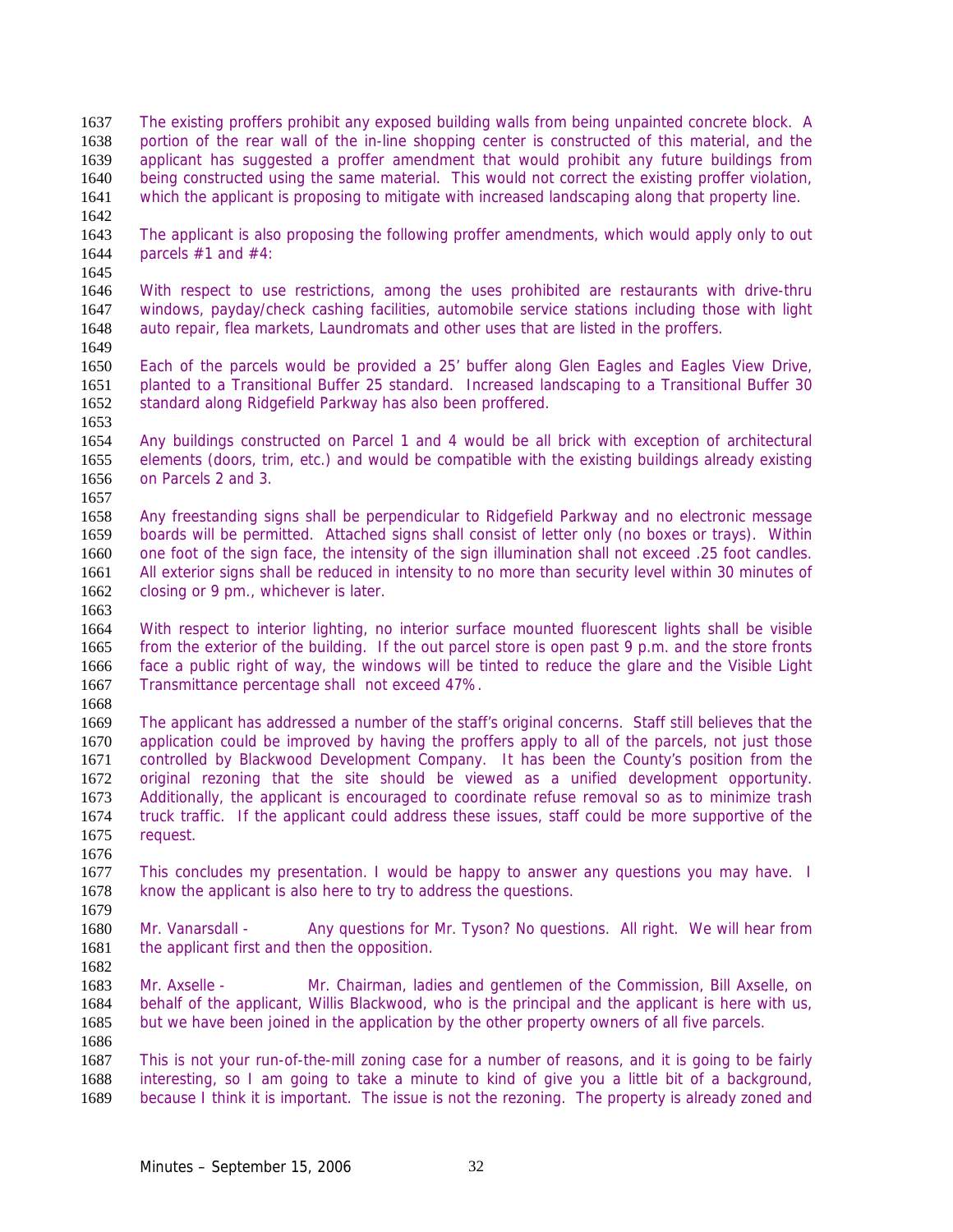The existing proffers prohibit any exposed building walls from being unpainted concrete block. A portion of the rear wall of the in-line shopping center is constructed of this material, and the applicant has suggested a proffer amendment that would prohibit any future buildings from being constructed using the same material. This would not correct the existing proffer violation, which the applicant is proposing to mitigate with increased landscaping along that property line.

The applicant is also proposing the following proffer amendments, which would apply only to out parcels #1 and #4:

With respect to use restrictions, among the uses prohibited are restaurants with drive-thru windows, payday/check cashing facilities, automobile service stations including those with light auto repair, flea markets, Laundromats and other uses that are listed in the proffers.

Each of the parcels would be provided a 25' buffer along Glen Eagles and Eagles View Drive, planted to a Transitional Buffer 25 standard. Increased landscaping to a Transitional Buffer 30 standard along Ridgefield Parkway has also been proffered.

Any buildings constructed on Parcel 1 and 4 would be all brick with exception of architectural elements (doors, trim, etc.) and would be compatible with the existing buildings already existing on Parcels 2 and 3.

Any freestanding signs shall be perpendicular to Ridgefield Parkway and no electronic message boards will be permitted. Attached signs shall consist of letter only (no boxes or trays). Within one foot of the sign face, the intensity of the sign illumination shall not exceed .25 foot candles. All exterior signs shall be reduced in intensity to no more than security level within 30 minutes of closing or 9 pm., whichever is later.

With respect to interior lighting, no interior surface mounted fluorescent lights shall be visible from the exterior of the building. If the out parcel store is open past 9 p.m. and the store fronts face a public right of way, the windows will be tinted to reduce the glare and the Visible Light Transmittance percentage shall not exceed 47%.

The applicant has addressed a number of the staff's original concerns. Staff still believes that the application could be improved by having the proffers apply to all of the parcels, not just those controlled by Blackwood Development Company. It has been the County's position from the original rezoning that the site should be viewed as a unified development opportunity. Additionally, the applicant is encouraged to coordinate refuse removal so as to minimize trash truck traffic. If the applicant could address these issues, staff could be more supportive of the request.

This concludes my presentation. I would be happy to answer any questions you may have. I know the applicant is also here to try to address the questions.

Mr. Vanarsdall - Any questions for Mr. Tyson? No questions. All right. We will hear from the applicant first and then the opposition.

Mr. Axselle - Mr. Chairman, ladies and gentlemen of the Commission, Bill Axselle, on behalf of the applicant, Willis Blackwood, who is the principal and the applicant is here with us, but we have been joined in the application by the other property owners of all five parcels.

This is not your run-of-the-mill zoning case for a number of reasons, and it is going to be fairly interesting, so I am going to take a minute to kind of give you a little bit of a background, because I think it is important. The issue is not the rezoning. The property is already zoned and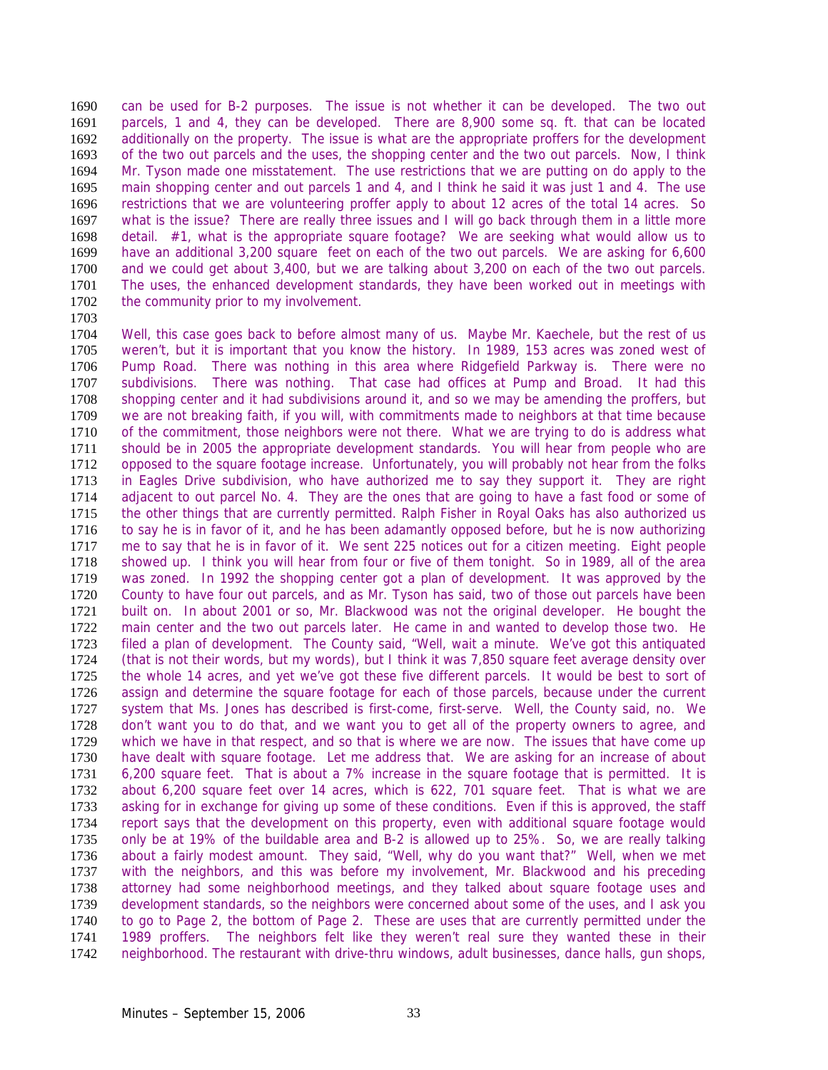can be used for B-2 purposes. The issue is not whether it can be developed. The two out parcels, 1 and 4, they can be developed. There are 8,900 some sq. ft. that can be located additionally on the property. The issue is what are the appropriate proffers for the development of the two out parcels and the uses, the shopping center and the two out parcels. Now, I think Mr. Tyson made one misstatement. The use restrictions that we are putting on do apply to the main shopping center and out parcels 1 and 4, and I think he said it was just 1 and 4. The use restrictions that we are volunteering proffer apply to about 12 acres of the total 14 acres. So what is the issue? There are really three issues and I will go back through them in a little more detail. #1, what is the appropriate square footage? We are seeking what would allow us to have an additional 3,200 square feet on each of the two out parcels. We are asking for 6,600 and we could get about 3,400, but we are talking about 3,200 on each of the two out parcels. The uses, the enhanced development standards, they have been worked out in meetings with the community prior to my involvement.

Well, this case goes back to before almost many of us. Maybe Mr. Kaechele, but the rest of us weren't, but it is important that you know the history. In 1989, 153 acres was zoned west of Pump Road. There was nothing in this area where Ridgefield Parkway is. There were no subdivisions. There was nothing. That case had offices at Pump and Broad. It had this shopping center and it had subdivisions around it, and so we may be amending the proffers, but we are not breaking faith, if you will, with commitments made to neighbors at that time because of the commitment, those neighbors were not there. What we are trying to do is address what should be in 2005 the appropriate development standards. You will hear from people who are opposed to the square footage increase. Unfortunately, you will probably not hear from the folks in Eagles Drive subdivision, who have authorized me to say they support it. They are right adjacent to out parcel No. 4. They are the ones that are going to have a fast food or some of the other things that are currently permitted. Ralph Fisher in Royal Oaks has also authorized us to say he is in favor of it, and he has been adamantly opposed before, but he is now authorizing me to say that he is in favor of it. We sent 225 notices out for a citizen meeting. Eight people showed up. I think you will hear from four or five of them tonight. So in 1989, all of the area was zoned. In 1992 the shopping center got a plan of development. It was approved by the County to have four out parcels, and as Mr. Tyson has said, two of those out parcels have been built on. In about 2001 or so, Mr. Blackwood was not the original developer. He bought the main center and the two out parcels later. He came in and wanted to develop those two. He filed a plan of development. The County said, "Well, wait a minute. We've got this antiquated (that is not their words, but my words), but I think it was 7,850 square feet average density over the whole 14 acres, and yet we've got these five different parcels. It would be best to sort of assign and determine the square footage for each of those parcels, because under the current system that Ms. Jones has described is first-come, first-serve. Well, the County said, no. We don't want you to do that, and we want you to get all of the property owners to agree, and which we have in that respect, and so that is where we are now. The issues that have come up have dealt with square footage. Let me address that. We are asking for an increase of about 6,200 square feet. That is about a 7% increase in the square footage that is permitted. It is about 6,200 square feet over 14 acres, which is 622, 701 square feet. That is what we are asking for in exchange for giving up some of these conditions. Even if this is approved, the staff report says that the development on this property, even with additional square footage would only be at 19% of the buildable area and B-2 is allowed up to 25%. So, we are really talking about a fairly modest amount. They said, "Well, why do you want that?" Well, when we met with the neighbors, and this was before my involvement, Mr. Blackwood and his preceding attorney had some neighborhood meetings, and they talked about square footage uses and development standards, so the neighbors were concerned about some of the uses, and I ask you to go to Page 2, the bottom of Page 2. These are uses that are currently permitted under the 1989 proffers. The neighbors felt like they weren't real sure they wanted these in their neighborhood. The restaurant with drive-thru windows, adult businesses, dance halls, gun shops,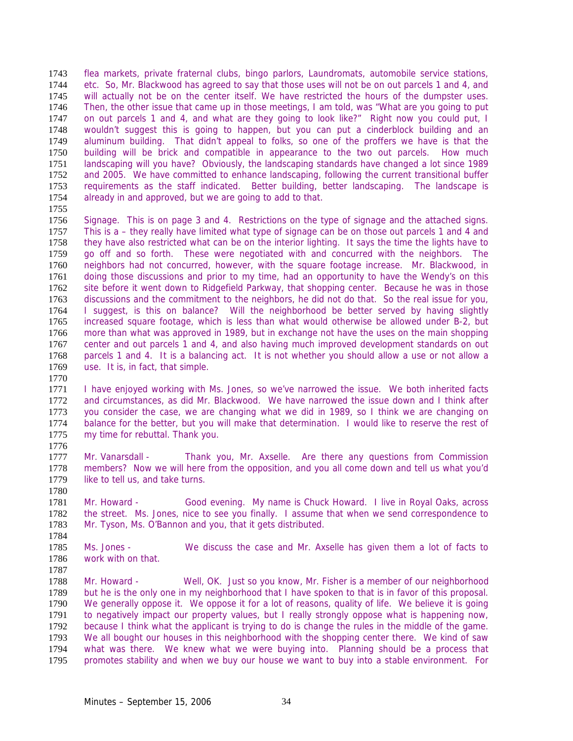flea markets, private fraternal clubs, bingo parlors, Laundromats, automobile service stations, etc. So, Mr. Blackwood has agreed to say that those uses will not be on out parcels 1 and 4, and will actually not be on the center itself. We have restricted the hours of the dumpster uses. Then, the other issue that came up in those meetings, I am told, was "What are you going to put on out parcels 1 and 4, and what are they going to look like?" Right now you could put, I wouldn't suggest this is going to happen, but you can put a cinderblock building and an aluminum building. That didn't appeal to folks, so one of the proffers we have is that the building will be brick and compatible in appearance to the two out parcels. How much landscaping will you have? Obviously, the landscaping standards have changed a lot since 1989 and 2005. We have committed to enhance landscaping, following the current transitional buffer requirements as the staff indicated. Better building, better landscaping. The landscape is already in and approved, but we are going to add to that.

Signage. This is on page 3 and 4. Restrictions on the type of signage and the attached signs. This is a – they really have limited what type of signage can be on those out parcels 1 and 4 and they have also restricted what can be on the interior lighting. It says the time the lights have to go off and so forth. These were negotiated with and concurred with the neighbors. The neighbors had not concurred, however, with the square footage increase. Mr. Blackwood, in doing those discussions and prior to my time, had an opportunity to have the Wendy's on this site before it went down to Ridgefield Parkway, that shopping center. Because he was in those discussions and the commitment to the neighbors, he did not do that. So the real issue for you, I suggest, is this on balance? Will the neighborhood be better served by having slightly increased square footage, which is less than what would otherwise be allowed under B-2, but more than what was approved in 1989, but in exchange not have the uses on the main shopping center and out parcels 1 and 4, and also having much improved development standards on out parcels 1 and 4. It is a balancing act. It is not whether you should allow a use or not allow a use. It is, in fact, that simple.

I have enjoyed working with Ms. Jones, so we've narrowed the issue. We both inherited facts and circumstances, as did Mr. Blackwood. We have narrowed the issue down and I think after you consider the case, we are changing what we did in 1989, so I think we are changing on balance for the better, but you will make that determination. I would like to reserve the rest of my time for rebuttal. Thank you.

Mr. Vanarsdall - Thank you, Mr. Axselle. Are there any questions from Commission members? Now we will here from the opposition, and you all come down and tell us what you'd like to tell us, and take turns.

Mr. Howard - Good evening. My name is Chuck Howard. I live in Royal Oaks, across the street. Ms. Jones, nice to see you finally. I assume that when we send correspondence to Mr. Tyson, Ms. O'Bannon and you, that it gets distributed.

Ms. Jones - We discuss the case and Mr. Axselle has given them a lot of facts to work with on that.

Mr. Howard - Well, OK. Just so you know, Mr. Fisher is a member of our neighborhood but he is the only one in my neighborhood that I have spoken to that is in favor of this proposal. We generally oppose it. We oppose it for a lot of reasons, quality of life. We believe it is going to negatively impact our property values, but I really strongly oppose what is happening now, because I think what the applicant is trying to do is change the rules in the middle of the game. We all bought our houses in this neighborhood with the shopping center there. We kind of saw what was there. We knew what we were buying into. Planning should be a process that promotes stability and when we buy our house we want to buy into a stable environment. For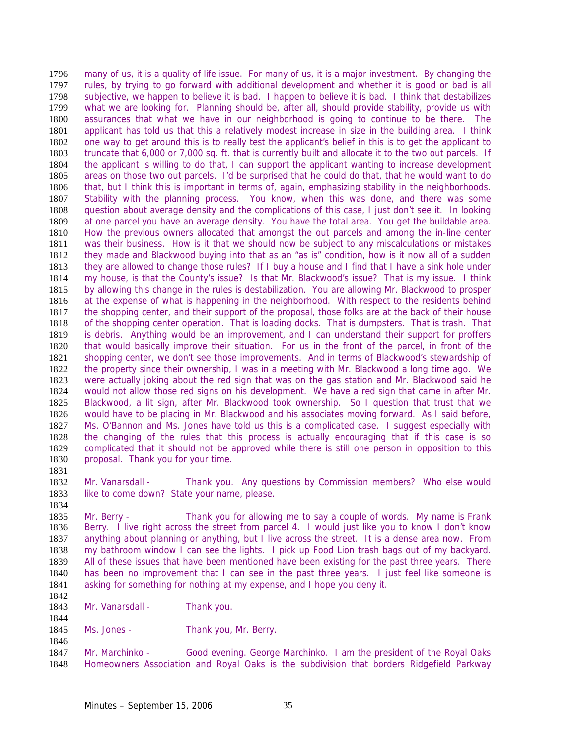many of us, it is a quality of life issue. For many of us, it is a major investment. By changing the rules, by trying to go forward with additional development and whether it is good or bad is all subjective, we happen to believe it is bad. I happen to believe it is bad. I think that destabilizes what we are looking for. Planning should be, after all, should provide stability, provide us with assurances that what we have in our neighborhood is going to continue to be there. The applicant has told us that this a relatively modest increase in size in the building area. I think one way to get around this is to really test the applicant's belief in this is to get the applicant to truncate that 6,000 or 7,000 sq. ft. that is currently built and allocate it to the two out parcels. If the applicant is willing to do that, I can support the applicant wanting to increase development areas on those two out parcels. I'd be surprised that he could do that, that he would want to do that, but I think this is important in terms of, again, emphasizing stability in the neighborhoods. Stability with the planning process. You know, when this was done, and there was some question about average density and the complications of this case, I just don't see it. In looking at one parcel you have an average density. You have the total area. You get the buildable area. How the previous owners allocated that amongst the out parcels and among the in-line center was their business. How is it that we should now be subject to any miscalculations or mistakes they made and Blackwood buying into that as an "as is" condition, how is it now all of a sudden they are allowed to change those rules? If I buy a house and I find that I have a sink hole under my house, is that the County's issue? Is that Mr. Blackwood's issue? That is my issue. I think by allowing this change in the rules is destabilization. You are allowing Mr. Blackwood to prosper at the expense of what is happening in the neighborhood. With respect to the residents behind the shopping center, and their support of the proposal, those folks are at the back of their house of the shopping center operation. That is loading docks. That is dumpsters. That is trash. That is debris. Anything would be an improvement, and I can understand their support for proffers that would basically improve their situation. For us in the front of the parcel, in front of the shopping center, we don't see those improvements. And in terms of Blackwood's stewardship of the property since their ownership, I was in a meeting with Mr. Blackwood a long time ago. We were actually joking about the red sign that was on the gas station and Mr. Blackwood said he would not allow those red signs on his development. We have a red sign that came in after Mr. Blackwood, a lit sign, after Mr. Blackwood took ownership. So I question that trust that we would have to be placing in Mr. Blackwood and his associates moving forward. As I said before, Ms. O'Bannon and Ms. Jones have told us this is a complicated case. I suggest especially with the changing of the rules that this process is actually encouraging that if this case is so complicated that it should not be approved while there is still one person in opposition to this proposal. Thank you for your time.

Mr. Vanarsdall - Thank you. Any questions by Commission members? Who else would like to come down? State your name, please.

Mr. Berry - Thank you for allowing me to say a couple of words. My name is Frank Berry. I live right across the street from parcel 4. I would just like you to know I don't know anything about planning or anything, but I live across the street. It is a dense area now. From my bathroom window I can see the lights. I pick up Food Lion trash bags out of my backyard. All of these issues that have been mentioned have been existing for the past three years. There has been no improvement that I can see in the past three years. I just feel like someone is asking for something for nothing at my expense, and I hope you deny it.

Mr. Vanarsdall - Thank you.

Ms. Jones - Thank you, Mr. Berry.

Mr. Marchinko - Good evening. George Marchinko. I am the president of the Royal Oaks Homeowners Association and Royal Oaks is the subdivision that borders Ridgefield Parkway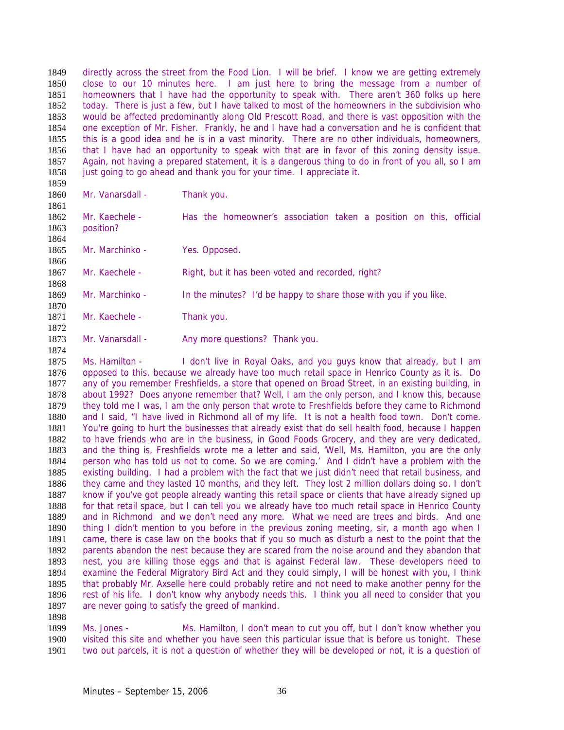directly across the street from the Food Lion. I will be brief. I know we are getting extremely close to our 10 minutes here. I am just here to bring the message from a number of homeowners that I have had the opportunity to speak with. There aren't 360 folks up here today. There is just a few, but I have talked to most of the homeowners in the subdivision who would be affected predominantly along Old Prescott Road, and there is vast opposition with the one exception of Mr. Fisher. Frankly, he and I have had a conversation and he is confident that this is a good idea and he is in a vast minority. There are no other individuals, homeowners, that I have had an opportunity to speak with that are in favor of this zoning density issue. Again, not having a prepared statement, it is a dangerous thing to do in front of you all, so I am just going to go ahead and thank you for your time. I appreciate it.

Mr. Vanarsdall - Thank you.

Mr. Kaechele - Has the homeowner's association taken a position on this, official position?

Mr. Marchinko - Yes. Opposed.

Mr. Kaechele - Right, but it has been voted and recorded, right?

Mr. Marchinko - In the minutes? I'd be happy to share those with you if you like.

Mr. Kaechele - Thank you.

Mr. Vanarsdall - Any more questions? Thank you.

Ms. Hamilton - I don't live in Royal Oaks, and you guys know that already, but I am opposed to this, because we already have too much retail space in Henrico County as it is. Do any of you remember Freshfields, a store that opened on Broad Street, in an existing building, in about 1992? Does anyone remember that? Well, I am the only person, and I know this, because they told me I was, I am the only person that wrote to Freshfields before they came to Richmond and I said, "I have lived in Richmond all of my life. It is not a health food town. Don't come. You're going to hurt the businesses that already exist that do sell health food, because I happen to have friends who are in the business, in Good Foods Grocery, and they are very dedicated, and the thing is, Freshfields wrote me a letter and said, 'Well, Ms. Hamilton, you are the only person who has told us not to come. So we are coming.' And I didn't have a problem with the existing building. I had a problem with the fact that we just didn't need that retail business, and they came and they lasted 10 months, and they left. They lost 2 million dollars doing so. I don't know if you've got people already wanting this retail space or clients that have already signed up for that retail space, but I can tell you we already have too much retail space in Henrico County and in Richmond and we don't need any more. What we need are trees and birds. And one thing I didn't mention to you before in the previous zoning meeting, sir, a month ago when I came, there is case law on the books that if you so much as disturb a nest to the point that the parents abandon the nest because they are scared from the noise around and they abandon that nest, you are killing those eggs and that is against Federal law. These developers need to examine the Federal Migratory Bird Act and they could simply, I will be honest with you, I think that probably Mr. Axselle here could probably retire and not need to make another penny for the rest of his life. I don't know why anybody needs this. I think you all need to consider that you are never going to satisfy the greed of mankind.

Ms. Jones - Ms. Hamilton, I don't mean to cut you off, but I don't know whether you visited this site and whether you have seen this particular issue that is before us tonight. These two out parcels, it is not a question of whether they will be developed or not, it is a question of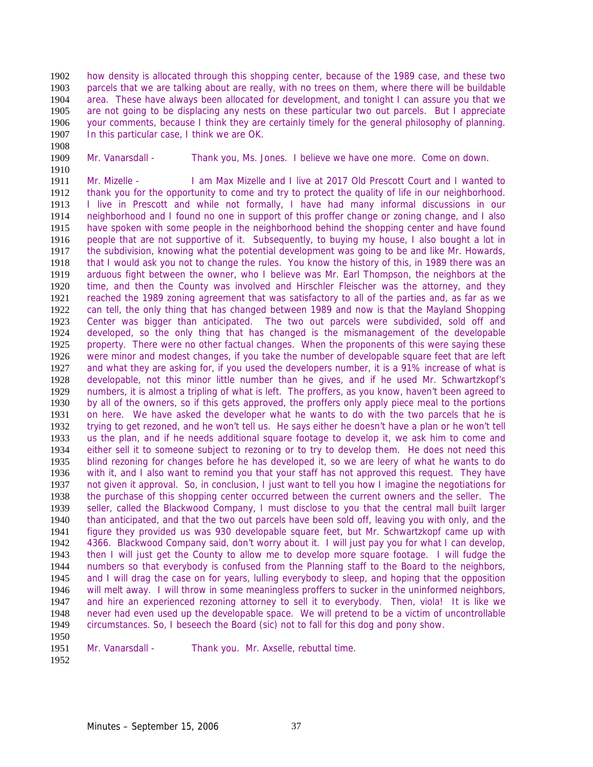how density is allocated through this shopping center, because of the 1989 case, and these two parcels that we are talking about are really, with no trees on them, where there will be buildable area. These have always been allocated for development, and tonight I can assure you that we are not going to be displacing any nests on these particular two out parcels. But I appreciate your comments, because I think they are certainly timely for the general philosophy of planning. In this particular case, I think we are OK.

Mr. Vanarsdall - Thank you, Ms. Jones. I believe we have one more. Come on down.

Mr. Mizelle - I am Max Mizelle and I live at 2017 Old Prescott Court and I wanted to thank you for the opportunity to come and try to protect the quality of life in our neighborhood. I live in Prescott and while not formally, I have had many informal discussions in our neighborhood and I found no one in support of this proffer change or zoning change, and I also have spoken with some people in the neighborhood behind the shopping center and have found people that are not supportive of it. Subsequently, to buying my house, I also bought a lot in the subdivision, knowing what the potential development was going to be and like Mr. Howards, that I would ask you not to change the rules. You know the history of this, in 1989 there was an arduous fight between the owner, who I believe was Mr. Earl Thompson, the neighbors at the time, and then the County was involved and Hirschler Fleischer was the attorney, and they reached the 1989 zoning agreement that was satisfactory to all of the parties and, as far as we can tell, the only thing that has changed between 1989 and now is that the Mayland Shopping Center was bigger than anticipated. The two out parcels were subdivided, sold off and developed, so the only thing that has changed is the mismanagement of the developable property. There were no other factual changes. When the proponents of this were saying these were minor and modest changes, if you take the number of developable square feet that are left and what they are asking for, if you used the developers number, it is a 91% increase of what is developable, not this minor little number than he gives, and if he used Mr. Schwartzkopf's numbers, it is almost a tripling of what is left. The proffers, as you know, haven't been agreed to by all of the owners, so if this gets approved, the proffers only apply piece meal to the portions on here. We have asked the developer what he wants to do with the two parcels that he is trying to get rezoned, and he won't tell us. He says either he doesn't have a plan or he won't tell us the plan, and if he needs additional square footage to develop it, we ask him to come and either sell it to someone subject to rezoning or to try to develop them. He does not need this blind rezoning for changes before he has developed it, so we are leery of what he wants to do with it, and I also want to remind you that your staff has not approved this request. They have not given it approval. So, in conclusion, I just want to tell you how I imagine the negotiations for the purchase of this shopping center occurred between the current owners and the seller. The seller, called the Blackwood Company, I must disclose to you that the central mall built larger than anticipated, and that the two out parcels have been sold off, leaving you with only, and the figure they provided us was 930 developable square feet, but Mr. Schwartzkopf came up with 4366. Blackwood Company said, don't worry about it. I will just pay you for what I can develop, then I will just get the County to allow me to develop more square footage. I will fudge the numbers so that everybody is confused from the Planning staff to the Board to the neighbors, and I will drag the case on for years, lulling everybody to sleep, and hoping that the opposition will melt away. I will throw in some meaningless proffers to sucker in the uninformed neighbors, and hire an experienced rezoning attorney to sell it to everybody. Then, viola! It is like we never had even used up the developable space. We will pretend to be a victim of uncontrollable circumstances. So, I beseech the Board (sic) not to fall for this dog and pony show.

Mr. Vanarsdall - Thank you. Mr. Axselle, rebuttal time.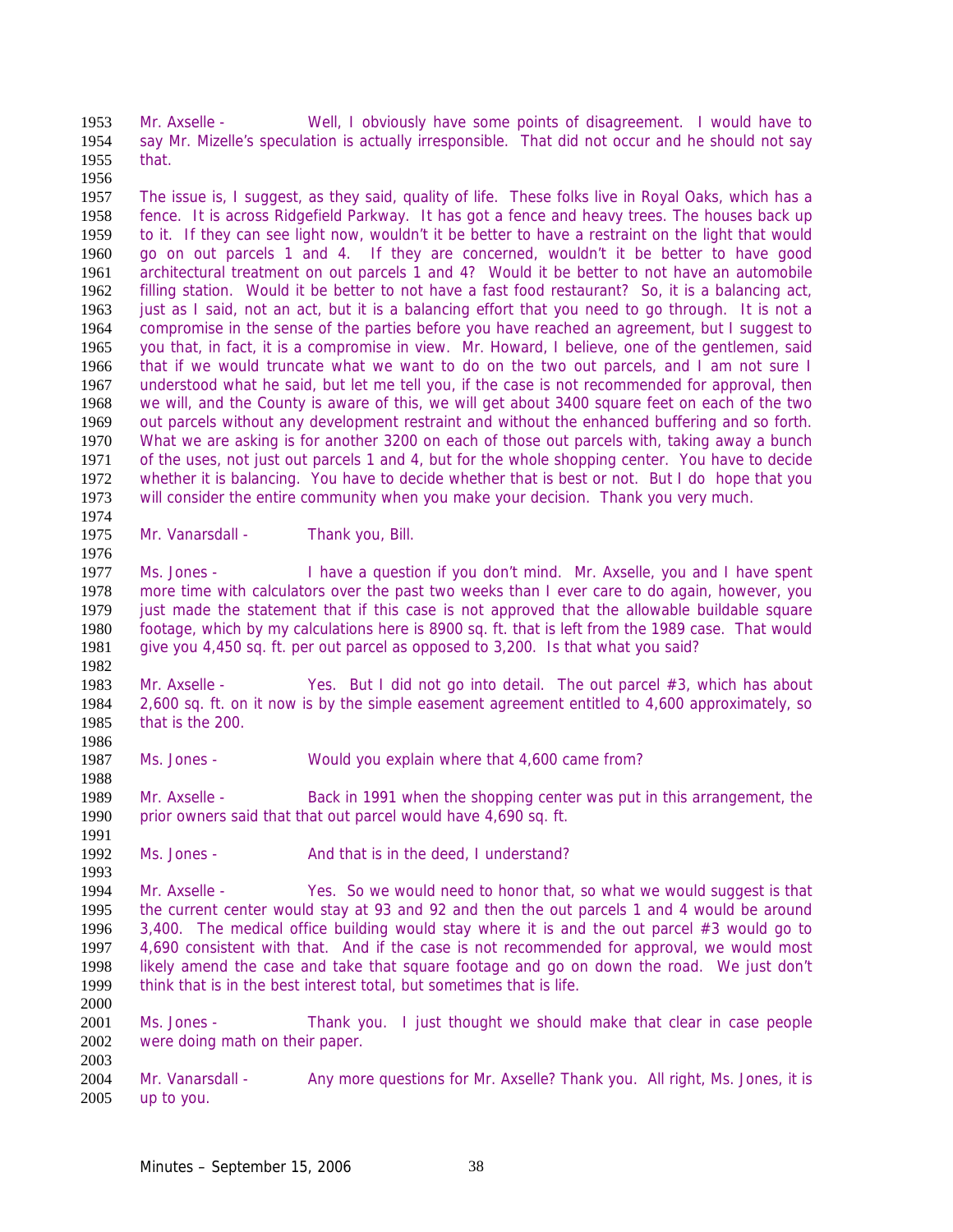Mr. Axselle - Well, I obviously have some points of disagreement. I would have to say Mr. Mizelle's speculation is actually irresponsible. That did not occur and he should not say that.

The issue is, I suggest, as they said, quality of life. These folks live in Royal Oaks, which has a fence. It is across Ridgefield Parkway. It has got a fence and heavy trees. The houses back up to it. If they can see light now, wouldn't it be better to have a restraint on the light that would go on out parcels 1 and 4. If they are concerned, wouldn't it be better to have good architectural treatment on out parcels 1 and 4? Would it be better to not have an automobile filling station. Would it be better to not have a fast food restaurant? So, it is a balancing act, just as I said, not an act, but it is a balancing effort that you need to go through. It is not a compromise in the sense of the parties before you have reached an agreement, but I suggest to you that, in fact, it is a compromise in view. Mr. Howard, I believe, one of the gentlemen, said that if we would truncate what we want to do on the two out parcels, and I am not sure I understood what he said, but let me tell you, if the case is not recommended for approval, then we will, and the County is aware of this, we will get about 3400 square feet on each of the two out parcels without any development restraint and without the enhanced buffering and so forth. What we are asking is for another 3200 on each of those out parcels with, taking away a bunch of the uses, not just out parcels 1 and 4, but for the whole shopping center. You have to decide whether it is balancing. You have to decide whether that is best or not. But I do hope that you will consider the entire community when you make your decision. Thank you very much.

Mr. Vanarsdall - Thank you, Bill.

Ms. Jones - I have a question if you don't mind. Mr. Axselle, you and I have spent more time with calculators over the past two weeks than I ever care to do again, however, you just made the statement that if this case is not approved that the allowable buildable square footage, which by my calculations here is 8900 sq. ft. that is left from the 1989 case. That would give you 4,450 sq. ft. per out parcel as opposed to 3,200. Is that what you said?

Mr. Axselle - Yes. But I did not go into detail. The out parcel #3, which has about 2,600 sq. ft. on it now is by the simple easement agreement entitled to 4,600 approximately, so that is the 200.

Ms. Jones - Would you explain where that 4,600 came from?

Mr. Axselle - Back in 1991 when the shopping center was put in this arrangement, the prior owners said that that out parcel would have 4,690 sq. ft.

Ms. Jones - And that is in the deed, I understand?

Mr. Axselle - Yes. So we would need to honor that, so what we would suggest is that the current center would stay at 93 and 92 and then the out parcels 1 and 4 would be around 3,400. The medical office building would stay where it is and the out parcel #3 would go to 4,690 consistent with that. And if the case is not recommended for approval, we would most likely amend the case and take that square footage and go on down the road. We just don't think that is in the best interest total, but sometimes that is life.

Ms. Jones - Thank you. I just thought we should make that clear in case people were doing math on their paper.

Mr. Vanarsdall - Any more questions for Mr. Axselle? Thank you. All right, Ms. Jones, it is up to you.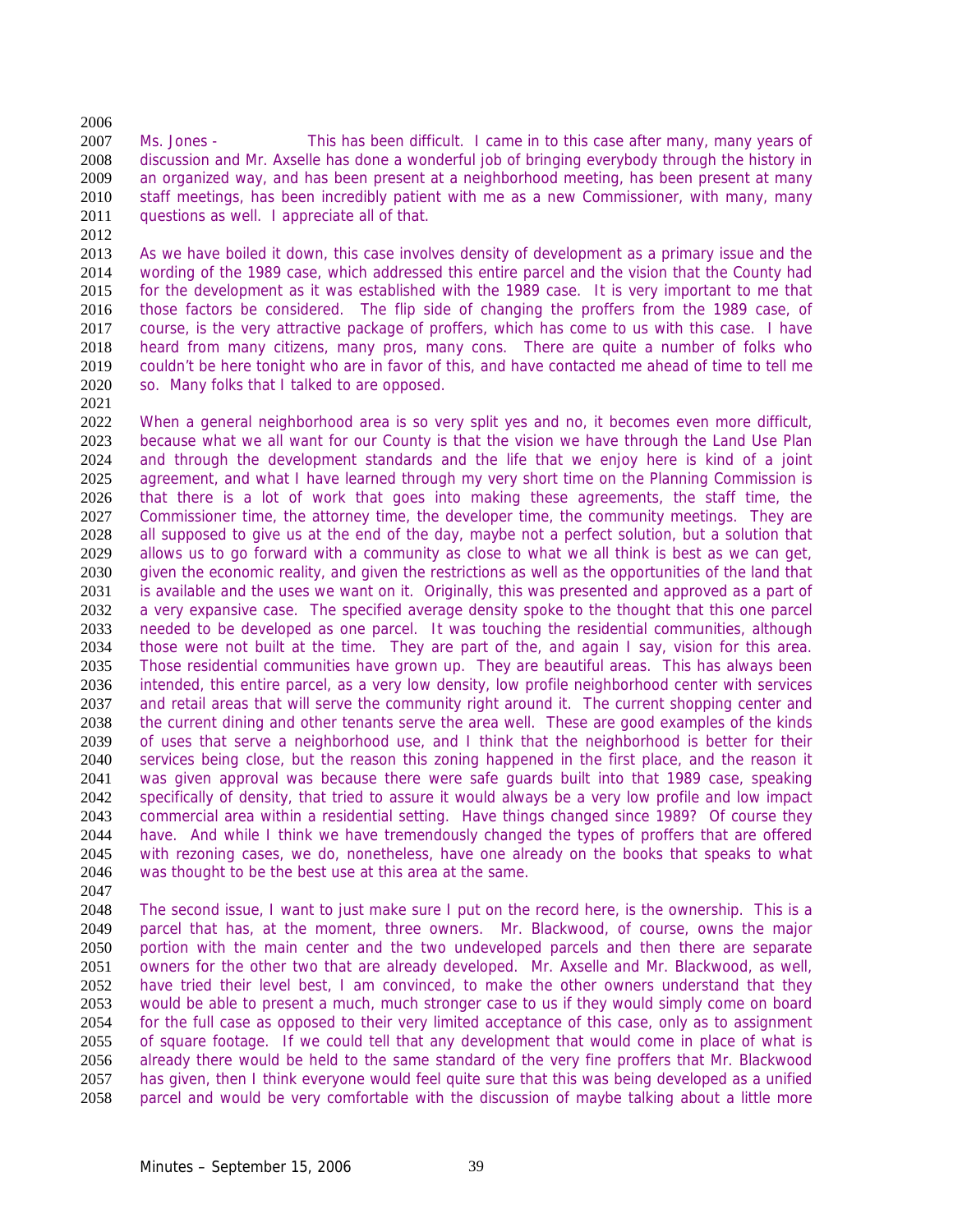Ms. Jones - This has been difficult. I came in to this case after many, many years of discussion and Mr. Axselle has done a wonderful job of bringing everybody through the history in an organized way, and has been present at a neighborhood meeting, has been present at many staff meetings, has been incredibly patient with me as a new Commissioner, with many, many questions as well. I appreciate all of that.

As we have boiled it down, this case involves density of development as a primary issue and the wording of the 1989 case, which addressed this entire parcel and the vision that the County had for the development as it was established with the 1989 case. It is very important to me that those factors be considered. The flip side of changing the proffers from the 1989 case, of course, is the very attractive package of proffers, which has come to us with this case. I have heard from many citizens, many pros, many cons. There are quite a number of folks who couldn't be here tonight who are in favor of this, and have contacted me ahead of time to tell me so. Many folks that I talked to are opposed.

When a general neighborhood area is so very split yes and no, it becomes even more difficult, because what we all want for our County is that the vision we have through the Land Use Plan and through the development standards and the life that we enjoy here is kind of a joint agreement, and what I have learned through my very short time on the Planning Commission is that there is a lot of work that goes into making these agreements, the staff time, the Commissioner time, the attorney time, the developer time, the community meetings. They are all supposed to give us at the end of the day, maybe not a perfect solution, but a solution that allows us to go forward with a community as close to what we all think is best as we can get, given the economic reality, and given the restrictions as well as the opportunities of the land that is available and the uses we want on it. Originally, this was presented and approved as a part of a very expansive case. The specified average density spoke to the thought that this one parcel needed to be developed as one parcel. It was touching the residential communities, although those were not built at the time. They are part of the, and again I say, vision for this area. Those residential communities have grown up. They are beautiful areas. This has always been intended, this entire parcel, as a very low density, low profile neighborhood center with services and retail areas that will serve the community right around it. The current shopping center and the current dining and other tenants serve the area well. These are good examples of the kinds of uses that serve a neighborhood use, and I think that the neighborhood is better for their services being close, but the reason this zoning happened in the first place, and the reason it was given approval was because there were safe guards built into that 1989 case, speaking specifically of density, that tried to assure it would always be a very low profile and low impact commercial area within a residential setting. Have things changed since 1989? Of course they have. And while I think we have tremendously changed the types of proffers that are offered with rezoning cases, we do, nonetheless, have one already on the books that speaks to what was thought to be the best use at this area at the same.

The second issue, I want to just make sure I put on the record here, is the ownership. This is a parcel that has, at the moment, three owners. Mr. Blackwood, of course, owns the major portion with the main center and the two undeveloped parcels and then there are separate owners for the other two that are already developed. Mr. Axselle and Mr. Blackwood, as well, have tried their level best, I am convinced, to make the other owners understand that they would be able to present a much, much stronger case to us if they would simply come on board for the full case as opposed to their very limited acceptance of this case, only as to assignment of square footage. If we could tell that any development that would come in place of what is already there would be held to the same standard of the very fine proffers that Mr. Blackwood has given, then I think everyone would feel quite sure that this was being developed as a unified parcel and would be very comfortable with the discussion of maybe talking about a little more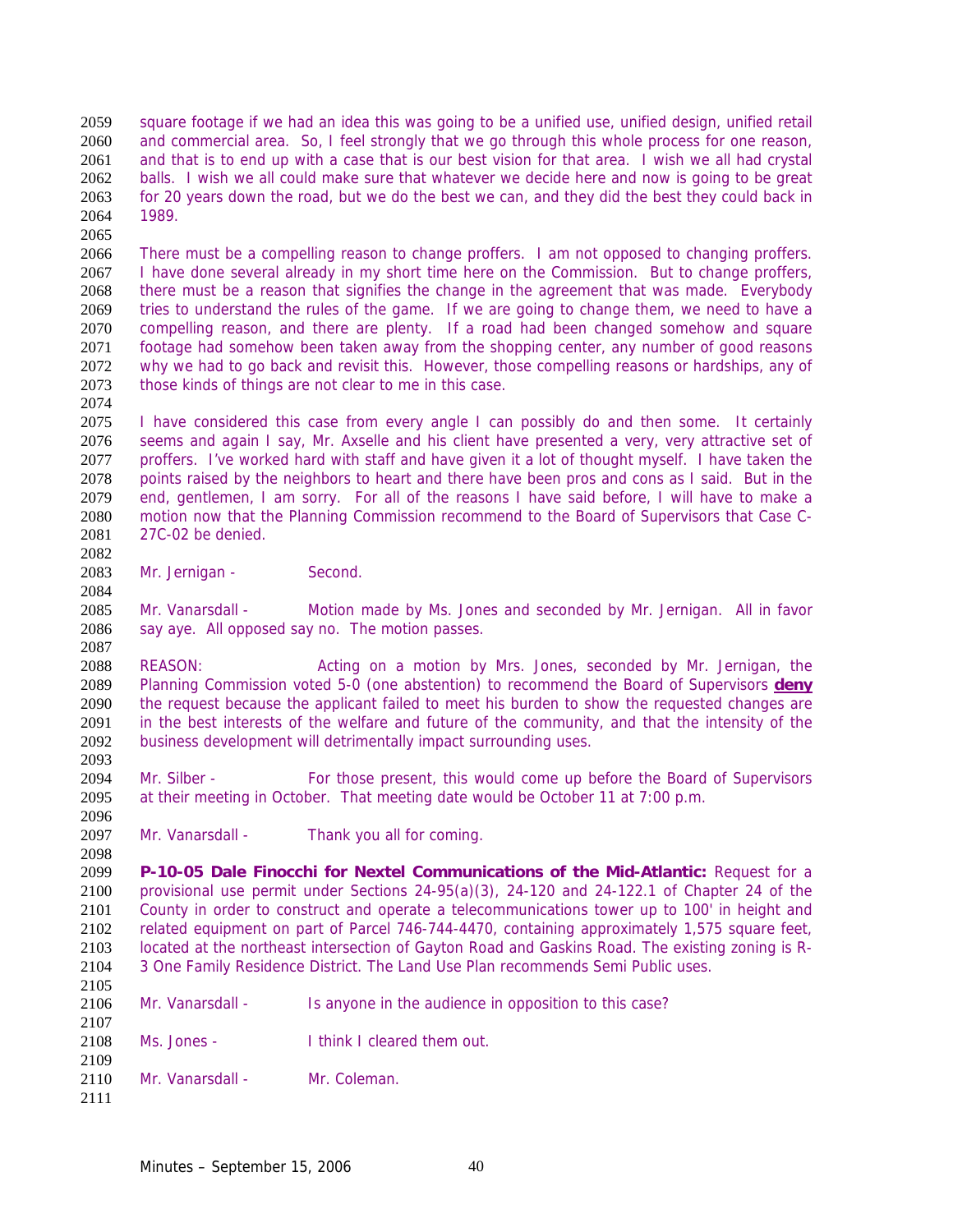square footage if we had an idea this was going to be a unified use, unified design, unified retail and commercial area. So, I feel strongly that we go through this whole process for one reason, and that is to end up with a case that is our best vision for that area. I wish we all had crystal balls. I wish we all could make sure that whatever we decide here and now is going to be great for 20 years down the road, but we do the best we can, and they did the best they could back in 1989.

There must be a compelling reason to change proffers. I am not opposed to changing proffers. I have done several already in my short time here on the Commission. But to change proffers, there must be a reason that signifies the change in the agreement that was made. Everybody tries to understand the rules of the game. If we are going to change them, we need to have a compelling reason, and there are plenty. If a road had been changed somehow and square footage had somehow been taken away from the shopping center, any number of good reasons why we had to go back and revisit this. However, those compelling reasons or hardships, any of those kinds of things are not clear to me in this case.

I have considered this case from every angle I can possibly do and then some. It certainly seems and again I say, Mr. Axselle and his client have presented a very, very attractive set of proffers. I've worked hard with staff and have given it a lot of thought myself. I have taken the points raised by the neighbors to heart and there have been pros and cons as I said. But in the end, gentlemen, I am sorry. For all of the reasons I have said before, I will have to make a motion now that the Planning Commission recommend to the Board of Supervisors that Case C-27C-02 be denied.

Mr. Jernigan - Second.

Mr. Vanarsdall - Motion made by Ms. Jones and seconded by Mr. Jernigan. All in favor say aye. All opposed say no. The motion passes.

REASON: Acting on a motion by Mrs. Jones, seconded by Mr. Jernigan, the Planning Commission voted 5-0 (one abstention) to recommend the Board of Supervisors **deny** the request because the applicant failed to meet his burden to show the requested changes are in the best interests of the welfare and future of the community, and that the intensity of the business development will detrimentally impact surrounding uses.

Mr. Silber - For those present, this would come up before the Board of Supervisors at their meeting in October. That meeting date would be October 11 at 7:00 p.m.

Mr. Vanarsdall - Thank you all for coming.

**P-10-05 Dale Finocchi for Nextel Communications of the Mid-Atlantic:** Request for a provisional use permit under Sections 24-95(a)(3), 24-120 and 24-122.1 of Chapter 24 of the County in order to construct and operate a telecommunications tower up to 100' in height and related equipment on part of Parcel 746-744-4470, containing approximately 1,575 square feet, located at the northeast intersection of Gayton Road and Gaskins Road. The existing zoning is R-3 One Family Residence District. The Land Use Plan recommends Semi Public uses.

Mr. Vanarsdall - Is anyone in the audience in opposition to this case?

Ms. Jones - I think I cleared them out.

Mr. Vanarsdall - Mr. Coleman.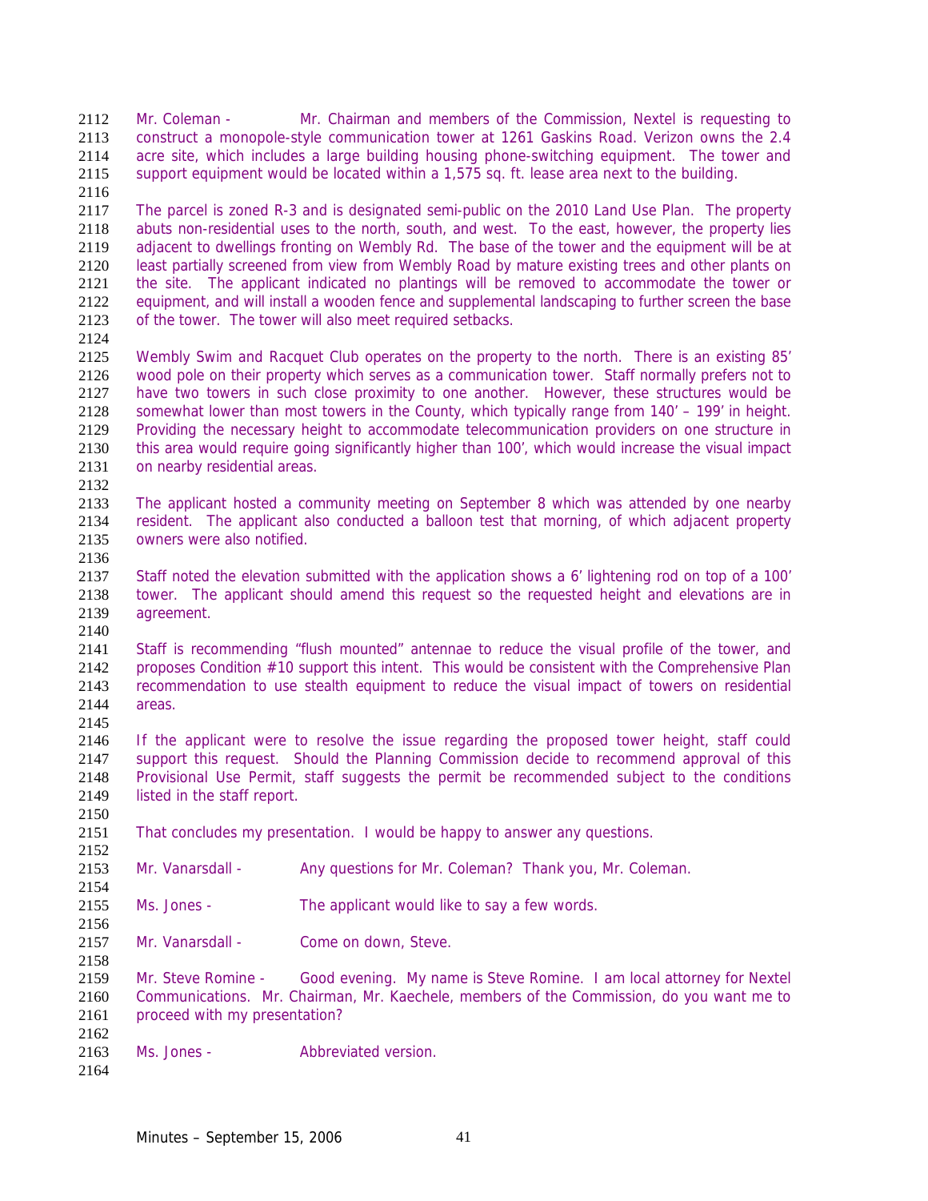Mr. Coleman - Mr. Chairman and members of the Commission, Nextel is requesting to construct a monopole-style communication tower at 1261 Gaskins Road. Verizon owns the 2.4 acre site, which includes a large building housing phone-switching equipment. The tower and support equipment would be located within a 1,575 sq. ft. lease area next to the building.

The parcel is zoned R-3 and is designated semi-public on the 2010 Land Use Plan. The property abuts non-residential uses to the north, south, and west. To the east, however, the property lies adjacent to dwellings fronting on Wembly Rd. The base of the tower and the equipment will be at least partially screened from view from Wembly Road by mature existing trees and other plants on the site. The applicant indicated no plantings will be removed to accommodate the tower or equipment, and will install a wooden fence and supplemental landscaping to further screen the base of the tower. The tower will also meet required setbacks.

Wembly Swim and Racquet Club operates on the property to the north. There is an existing 85' wood pole on their property which serves as a communication tower. Staff normally prefers not to have two towers in such close proximity to one another. However, these structures would be somewhat lower than most towers in the County, which typically range from 140' – 199' in height. Providing the necessary height to accommodate telecommunication providers on one structure in this area would require going significantly higher than 100', which would increase the visual impact on nearby residential areas.

The applicant hosted a community meeting on September 8 which was attended by one nearby resident. The applicant also conducted a balloon test that morning, of which adjacent property owners were also notified.

Staff noted the elevation submitted with the application shows a 6' lightening rod on top of a 100' tower. The applicant should amend this request so the requested height and elevations are in agreement.

Staff is recommending "flush mounted" antennae to reduce the visual profile of the tower, and proposes Condition #10 support this intent. This would be consistent with the Comprehensive Plan recommendation to use stealth equipment to reduce the visual impact of towers on residential areas.

If the applicant were to resolve the issue regarding the proposed tower height, staff could support this request. Should the Planning Commission decide to recommend approval of this Provisional Use Permit, staff suggests the permit be recommended subject to the conditions listed in the staff report.

That concludes my presentation. I would be happy to answer any questions.

Mr. Vanarsdall - Any questions for Mr. Coleman? Thank you, Mr. Coleman.

Ms. Jones - The applicant would like to say a few words.

Mr. Vanarsdall - Come on down, Steve.

Mr. Steve Romine - Good evening. My name is Steve Romine. I am local attorney for Nextel Communications. Mr. Chairman, Mr. Kaechele, members of the Commission, do you want me to proceed with my presentation?

Ms. Jones - Abbreviated version.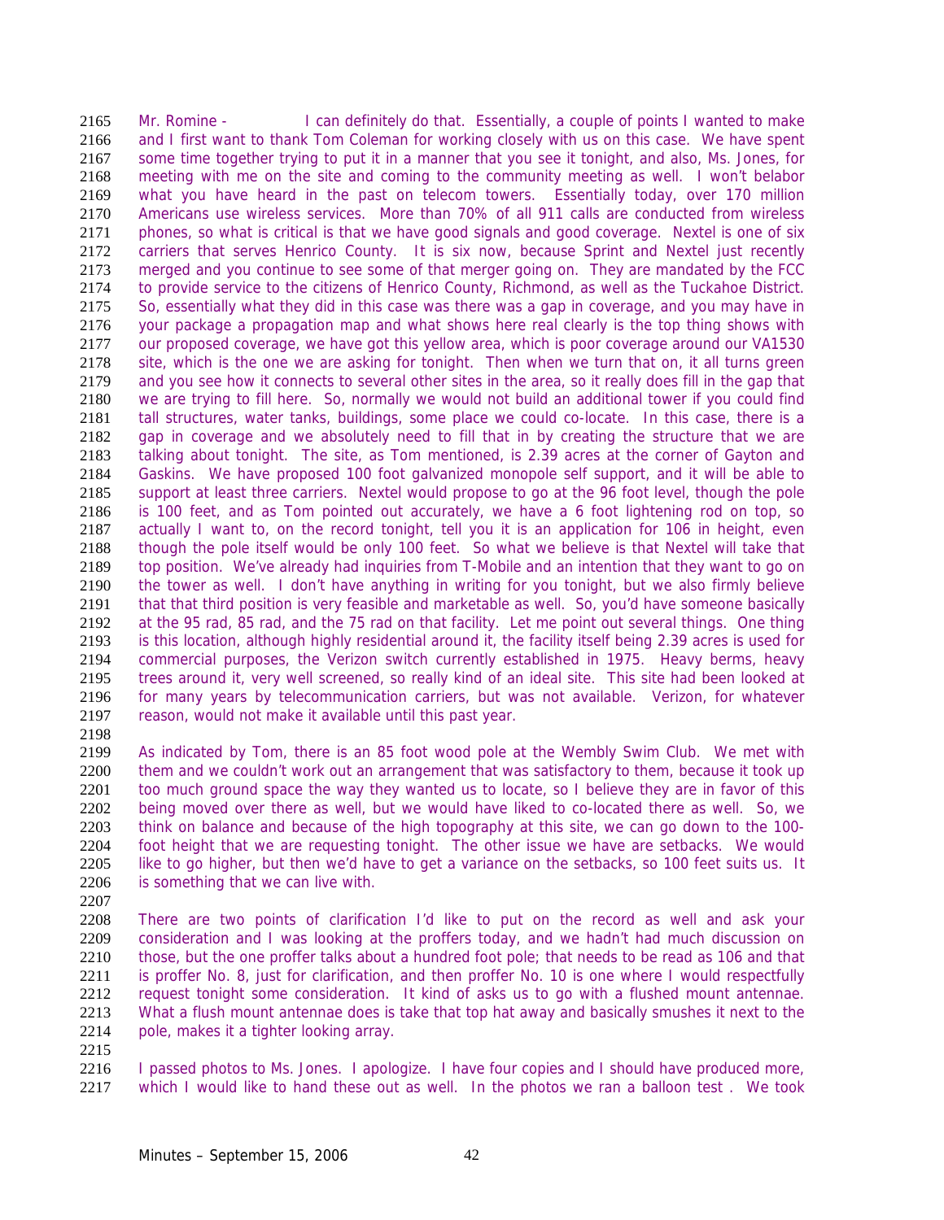Mr. Romine - I can definitely do that. Essentially, a couple of points I wanted to make and I first want to thank Tom Coleman for working closely with us on this case. We have spent some time together trying to put it in a manner that you see it tonight, and also, Ms. Jones, for meeting with me on the site and coming to the community meeting as well. I won't belabor what you have heard in the past on telecom towers. Essentially today, over 170 million Americans use wireless services. More than 70% of all 911 calls are conducted from wireless phones, so what is critical is that we have good signals and good coverage. Nextel is one of six carriers that serves Henrico County. It is six now, because Sprint and Nextel just recently merged and you continue to see some of that merger going on. They are mandated by the FCC to provide service to the citizens of Henrico County, Richmond, as well as the Tuckahoe District. So, essentially what they did in this case was there was a gap in coverage, and you may have in your package a propagation map and what shows here real clearly is the top thing shows with our proposed coverage, we have got this yellow area, which is poor coverage around our VA1530 site, which is the one we are asking for tonight. Then when we turn that on, it all turns green and you see how it connects to several other sites in the area, so it really does fill in the gap that we are trying to fill here. So, normally we would not build an additional tower if you could find tall structures, water tanks, buildings, some place we could co-locate. In this case, there is a gap in coverage and we absolutely need to fill that in by creating the structure that we are talking about tonight. The site, as Tom mentioned, is 2.39 acres at the corner of Gayton and Gaskins. We have proposed 100 foot galvanized monopole self support, and it will be able to support at least three carriers. Nextel would propose to go at the 96 foot level, though the pole is 100 feet, and as Tom pointed out accurately, we have a 6 foot lightening rod on top, so actually I want to, on the record tonight, tell you it is an application for 106 in height, even though the pole itself would be only 100 feet. So what we believe is that Nextel will take that top position. We've already had inquiries from T-Mobile and an intention that they want to go on the tower as well. I don't have anything in writing for you tonight, but we also firmly believe that that third position is very feasible and marketable as well. So, you'd have someone basically at the 95 rad, 85 rad, and the 75 rad on that facility. Let me point out several things. One thing is this location, although highly residential around it, the facility itself being 2.39 acres is used for commercial purposes, the Verizon switch currently established in 1975. Heavy berms, heavy trees around it, very well screened, so really kind of an ideal site. This site had been looked at for many years by telecommunication carriers, but was not available. Verizon, for whatever reason, would not make it available until this past year.

As indicated by Tom, there is an 85 foot wood pole at the Wembly Swim Club. We met with them and we couldn't work out an arrangement that was satisfactory to them, because it took up too much ground space the way they wanted us to locate, so I believe they are in favor of this being moved over there as well, but we would have liked to co-located there as well. So, we think on balance and because of the high topography at this site, we can go down to the 100-foot height that we are requesting tonight. The other issue we have are setbacks. We would like to go higher, but then we'd have to get a variance on the setbacks, so 100 feet suits us. It is something that we can live with.

There are two points of clarification I'd like to put on the record as well and ask your consideration and I was looking at the proffers today, and we hadn't had much discussion on those, but the one proffer talks about a hundred foot pole; that needs to be read as 106 and that is proffer No. 8, just for clarification, and then proffer No. 10 is one where I would respectfully request tonight some consideration. It kind of asks us to go with a flushed mount antennae. What a flush mount antennae does is take that top hat away and basically smushes it next to the pole, makes it a tighter looking array.

I passed photos to Ms. Jones. I apologize. I have four copies and I should have produced more, which I would like to hand these out as well. In the photos we ran a balloon test . We took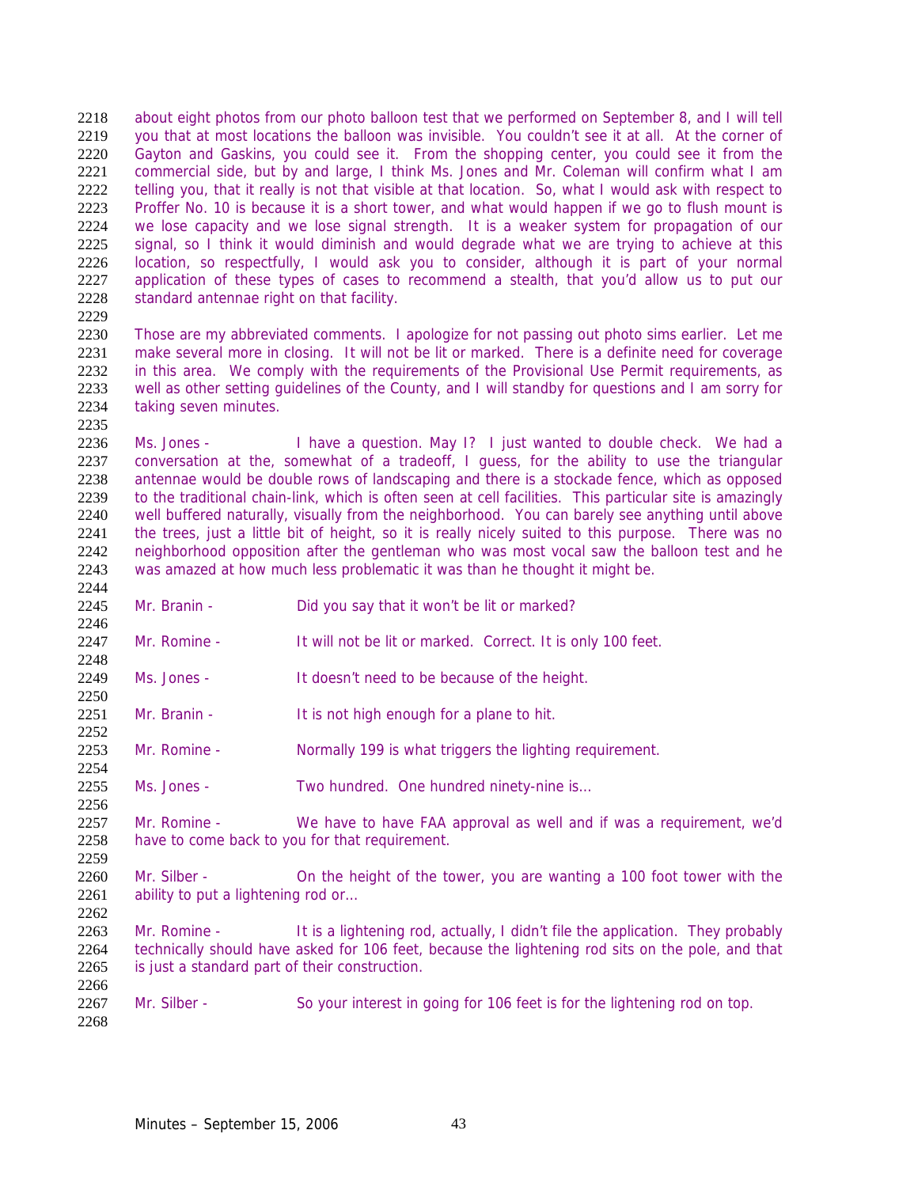about eight photos from our photo balloon test that we performed on September 8, and I will tell you that at most locations the balloon was invisible. You couldn't see it at all. At the corner of Gayton and Gaskins, you could see it. From the shopping center, you could see it from the commercial side, but by and large, I think Ms. Jones and Mr. Coleman will confirm what I am telling you, that it really is not that visible at that location. So, what I would ask with respect to Proffer No. 10 is because it is a short tower, and what would happen if we go to flush mount is we lose capacity and we lose signal strength. It is a weaker system for propagation of our signal, so I think it would diminish and would degrade what we are trying to achieve at this location, so respectfully, I would ask you to consider, although it is part of your normal application of these types of cases to recommend a stealth, that you'd allow us to put our standard antennae right on that facility.

Those are my abbreviated comments. I apologize for not passing out photo sims earlier. Let me make several more in closing. It will not be lit or marked. There is a definite need for coverage in this area. We comply with the requirements of the Provisional Use Permit requirements, as well as other setting guidelines of the County, and I will standby for questions and I am sorry for taking seven minutes.

Ms. Jones - I have a question. May I? I just wanted to double check. We had a conversation at the, somewhat of a tradeoff, I guess, for the ability to use the triangular antennae would be double rows of landscaping and there is a stockade fence, which as opposed to the traditional chain-link, which is often seen at cell facilities. This particular site is amazingly well buffered naturally, visually from the neighborhood. You can barely see anything until above the trees, just a little bit of height, so it is really nicely suited to this purpose. There was no neighborhood opposition after the gentleman who was most vocal saw the balloon test and he was amazed at how much less problematic it was than he thought it might be.

Mr. Branin - Did you say that it won't be lit or marked?

Mr. Romine - It will not be lit or marked. Correct. It is only 100 feet.

Ms. Jones - It doesn't need to be because of the height.

Mr. Branin - It is not high enough for a plane to hit.

Mr. Romine - Normally 199 is what triggers the lighting requirement.

Ms. Jones - Two hundred. One hundred ninety-nine is…

Mr. Romine - We have to have FAA approval as well and if was a requirement, we'd have to come back to you for that requirement.

Mr. Silber - On the height of the tower, you are wanting a 100 foot tower with the ability to put a lightening rod or…

Mr. Romine - It is a lightening rod, actually, I didn't file the application. They probably technically should have asked for 106 feet, because the lightening rod sits on the pole, and that is just a standard part of their construction.

Mr. Silber - So your interest in going for 106 feet is for the lightening rod on top.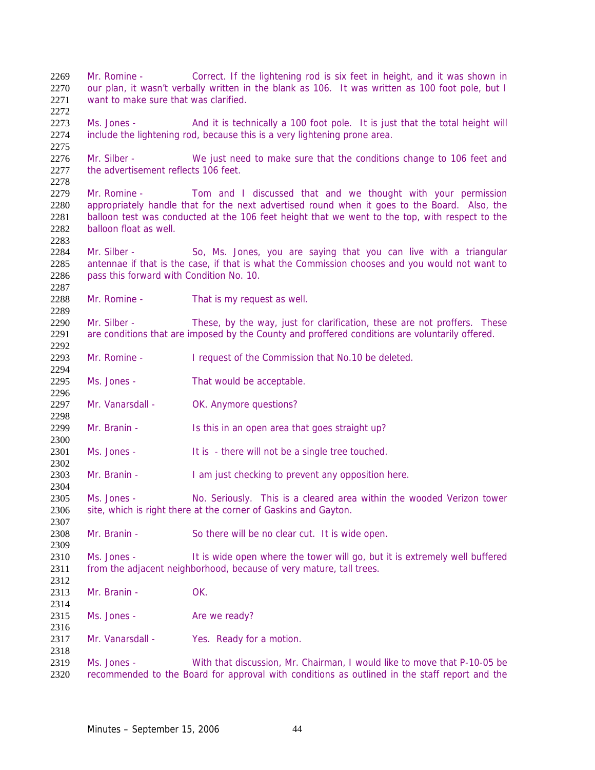2269 Mr. Romine - Correct. If the lightening rod is six feet in height, and it was shown in
2270 our plan, it wasn't verbally written in the blank as 106. It was written as 100 foot pole, but I
2271 want to make sure that was clarified.
2272
2273 Ms. Jones - And it is technically a 100 foot pole. It is just that the total height will
2274 include the lightening rod, because this is a very lightening prone area.
2275
2276 Mr. Silber - We just need to make sure that the conditions change to 106 feet and
2277 the advertisement reflects 106 feet.
2278
2279 Mr. Romine - Tom and I discussed that and we thought with your permission
2280 appropriately handle that for the next advertised round when it goes to the Board. Also, the
2281 balloon test was conducted at the 106 feet height that we went to the top, with respect to the
2282 balloon float as well.
2283
2284 Mr. Silber - So, Ms. Jones, you are saying that you can live with a triangular
2285 antennae if that is the case, if that is what the Commission chooses and you would not want to
2286 pass this forward with Condition No. 10.
2287
2288 Mr. Romine - That is my request as well.
2289
2290 Mr. Silber - These, by the way, just for clarification, these are not proffers. These
2291 are conditions that are imposed by the County and proffered conditions are voluntarily offered.
2292
2293 Mr. Romine - I request of the Commission that No.10 be deleted.
2294
2295 Ms. Jones - That would be acceptable.
2296
2297 Mr. Vanarsdall - OK. Anymore questions?
2298
2299 Mr. Branin - Is this in an open area that goes straight up?
2300
2301 Ms. Jones - It is - there will not be a single tree touched.
2302
2303 Mr. Branin - I am just checking to prevent any opposition here.
2304
2305 Ms. Jones - No. Seriously. This is a cleared area within the wooded Verizon tower
2306 site, which is right there at the corner of Gaskins and Gayton.
2307
2308 Mr. Branin - So there will be no clear cut. It is wide open.
2309
2310 Ms. Jones - It is wide open where the tower will go, but it is extremely well buffered
2311 from the adjacent neighborhood, because of very mature, tall trees.
2312
2313 Mr. Branin - OK.
2314
2315 Ms. Jones - Are we ready?
2316
2317 Mr. Vanarsdall - Yes. Ready for a motion.
2318
2319 Ms. Jones - With that discussion, Mr. Chairman, I would like to move that P-10-05 be
2320 recommended to the Board for approval with conditions as outlined in the staff report and the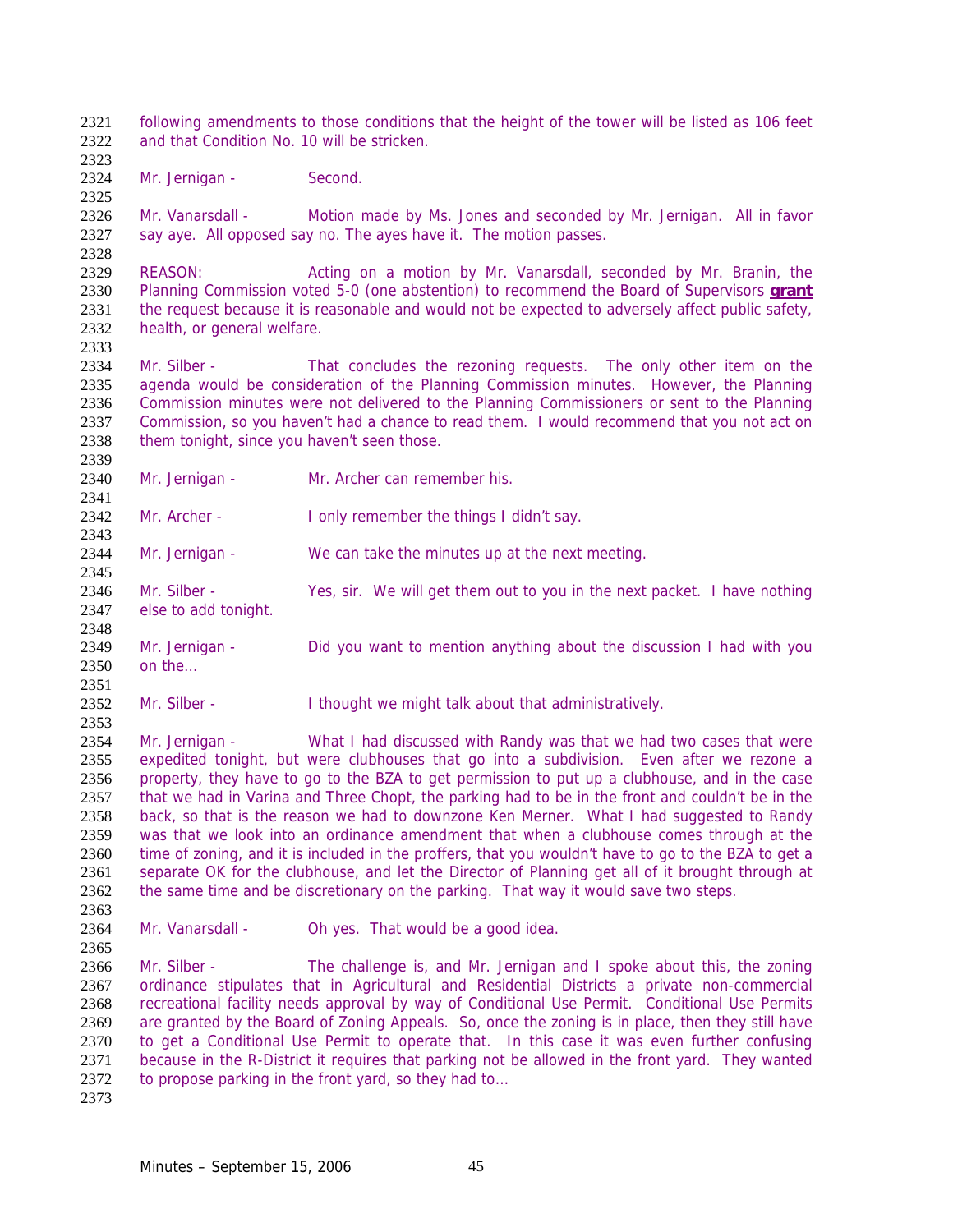following amendments to those conditions that the height of the tower will be listed as 106 feet and that Condition No. 10 will be stricken.

Mr. Jernigan - Second.

Mr. Vanarsdall - Motion made by Ms. Jones and seconded by Mr. Jernigan. All in favor say aye. All opposed say no. The ayes have it. The motion passes.

REASON: Acting on a motion by Mr. Vanarsdall, seconded by Mr. Branin, the Planning Commission voted 5-0 (one abstention) to recommend the Board of Supervisors **grant** the request because it is reasonable and would not be expected to adversely affect public safety, health, or general welfare.

Mr. Silber - That concludes the rezoning requests. The only other item on the agenda would be consideration of the Planning Commission minutes. However, the Planning Commission minutes were not delivered to the Planning Commissioners or sent to the Planning Commission, so you haven't had a chance to read them. I would recommend that you not act on them tonight, since you haven't seen those.

Mr. Jernigan - Mr. Archer can remember his.

Mr. Archer - I only remember the things I didn't say.

Mr. Jernigan - We can take the minutes up at the next meeting.

Mr. Silber - Yes, sir. We will get them out to you in the next packet. I have nothing else to add tonight.

Mr. Jernigan - Did you want to mention anything about the discussion I had with you on the…

Mr. Silber - I thought we might talk about that administratively.

Mr. Jernigan - What I had discussed with Randy was that we had two cases that were expedited tonight, but were clubhouses that go into a subdivision. Even after we rezone a property, they have to go to the BZA to get permission to put up a clubhouse, and in the case that we had in Varina and Three Chopt, the parking had to be in the front and couldn't be in the back, so that is the reason we had to downzone Ken Merner. What I had suggested to Randy was that we look into an ordinance amendment that when a clubhouse comes through at the time of zoning, and it is included in the proffers, that you wouldn't have to go to the BZA to get a separate OK for the clubhouse, and let the Director of Planning get all of it brought through at the same time and be discretionary on the parking. That way it would save two steps.

Mr. Vanarsdall - Oh yes. That would be a good idea.

Mr. Silber - The challenge is, and Mr. Jernigan and I spoke about this, the zoning ordinance stipulates that in Agricultural and Residential Districts a private non-commercial recreational facility needs approval by way of Conditional Use Permit. Conditional Use Permits are granted by the Board of Zoning Appeals. So, once the zoning is in place, then they still have to get a Conditional Use Permit to operate that. In this case it was even further confusing because in the R-District it requires that parking not be allowed in the front yard. They wanted to propose parking in the front yard, so they had to…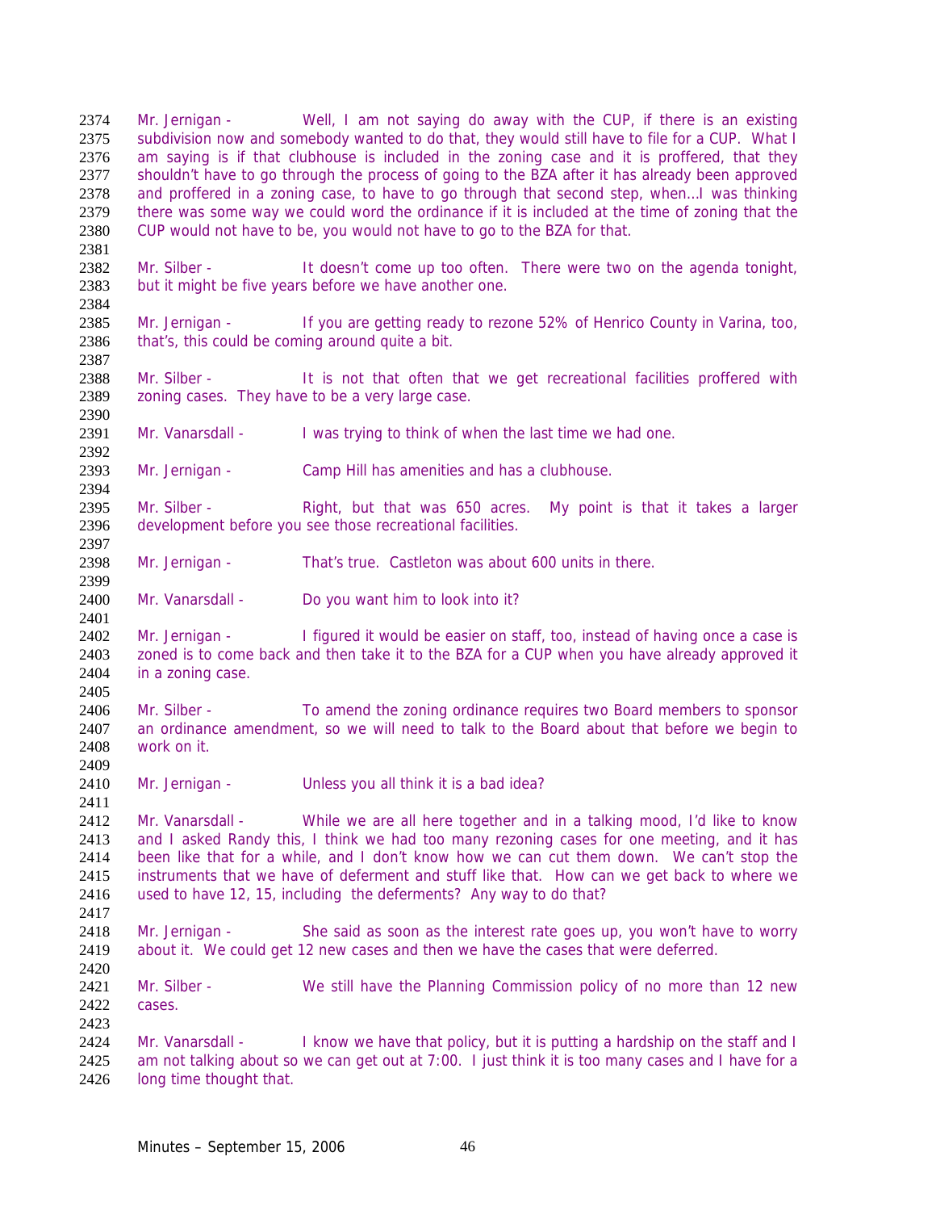Mr. Jernigan - Well, I am not saying do away with the CUP, if there is an existing subdivision now and somebody wanted to do that, they would still have to file for a CUP. What I am saying is if that clubhouse is included in the zoning case and it is proffered, that they shouldn't have to go through the process of going to the BZA after it has already been approved and proffered in a zoning case, to have to go through that second step, when…I was thinking there was some way we could word the ordinance if it is included at the time of zoning that the CUP would not have to be, you would not have to go to the BZA for that.

Mr. Silber - It doesn't come up too often. There were two on the agenda tonight, but it might be five years before we have another one.

Mr. Jernigan - If you are getting ready to rezone 52% of Henrico County in Varina, too, that's, this could be coming around quite a bit.

Mr. Silber - It is not that often that we get recreational facilities proffered with zoning cases. They have to be a very large case.

Mr. Vanarsdall - I was trying to think of when the last time we had one.

Mr. Jernigan - Camp Hill has amenities and has a clubhouse.

Mr. Silber - Right, but that was 650 acres. My point is that it takes a larger development before you see those recreational facilities.

Mr. Jernigan - That's true. Castleton was about 600 units in there.

Mr. Vanarsdall - Do you want him to look into it?

Mr. Jernigan - I figured it would be easier on staff, too, instead of having once a case is zoned is to come back and then take it to the BZA for a CUP when you have already approved it in a zoning case.

Mr. Silber - To amend the zoning ordinance requires two Board members to sponsor an ordinance amendment, so we will need to talk to the Board about that before we begin to work on it.

Mr. Jernigan - Unless you all think it is a bad idea?

Mr. Vanarsdall - While we are all here together and in a talking mood, I'd like to know and I asked Randy this, I think we had too many rezoning cases for one meeting, and it has been like that for a while, and I don't know how we can cut them down. We can't stop the instruments that we have of deferment and stuff like that. How can we get back to where we used to have 12, 15, including the deferments? Any way to do that?

Mr. Jernigan - She said as soon as the interest rate goes up, you won't have to worry about it. We could get 12 new cases and then we have the cases that were deferred.

Mr. Silber - We still have the Planning Commission policy of no more than 12 new cases.

Mr. Vanarsdall - I know we have that policy, but it is putting a hardship on the staff and I am not talking about so we can get out at 7:00. I just think it is too many cases and I have for a long time thought that.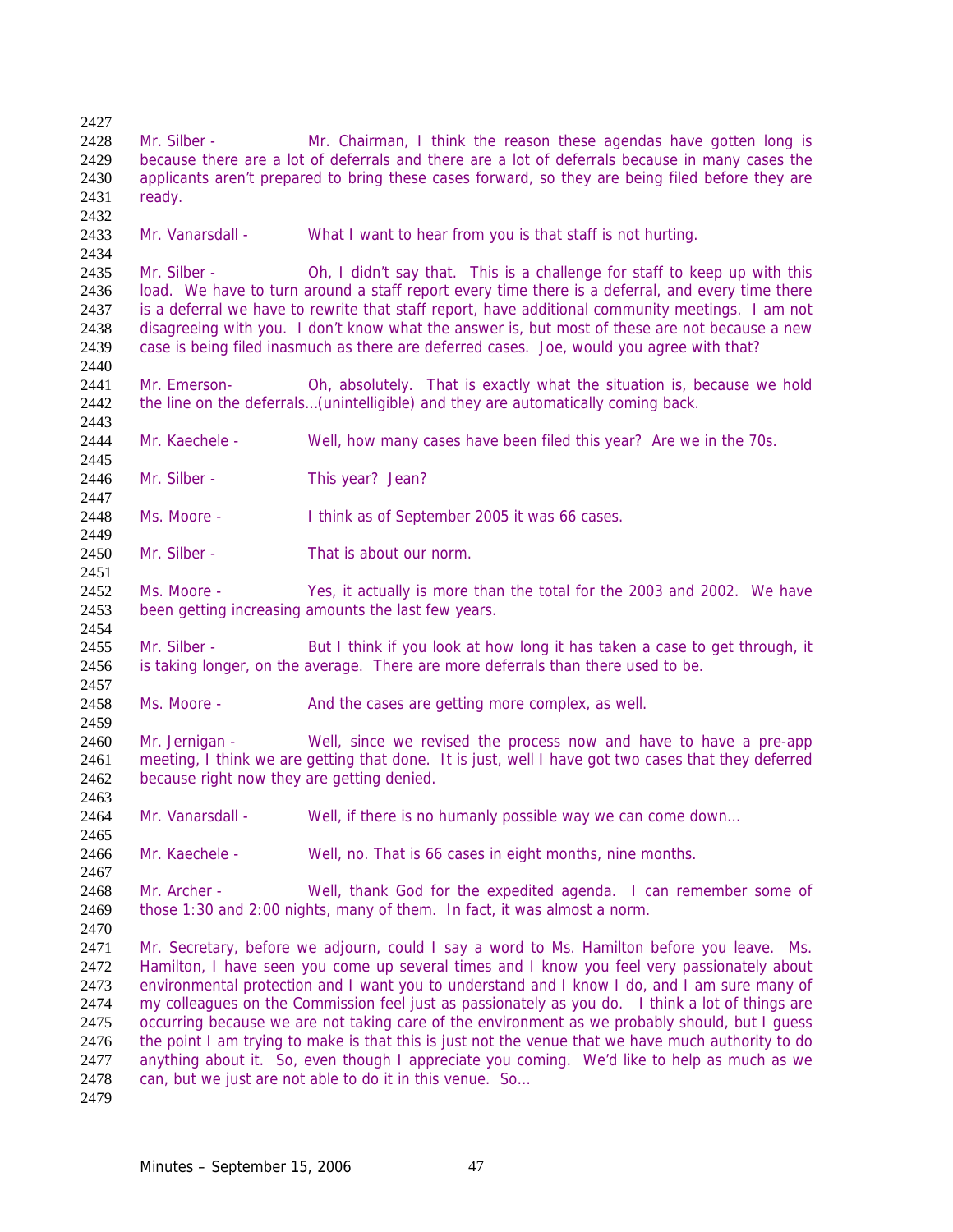Mr. Silber - Mr. Chairman, I think the reason these agendas have gotten long is because there are a lot of deferrals and there are a lot of deferrals because in many cases the applicants aren't prepared to bring these cases forward, so they are being filed before they are ready.

Mr. Vanarsdall - What I want to hear from you is that staff is not hurting.

Mr. Silber - Oh, I didn't say that. This is a challenge for staff to keep up with this load. We have to turn around a staff report every time there is a deferral, and every time there is a deferral we have to rewrite that staff report, have additional community meetings. I am not disagreeing with you. I don't know what the answer is, but most of these are not because a new case is being filed inasmuch as there are deferred cases. Joe, would you agree with that?

Mr. Emerson- Oh, absolutely. That is exactly what the situation is, because we hold the line on the deferrals…(unintelligible) and they are automatically coming back.

Mr. Kaechele - Well, how many cases have been filed this year? Are we in the 70s.

Mr. Silber - This year? Jean?

Ms. Moore - I think as of September 2005 it was 66 cases.

Mr. Silber - That is about our norm.

Ms. Moore - Yes, it actually is more than the total for the 2003 and 2002. We have been getting increasing amounts the last few years.

Mr. Silber - But I think if you look at how long it has taken a case to get through, it is taking longer, on the average. There are more deferrals than there used to be.

Ms. Moore - And the cases are getting more complex, as well.

Mr. Jernigan - Well, since we revised the process now and have to have a pre-app meeting, I think we are getting that done. It is just, well I have got two cases that they deferred because right now they are getting denied.

Mr. Vanarsdall - Well, if there is no humanly possible way we can come down…

Mr. Kaechele - Well, no. That is 66 cases in eight months, nine months.

Mr. Archer - Well, thank God for the expedited agenda. I can remember some of those 1:30 and 2:00 nights, many of them. In fact, it was almost a norm.

Mr. Secretary, before we adjourn, could I say a word to Ms. Hamilton before you leave. Ms. Hamilton, I have seen you come up several times and I know you feel very passionately about environmental protection and I want you to understand and I know I do, and I am sure many of my colleagues on the Commission feel just as passionately as you do. I think a lot of things are occurring because we are not taking care of the environment as we probably should, but I guess the point I am trying to make is that this is just not the venue that we have much authority to do anything about it. So, even though I appreciate you coming. We'd like to help as much as we can, but we just are not able to do it in this venue. So…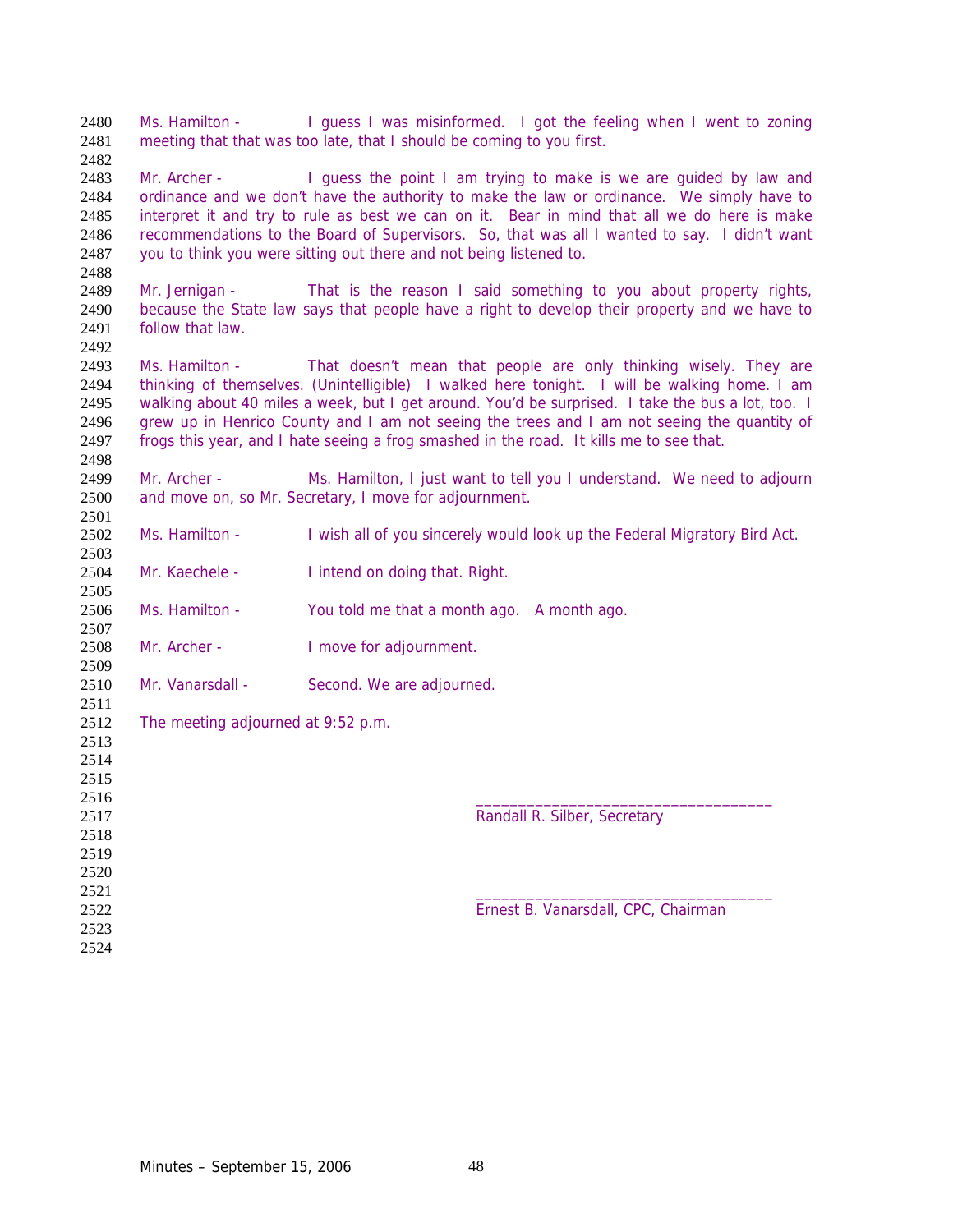Ms. Hamilton - I guess I was misinformed. I got the feeling when I went to zoning meeting that that was too late, that I should be coming to you first.

Mr. Archer - I guess the point I am trying to make is we are guided by law and ordinance and we don't have the authority to make the law or ordinance. We simply have to interpret it and try to rule as best we can on it. Bear in mind that all we do here is make recommendations to the Board of Supervisors. So, that was all I wanted to say. I didn't want you to think you were sitting out there and not being listened to.

Mr. Jernigan - That is the reason I said something to you about property rights, because the State law says that people have a right to develop their property and we have to follow that law.

Ms. Hamilton - That doesn't mean that people are only thinking wisely. They are thinking of themselves. (Unintelligible) I walked here tonight. I will be walking home. I am walking about 40 miles a week, but I get around. You'd be surprised. I take the bus a lot, too. I grew up in Henrico County and I am not seeing the trees and I am not seeing the quantity of frogs this year, and I hate seeing a frog smashed in the road. It kills me to see that.

Mr. Archer - Ms. Hamilton, I just want to tell you I understand. We need to adjourn and move on, so Mr. Secretary, I move for adjournment.

Ms. Hamilton - I wish all of you sincerely would look up the Federal Migratory Bird Act.

Mr. Kaechele - I intend on doing that. Right.

Ms. Hamilton - You told me that a month ago. A month ago.

Mr. Archer - I move for adjournment.

Mr. Vanarsdall - Second. We are adjourned.

The meeting adjourned at 9:52 p.m.

\_\_\_\_\_\_\_\_\_\_\_\_\_\_\_\_\_\_\_\_\_\_\_\_\_\_\_\_\_\_\_\_\_\_\_
Randall R. Silber, Secretary

\_\_\_\_\_\_\_\_\_\_\_\_\_\_\_\_\_\_\_\_\_\_\_\_\_\_\_\_\_\_\_\_\_\_\_
Ernest B. Vanarsdall, CPC, Chairman